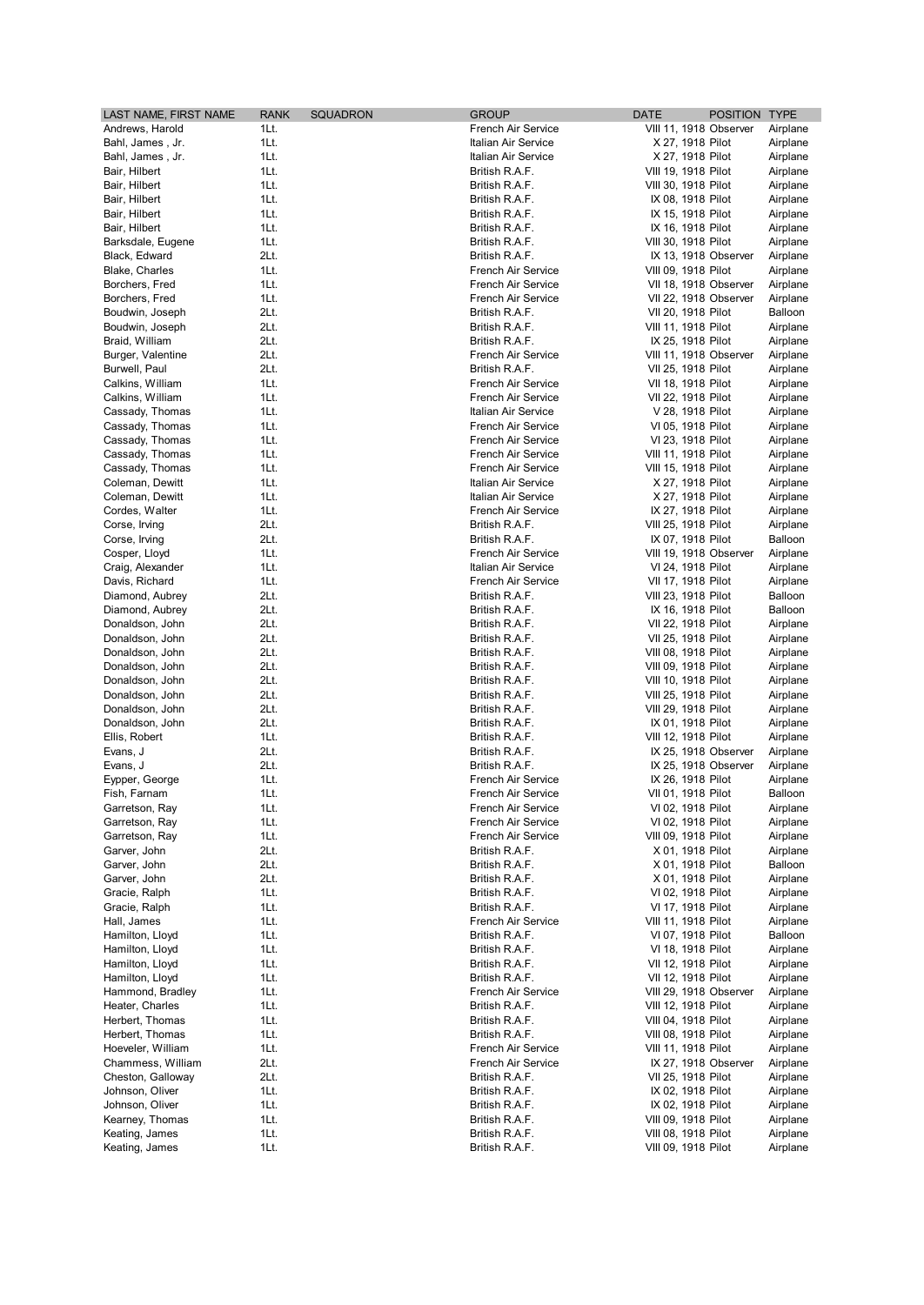| LAST NAME, FIRST NAME | RANK | SQUADRON | GROUP | DATE | POSITION | TYPE |
|---|---|---|---|---|---|---|
| Andrews, Harold | 1Lt. | | French Air Service | VIII 11, 1918 | Observer | Airplane |
| Bahl, James , Jr. | 1Lt. | | Italian Air Service | X 27, 1918 | Pilot | Airplane |
| Bahl, James , Jr. | 1Lt. | | Italian Air Service | X 27, 1918 | Pilot | Airplane |
| Bair, Hilbert | 1Lt. | | British R.A.F. | VIII 19, 1918 | Pilot | Airplane |
| Bair, Hilbert | 1Lt. | | British R.A.F. | VIII 30, 1918 | Pilot | Airplane |
| Bair, Hilbert | 1Lt. | | British R.A.F. | IX 08, 1918 | Pilot | Airplane |
| Bair, Hilbert | 1Lt. | | British R.A.F. | IX 15, 1918 | Pilot | Airplane |
| Bair, Hilbert | 1Lt. | | British R.A.F. | IX 16, 1918 | Pilot | Airplane |
| Barksdale, Eugene | 1Lt. | | British R.A.F. | VIII 30, 1918 | Pilot | Airplane |
| Black, Edward | 2Lt. | | British R.A.F. | IX 13, 1918 | Observer | Airplane |
| Blake, Charles | 1Lt. | | French Air Service | VIII 09, 1918 | Pilot | Airplane |
| Borchers, Fred | 1Lt. | | French Air Service | VII 18, 1918 | Observer | Airplane |
| Borchers, Fred | 1Lt. | | French Air Service | VII 22, 1918 | Observer | Airplane |
| Boudwin, Joseph | 2Lt. | | British R.A.F. | VII 20, 1918 | Pilot | Balloon |
| Boudwin, Joseph | 2Lt. | | British R.A.F. | VIII 11, 1918 | Pilot | Airplane |
| Braid, William | 2Lt. | | British R.A.F. | IX 25, 1918 | Pilot | Airplane |
| Burger, Valentine | 2Lt. | | French Air Service | VIII 11, 1918 | Observer | Airplane |
| Burwell, Paul | 2Lt. | | British R.A.F. | VII 25, 1918 | Pilot | Airplane |
| Calkins, William | 1Lt. | | French Air Service | VII 18, 1918 | Pilot | Airplane |
| Calkins, William | 1Lt. | | French Air Service | VII 22, 1918 | Pilot | Airplane |
| Cassady, Thomas | 1Lt. | | Italian Air Service | V 28, 1918 | Pilot | Airplane |
| Cassady, Thomas | 1Lt. | | French Air Service | VI 05, 1918 | Pilot | Airplane |
| Cassady, Thomas | 1Lt. | | French Air Service | VI 23, 1918 | Pilot | Airplane |
| Cassady, Thomas | 1Lt. | | French Air Service | VIII 11, 1918 | Pilot | Airplane |
| Cassady, Thomas | 1Lt. | | French Air Service | VIII 15, 1918 | Pilot | Airplane |
| Coleman, Dewitt | 1Lt. | | Italian Air Service | X 27, 1918 | Pilot | Airplane |
| Coleman, Dewitt | 1Lt. | | Italian Air Service | X 27, 1918 | Pilot | Airplane |
| Cordes, Walter | 1Lt. | | French Air Service | IX 27, 1918 | Pilot | Airplane |
| Corse, Irving | 2Lt. | | British R.A.F. | VIII 25, 1918 | Pilot | Airplane |
| Corse, Irving | 2Lt. | | British R.A.F. | IX 07, 1918 | Pilot | Balloon |
| Cosper, Lloyd | 1Lt. | | French Air Service | VIII 19, 1918 | Observer | Airplane |
| Craig, Alexander | 1Lt. | | Italian Air Service | VI 24, 1918 | Pilot | Airplane |
| Davis, Richard | 1Lt. | | French Air Service | VII 17, 1918 | Pilot | Airplane |
| Diamond, Aubrey | 2Lt. | | British R.A.F. | VIII 23, 1918 | Pilot | Balloon |
| Diamond, Aubrey | 2Lt. | | British R.A.F. | IX 16, 1918 | Pilot | Balloon |
| Donaldson, John | 2Lt. | | British R.A.F. | VII 22, 1918 | Pilot | Airplane |
| Donaldson, John | 2Lt. | | British R.A.F. | VII 25, 1918 | Pilot | Airplane |
| Donaldson, John | 2Lt. | | British R.A.F. | VIII 08, 1918 | Pilot | Airplane |
| Donaldson, John | 2Lt. | | British R.A.F. | VIII 09, 1918 | Pilot | Airplane |
| Donaldson, John | 2Lt. | | British R.A.F. | VIII 10, 1918 | Pilot | Airplane |
| Donaldson, John | 2Lt. | | British R.A.F. | VIII 25, 1918 | Pilot | Airplane |
| Donaldson, John | 2Lt. | | British R.A.F. | VIII 29, 1918 | Pilot | Airplane |
| Donaldson, John | 2Lt. | | British R.A.F. | IX 01, 1918 | Pilot | Airplane |
| Ellis, Robert | 1Lt. | | British R.A.F. | VIII 12, 1918 | Pilot | Airplane |
| Evans, J | 2Lt. | | British R.A.F. | IX 25, 1918 | Observer | Airplane |
| Evans, J | 2Lt. | | British R.A.F. | IX 25, 1918 | Observer | Airplane |
| Eypper, George | 1Lt. | | French Air Service | IX 26, 1918 | Pilot | Airplane |
| Fish, Farnam | 1Lt. | | French Air Service | VII 01, 1918 | Pilot | Balloon |
| Garretson, Ray | 1Lt. | | French Air Service | VI 02, 1918 | Pilot | Airplane |
| Garretson, Ray | 1Lt. | | French Air Service | VI 02, 1918 | Pilot | Airplane |
| Garretson, Ray | 1Lt. | | French Air Service | VIII 09, 1918 | Pilot | Airplane |
| Garver, John | 2Lt. | | British R.A.F. | X 01, 1918 | Pilot | Airplane |
| Garver, John | 2Lt. | | British R.A.F. | X 01, 1918 | Pilot | Balloon |
| Garver, John | 2Lt. | | British R.A.F. | X 01, 1918 | Pilot | Airplane |
| Gracie, Ralph | 1Lt. | | British R.A.F. | VI 02, 1918 | Pilot | Airplane |
| Gracie, Ralph | 1Lt. | | British R.A.F. | VI 17, 1918 | Pilot | Airplane |
| Hall, James | 1Lt. | | French Air Service | VIII 11, 1918 | Pilot | Airplane |
| Hamilton, Lloyd | 1Lt. | | British R.A.F. | VI 07, 1918 | Pilot | Balloon |
| Hamilton, Lloyd | 1Lt. | | British R.A.F. | VI 18, 1918 | Pilot | Airplane |
| Hamilton, Lloyd | 1Lt. | | British R.A.F. | VII 12, 1918 | Pilot | Airplane |
| Hamilton, Lloyd | 1Lt. | | British R.A.F. | VII 12, 1918 | Pilot | Airplane |
| Hammond, Bradley | 1Lt. | | French Air Service | VIII 29, 1918 | Observer | Airplane |
| Heater, Charles | 1Lt. | | British R.A.F. | VIII 12, 1918 | Pilot | Airplane |
| Herbert, Thomas | 1Lt. | | British R.A.F. | VIII 04, 1918 | Pilot | Airplane |
| Herbert, Thomas | 1Lt. | | British R.A.F. | VIII 08, 1918 | Pilot | Airplane |
| Hoeveler, William | 1Lt. | | French Air Service | VIII 11, 1918 | Pilot | Airplane |
| Chammess, William | 2Lt. | | French Air Service | IX 27, 1918 | Observer | Airplane |
| Cheston, Galloway | 2Lt. | | British R.A.F. | VII 25, 1918 | Pilot | Airplane |
| Johnson, Oliver | 1Lt. | | British R.A.F. | IX 02, 1918 | Pilot | Airplane |
| Johnson, Oliver | 1Lt. | | British R.A.F. | IX 02, 1918 | Pilot | Airplane |
| Kearney, Thomas | 1Lt. | | British R.A.F. | VIII 09, 1918 | Pilot | Airplane |
| Keating, James | 1Lt. | | British R.A.F. | VIII 08, 1918 | Pilot | Airplane |
| Keating, James | 1Lt. | | British R.A.F. | VIII 09, 1918 | Pilot | Airplane |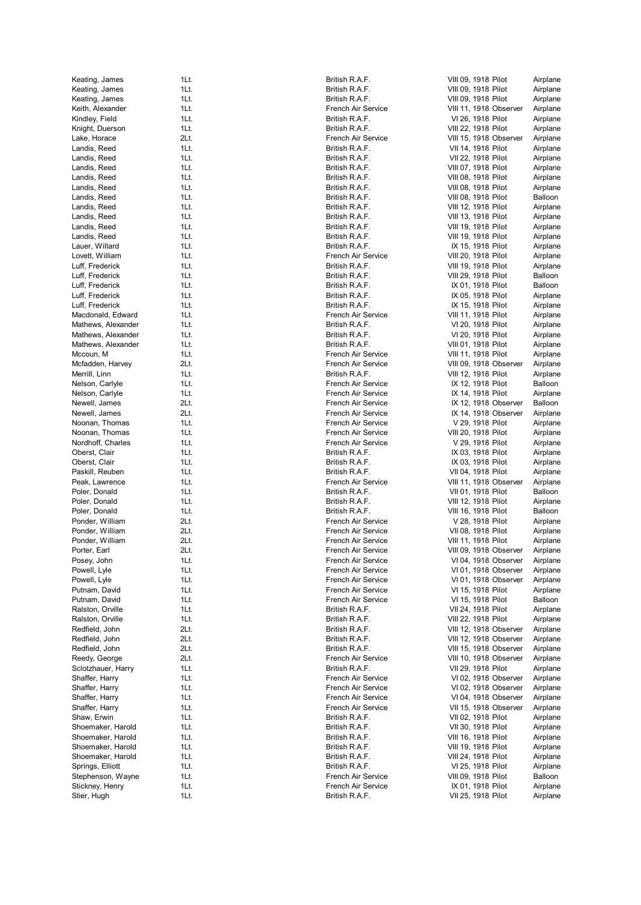| | | | | |
|---|---|---|---|---|
| Keating, James | 1Lt. | British R.A.F. | VIII 09, 1918 Pilot | Airplane |
| Keating, James | 1Lt. | British R.A.F. | VIII 09, 1918 Pilot | Airplane |
| Keating, James | 1Lt. | British R.A.F. | VIII 09, 1918 Pilot | Airplane |
| Keith, Alexander | 1Lt. | French Air Service | VIII 11, 1918 Observer | Airplane |
| Kindley, Field | 1Lt. | British R.A.F. | VI 26, 1918 Pilot | Airplane |
| Knight, Duerson | 1Lt. | British R.A.F. | VIII 22, 1918 Pilot | Airplane |
| Lake, Horace | 2Lt. | French Air Service | VIII 15, 1918 Observer | Airplane |
| Landis, Reed | 1Lt. | British R.A.F. | VII 14, 1918 Pilot | Airplane |
| Landis, Reed | 1Lt. | British R.A.F. | VII 22, 1918 Pilot | Airplane |
| Landis, Reed | 1Lt. | British R.A.F. | VIII 07, 1918 Pilot | Airplane |
| Landis, Reed | 1Lt. | British R.A.F. | VIII 08, 1918 Pilot | Airplane |
| Landis, Reed | 1Lt. | British R.A.F. | VIII 08, 1918 Pilot | Airplane |
| Landis, Reed | 1Lt. | British R.A.F. | VIII 08, 1918 Pilot | Balloon |
| Landis, Reed | 1Lt. | British R.A.F. | VIII 12, 1918 Pilot | Airplane |
| Landis, Reed | 1Lt. | British R.A.F. | VIII 13, 1918 Pilot | Airplane |
| Landis, Reed | 1Lt. | British R.A.F. | VIII 19, 1918 Pilot | Airplane |
| Landis, Reed | 1Lt. | British R.A.F. | VIII 19, 1918 Pilot | Airplane |
| Lauer, Willard | 1Lt. | British R.A.F. | IX 15, 1918 Pilot | Airplane |
| Lovett, William | 1Lt. | French Air Service | VIII 20, 1918 Pilot | Airplane |
| Luff, Frederick | 1Lt. | British R.A.F. | VIII 19, 1918 Pilot | Airplane |
| Luff, Frederick | 1Lt. | British R.A.F. | VIII 29, 1918 Pilot | Balloon |
| Luff, Frederick | 1Lt. | British R.A.F. | IX 01, 1918 Pilot | Balloon |
| Luff, Frederick | 1Lt. | British R.A.F. | IX 05, 1918 Pilot | Airplane |
| Luff, Frederick | 1Lt. | British R.A.F. | IX 15, 1918 Pilot | Airplane |
| Macdonald, Edward | 1Lt. | French Air Service | VIII 11, 1918 Pilot | Airplane |
| Mathews, Alexander | 1Lt. | British R.A.F. | VI 20, 1918 Pilot | Airplane |
| Mathews, Alexander | 1Lt. | British R.A.F. | VI 20, 1918 Pilot | Airplane |
| Mathews, Alexander | 1Lt. | British R.A.F. | VIII 01, 1918 Pilot | Airplane |
| Mccoun, M | 1Lt. | French Air Service | VIII 11, 1918 Pilot | Airplane |
| Mcfadden, Harvey | 2Lt. | French Air Service | VIII 09, 1918 Observer | Airplane |
| Merrill, Linn | 1Lt. | British R.A.F. | VIII 12, 1918 Pilot | Airplane |
| Nelson, Carlyle | 1Lt. | French Air Service | IX 12, 1918 Pilot | Balloon |
| Nelson, Carlyle | 1Lt. | French Air Service | IX 14, 1918 Pilot | Airplane |
| Newell, James | 2Lt. | French Air Service | IX 12, 1918 Observer | Balloon |
| Newell, James | 2Lt. | French Air Service | IX 14, 1918 Observer | Airplane |
| Noonan, Thomas | 1Lt. | French Air Service | V 29, 1918 Pilot | Airplane |
| Noonan, Thomas | 1Lt. | French Air Service | VIII 20, 1918 Pilot | Airplane |
| Nordhoff, Charles | 1Lt. | French Air Service | V 29, 1918 Pilot | Airplane |
| Oberst, Clair | 1Lt. | British R.A.F. | IX 03, 1918 Pilot | Airplane |
| Oberst, Clair | 1Lt. | British R.A.F. | IX 03, 1918 Pilot | Airplane |
| Paskill, Reuben | 1Lt. | British R.A.F. | VII 04, 1918 Pilot | Airplane |
| Peak, Lawrence | 1Lt. | French Air Service | VIII 11, 1918 Observer | Airplane |
| Poler, Donald | 1Lt. | British R.A.F. | VII 01, 1918 Pilot | Balloon |
| Poler, Donald | 1Lt. | British R.A.F. | VIII 12, 1918 Pilot | Airplane |
| Poler, Donald | 1Lt. | British R.A.F. | VIII 16, 1918 Pilot | Balloon |
| Ponder, William | 2Lt. | French Air Service | V 28, 1918 Pilot | Airplane |
| Ponder, William | 2Lt. | French Air Service | VII 08, 1918 Pilot | Airplane |
| Ponder, William | 2Lt. | French Air Service | VIII 11, 1918 Pilot | Airplane |
| Porter, Earl | 2Lt. | French Air Service | VIII 09, 1918 Observer | Airplane |
| Posey, John | 1Lt. | French Air Service | VI 04, 1918 Observer | Airplane |
| Powell, Lyle | 1Lt. | French Air Service | VI 01, 1918 Observer | Airplane |
| Powell, Lyle | 1Lt. | French Air Service | VI 01, 1918 Observer | Airplane |
| Putnam, David | 1Lt. | French Air Service | VI 15, 1918 Pilot | Airplane |
| Putnam, David | 1Lt. | French Air Service | VI 15, 1918 Pilot | Balloon |
| Ralston, Orville | 1Lt. | British R.A.F. | VII 24, 1918 Pilot | Airplane |
| Ralston, Orville | 1Lt. | British R.A.F. | VIII 22, 1918 Pilot | Airplane |
| Redfield, John | 2Lt. | British R.A.F. | VIII 12, 1918 Observer | Airplane |
| Redfield, John | 2Lt. | British R.A.F. | VIII 12, 1918 Observer | Airplane |
| Redfield, John | 2Lt. | British R.A.F. | VIII 15, 1918 Observer | Airplane |
| Reedy, George | 2Lt. | French Air Service | VIII 10, 1918 Observer | Airplane |
| Sclotzhauer, Harry | 1Lt. | British R.A.F. | VII 29, 1918 Pilot | Airplane |
| Shaffer, Harry | 1Lt. | French Air Service | VI 02, 1918 Observer | Airplane |
| Shaffer, Harry | 1Lt. | French Air Service | VI 02, 1918 Observer | Airplane |
| Shaffer, Harry | 1Lt. | French Air Service | VI 04, 1918 Observer | Airplane |
| Shaffer, Harry | 1Lt. | French Air Service | VII 15, 1918 Observer | Airplane |
| Shaw, Erwin | 1Lt. | British R.A.F. | VII 02, 1918 Pilot | Airplane |
| Shoemaker, Harold | 1Lt. | British R.A.F. | VII 30, 1918 Pilot | Airplane |
| Shoemaker, Harold | 1Lt. | British R.A.F. | VIII 16, 1918 Pilot | Airplane |
| Shoemaker, Harold | 1Lt. | British R.A.F. | VIII 19, 1918 Pilot | Airplane |
| Shoemaker, Harold | 1Lt. | British R.A.F. | VIII 24, 1918 Pilot | Airplane |
| Springs, Elliott | 1Lt. | British R.A.F. | VI 25, 1918 Pilot | Airplane |
| Stephenson, Wayne | 1Lt. | French Air Service | VIII 09, 1918 Pilot | Balloon |
| Stickney, Henry | 1Lt. | French Air Service | IX 01, 1918 Pilot | Airplane |
| Stier, Hugh | 1Lt. | British R.A.F. | VII 25, 1918 Pilot | Airplane |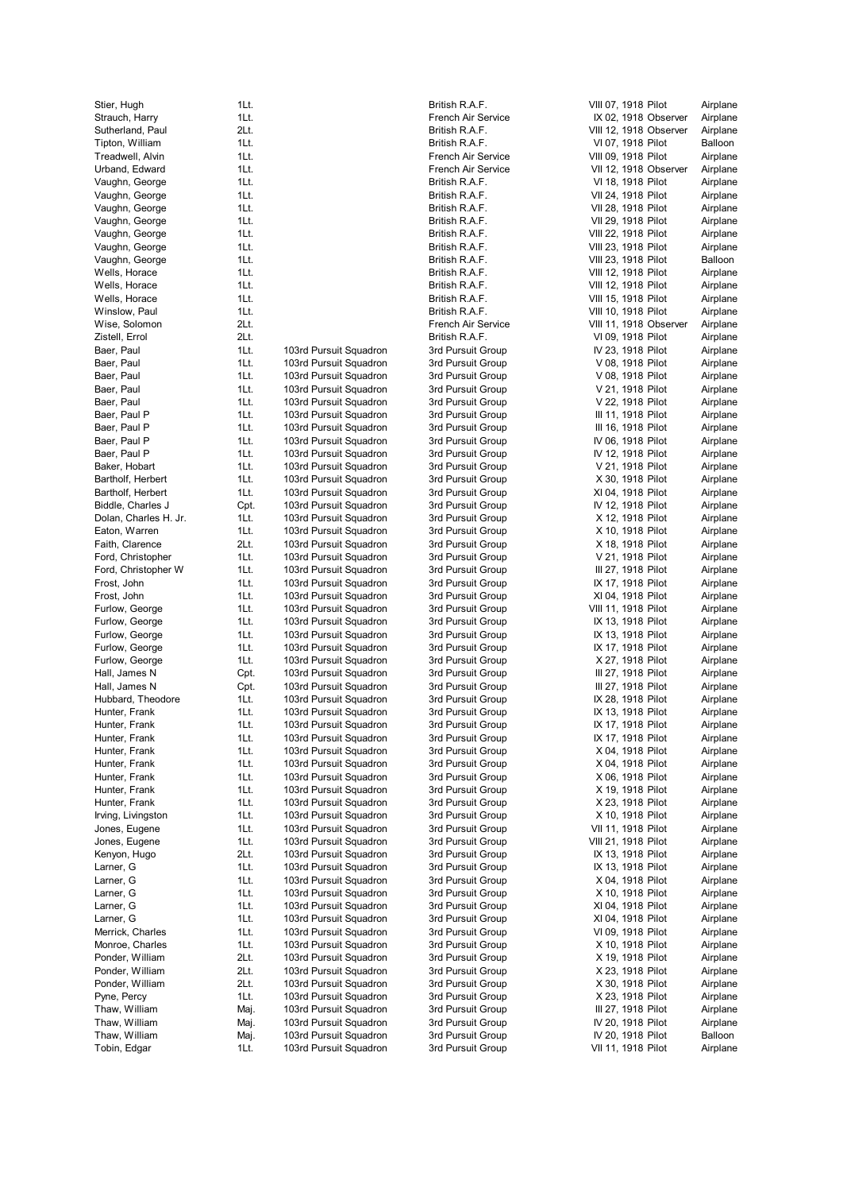| | | | | | | |
|---|---|---|---|---|---|---|
| Stier, Hugh | 1Lt. | | British R.A.F. | VIII 07, 1918 | Pilot | Airplane |
| Strauch, Harry | 1Lt. | | French Air Service | IX 02, 1918 | Observer | Airplane |
| Sutherland, Paul | 2Lt. | | British R.A.F. | VIII 12, 1918 | Observer | Airplane |
| Tipton, William | 1Lt. | | British R.A.F. | VI 07, 1918 | Pilot | Balloon |
| Treadwell, Alvin | 1Lt. | | French Air Service | VIII 09, 1918 | Pilot | Airplane |
| Urband, Edward | 1Lt. | | French Air Service | VII 12, 1918 | Observer | Airplane |
| Vaughn, George | 1Lt. | | British R.A.F. | VI 18, 1918 | Pilot | Airplane |
| Vaughn, George | 1Lt. | | British R.A.F. | VII 24, 1918 | Pilot | Airplane |
| Vaughn, George | 1Lt. | | British R.A.F. | VII 28, 1918 | Pilot | Airplane |
| Vaughn, George | 1Lt. | | British R.A.F. | VII 29, 1918 | Pilot | Airplane |
| Vaughn, George | 1Lt. | | British R.A.F. | VIII 22, 1918 | Pilot | Airplane |
| Vaughn, George | 1Lt. | | British R.A.F. | VIII 23, 1918 | Pilot | Airplane |
| Vaughn, George | 1Lt. | | British R.A.F. | VIII 23, 1918 | Pilot | Balloon |
| Wells, Horace | 1Lt. | | British R.A.F. | VIII 12, 1918 | Pilot | Airplane |
| Wells, Horace | 1Lt. | | British R.A.F. | VIII 12, 1918 | Pilot | Airplane |
| Wells, Horace | 1Lt. | | British R.A.F. | VIII 15, 1918 | Pilot | Airplane |
| Winslow, Paul | 1Lt. | | British R.A.F. | VIII 10, 1918 | Pilot | Airplane |
| Wise, Solomon | 2Lt. | | French Air Service | VIII 11, 1918 | Observer | Airplane |
| Zistell, Errol | 2Lt. | | British R.A.F. | VI 09, 1918 | Pilot | Airplane |
| Baer, Paul | 1Lt. | 103rd Pursuit Squadron | 3rd Pursuit Group | IV 23, 1918 | Pilot | Airplane |
| Baer, Paul | 1Lt. | 103rd Pursuit Squadron | 3rd Pursuit Group | V 08, 1918 | Pilot | Airplane |
| Baer, Paul | 1Lt. | 103rd Pursuit Squadron | 3rd Pursuit Group | V 08, 1918 | Pilot | Airplane |
| Baer, Paul | 1Lt. | 103rd Pursuit Squadron | 3rd Pursuit Group | V 21, 1918 | Pilot | Airplane |
| Baer, Paul | 1Lt. | 103rd Pursuit Squadron | 3rd Pursuit Group | V 22, 1918 | Pilot | Airplane |
| Baer, Paul P | 1Lt. | 103rd Pursuit Squadron | 3rd Pursuit Group | III 11, 1918 | Pilot | Airplane |
| Baer, Paul P | 1Lt. | 103rd Pursuit Squadron | 3rd Pursuit Group | III 16, 1918 | Pilot | Airplane |
| Baer, Paul P | 1Lt. | 103rd Pursuit Squadron | 3rd Pursuit Group | IV 06, 1918 | Pilot | Airplane |
| Baer, Paul P | 1Lt. | 103rd Pursuit Squadron | 3rd Pursuit Group | IV 12, 1918 | Pilot | Airplane |
| Baker, Hobart | 1Lt. | 103rd Pursuit Squadron | 3rd Pursuit Group | V 21, 1918 | Pilot | Airplane |
| Bartholf, Herbert | 1Lt. | 103rd Pursuit Squadron | 3rd Pursuit Group | X 30, 1918 | Pilot | Airplane |
| Bartholf, Herbert | 1Lt. | 103rd Pursuit Squadron | 3rd Pursuit Group | XI 04, 1918 | Pilot | Airplane |
| Biddle, Charles J | Cpt. | 103rd Pursuit Squadron | 3rd Pursuit Group | IV 12, 1918 | Pilot | Airplane |
| Dolan, Charles H. Jr. | 1Lt. | 103rd Pursuit Squadron | 3rd Pursuit Group | X 12, 1918 | Pilot | Airplane |
| Eaton, Warren | 1Lt. | 103rd Pursuit Squadron | 3rd Pursuit Group | X 10, 1918 | Pilot | Airplane |
| Faith, Clarence | 2Lt. | 103rd Pursuit Squadron | 3rd Pursuit Group | X 18, 1918 | Pilot | Airplane |
| Ford, Christopher | 1Lt. | 103rd Pursuit Squadron | 3rd Pursuit Group | V 21, 1918 | Pilot | Airplane |
| Ford, Christopher W | 1Lt. | 103rd Pursuit Squadron | 3rd Pursuit Group | III 27, 1918 | Pilot | Airplane |
| Frost, John | 1Lt. | 103rd Pursuit Squadron | 3rd Pursuit Group | IX 17, 1918 | Pilot | Airplane |
| Frost, John | 1Lt. | 103rd Pursuit Squadron | 3rd Pursuit Group | XI 04, 1918 | Pilot | Airplane |
| Furlow, George | 1Lt. | 103rd Pursuit Squadron | 3rd Pursuit Group | VIII 11, 1918 | Pilot | Airplane |
| Furlow, George | 1Lt. | 103rd Pursuit Squadron | 3rd Pursuit Group | IX 13, 1918 | Pilot | Airplane |
| Furlow, George | 1Lt. | 103rd Pursuit Squadron | 3rd Pursuit Group | IX 13, 1918 | Pilot | Airplane |
| Furlow, George | 1Lt. | 103rd Pursuit Squadron | 3rd Pursuit Group | IX 17, 1918 | Pilot | Airplane |
| Furlow, George | 1Lt. | 103rd Pursuit Squadron | 3rd Pursuit Group | X 27, 1918 | Pilot | Airplane |
| Hall, James N | Cpt. | 103rd Pursuit Squadron | 3rd Pursuit Group | III 27, 1918 | Pilot | Airplane |
| Hall, James N | Cpt. | 103rd Pursuit Squadron | 3rd Pursuit Group | III 27, 1918 | Pilot | Airplane |
| Hubbard, Theodore | 1Lt. | 103rd Pursuit Squadron | 3rd Pursuit Group | IX 28, 1918 | Pilot | Airplane |
| Hunter, Frank | 1Lt. | 103rd Pursuit Squadron | 3rd Pursuit Group | IX 13, 1918 | Pilot | Airplane |
| Hunter, Frank | 1Lt. | 103rd Pursuit Squadron | 3rd Pursuit Group | IX 17, 1918 | Pilot | Airplane |
| Hunter, Frank | 1Lt. | 103rd Pursuit Squadron | 3rd Pursuit Group | IX 17, 1918 | Pilot | Airplane |
| Hunter, Frank | 1Lt. | 103rd Pursuit Squadron | 3rd Pursuit Group | X 04, 1918 | Pilot | Airplane |
| Hunter, Frank | 1Lt. | 103rd Pursuit Squadron | 3rd Pursuit Group | X 04, 1918 | Pilot | Airplane |
| Hunter, Frank | 1Lt. | 103rd Pursuit Squadron | 3rd Pursuit Group | X 06, 1918 | Pilot | Airplane |
| Hunter, Frank | 1Lt. | 103rd Pursuit Squadron | 3rd Pursuit Group | X 19, 1918 | Pilot | Airplane |
| Hunter, Frank | 1Lt. | 103rd Pursuit Squadron | 3rd Pursuit Group | X 23, 1918 | Pilot | Airplane |
| Irving, Livingston | 1Lt. | 103rd Pursuit Squadron | 3rd Pursuit Group | X 10, 1918 | Pilot | Airplane |
| Jones, Eugene | 1Lt. | 103rd Pursuit Squadron | 3rd Pursuit Group | VII 11, 1918 | Pilot | Airplane |
| Jones, Eugene | 1Lt. | 103rd Pursuit Squadron | 3rd Pursuit Group | VIII 21, 1918 | Pilot | Airplane |
| Kenyon, Hugo | 2Lt. | 103rd Pursuit Squadron | 3rd Pursuit Group | IX 13, 1918 | Pilot | Airplane |
| Larner, G | 1Lt. | 103rd Pursuit Squadron | 3rd Pursuit Group | IX 13, 1918 | Pilot | Airplane |
| Larner, G | 1Lt. | 103rd Pursuit Squadron | 3rd Pursuit Group | X 04, 1918 | Pilot | Airplane |
| Larner, G | 1Lt. | 103rd Pursuit Squadron | 3rd Pursuit Group | X 10, 1918 | Pilot | Airplane |
| Larner, G | 1Lt. | 103rd Pursuit Squadron | 3rd Pursuit Group | XI 04, 1918 | Pilot | Airplane |
| Larner, G | 1Lt. | 103rd Pursuit Squadron | 3rd Pursuit Group | XI 04, 1918 | Pilot | Airplane |
| Merrick, Charles | 1Lt. | 103rd Pursuit Squadron | 3rd Pursuit Group | VI 09, 1918 | Pilot | Airplane |
| Monroe, Charles | 1Lt. | 103rd Pursuit Squadron | 3rd Pursuit Group | X 10, 1918 | Pilot | Airplane |
| Ponder, William | 2Lt. | 103rd Pursuit Squadron | 3rd Pursuit Group | X 19, 1918 | Pilot | Airplane |
| Ponder, William | 2Lt. | 103rd Pursuit Squadron | 3rd Pursuit Group | X 23, 1918 | Pilot | Airplane |
| Ponder, William | 2Lt. | 103rd Pursuit Squadron | 3rd Pursuit Group | X 30, 1918 | Pilot | Airplane |
| Pyne, Percy | 1Lt. | 103rd Pursuit Squadron | 3rd Pursuit Group | X 23, 1918 | Pilot | Airplane |
| Thaw, William | Maj. | 103rd Pursuit Squadron | 3rd Pursuit Group | III 27, 1918 | Pilot | Airplane |
| Thaw, William | Maj. | 103rd Pursuit Squadron | 3rd Pursuit Group | IV 20, 1918 | Pilot | Airplane |
| Thaw, William | Maj. | 103rd Pursuit Squadron | 3rd Pursuit Group | IV 20, 1918 | Pilot | Balloon |
| Tobin, Edgar | 1Lt. | 103rd Pursuit Squadron | 3rd Pursuit Group | VII 11, 1918 | Pilot | Airplane |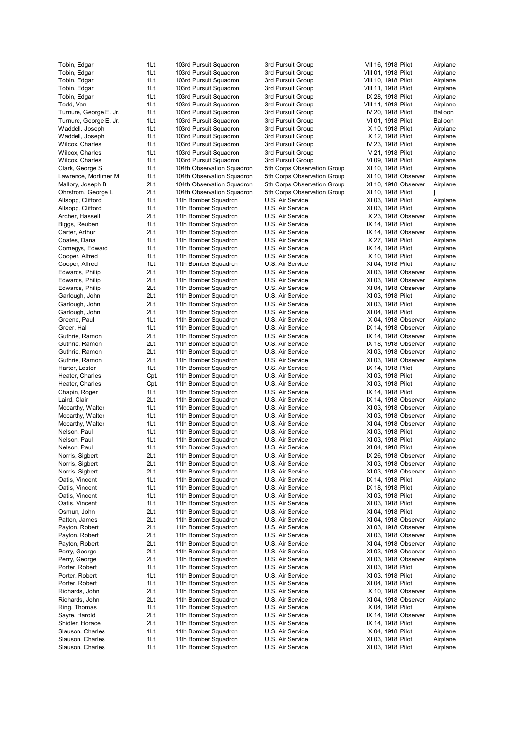| | | | | | |
|---|---|---|---|---|---|
| Tobin, Edgar | 1Lt. | 103rd Pursuit Squadron | 3rd Pursuit Group | VII 16, 1918 Pilot | Airplane |
| Tobin, Edgar | 1Lt. | 103rd Pursuit Squadron | 3rd Pursuit Group | VIII 01, 1918 Pilot | Airplane |
| Tobin, Edgar | 1Lt. | 103rd Pursuit Squadron | 3rd Pursuit Group | VIII 10, 1918 Pilot | Airplane |
| Tobin, Edgar | 1Lt. | 103rd Pursuit Squadron | 3rd Pursuit Group | VIII 11, 1918 Pilot | Airplane |
| Tobin, Edgar | 1Lt. | 103rd Pursuit Squadron | 3rd Pursuit Group | IX 28, 1918 Pilot | Airplane |
| Todd, Van | 1Lt. | 103rd Pursuit Squadron | 3rd Pursuit Group | VIII 11, 1918 Pilot | Airplane |
| Turnure, George E. Jr. | 1Lt. | 103rd Pursuit Squadron | 3rd Pursuit Group | IV 20, 1918 Pilot | Balloon |
| Turnure, George E. Jr. | 1Lt. | 103rd Pursuit Squadron | 3rd Pursuit Group | VI 01, 1918 Pilot | Balloon |
| Waddell, Joseph | 1Lt. | 103rd Pursuit Squadron | 3rd Pursuit Group | X 10, 1918 Pilot | Airplane |
| Waddell, Joseph | 1Lt. | 103rd Pursuit Squadron | 3rd Pursuit Group | X 12, 1918 Pilot | Airplane |
| Wilcox, Charles | 1Lt. | 103rd Pursuit Squadron | 3rd Pursuit Group | IV 23, 1918 Pilot | Airplane |
| Wilcox, Charles | 1Lt. | 103rd Pursuit Squadron | 3rd Pursuit Group | V 21, 1918 Pilot | Airplane |
| Wilcox, Charles | 1Lt. | 103rd Pursuit Squadron | 3rd Pursuit Group | VI 09, 1918 Pilot | Airplane |
| Clark, George S | 1Lt. | 104th Observation Squadron | 5th Corps Observation Group | XI 10, 1918 Pilot | Airplane |
| Lawrence, Mortimer M | 1Lt. | 104th Observation Squadron | 5th Corps Observation Group | XI 10, 1918 Observer | Airplane |
| Mallory, Joseph B | 2Lt. | 104th Observation Squadron | 5th Corps Observation Group | XI 10, 1918 Observer | Airplane |
| Ohrstrom, George L | 2Lt. | 104th Observation Squadron | 5th Corps Observation Group | XI 10, 1918 Pilot | ] |
| Allsopp, Clifford | 1Lt. | 11th Bomber Squadron | U.S. Air Service | XI 03, 1918 Pilot | Airplane |
| Allsopp, Clifford | 1Lt. | 11th Bomber Squadron | U.S. Air Service | XI 03, 1918 Pilot | Airplane |
| Archer, Hassell | 2Lt. | 11th Bomber Squadron | U.S. Air Service | X 23, 1918 Observer | Airplane |
| Biggs, Reuben | 1Lt. | 11th Bomber Squadron | U.S. Air Service | IX 14, 1918 Pilot | Airplane |
| Carter, Arthur | 2Lt. | 11th Bomber Squadron | U.S. Air Service | IX 14, 1918 Observer | Airplane |
| Coates, Dana | 1Lt. | 11th Bomber Squadron | U.S. Air Service | X 27, 1918 Pilot | Airplane |
| Comegys, Edward | 1Lt. | 11th Bomber Squadron | U.S. Air Service | IX 14, 1918 Pilot | Airplane |
| Cooper, Alfred | 1Lt. | 11th Bomber Squadron | U.S. Air Service | X 10, 1918 Pilot | Airplane |
| Cooper, Alfred | 1Lt. | 11th Bomber Squadron | U.S. Air Service | XI 04, 1918 Pilot | Airplane |
| Edwards, Philip | 2Lt. | 11th Bomber Squadron | U.S. Air Service | XI 03, 1918 Observer | Airplane |
| Edwards, Philip | 2Lt. | 11th Bomber Squadron | U.S. Air Service | XI 03, 1918 Observer | Airplane |
| Edwards, Philip | 2Lt. | 11th Bomber Squadron | U.S. Air Service | XI 04, 1918 Observer | Airplane |
| Garlough, John | 2Lt. | 11th Bomber Squadron | U.S. Air Service | XI 03, 1918 Pilot | Airplane |
| Garlough, John | 2Lt. | 11th Bomber Squadron | U.S. Air Service | XI 03, 1918 Pilot | Airplane |
| Garlough, John | 2Lt. | 11th Bomber Squadron | U.S. Air Service | XI 04, 1918 Pilot | Airplane |
| Greene, Paul | 1Lt. | 11th Bomber Squadron | U.S. Air Service | X 04, 1918 Observer | Airplane |
| Greer, Hal | 1Lt. | 11th Bomber Squadron | U.S. Air Service | IX 14, 1918 Observer | Airplane |
| Guthrie, Ramon | 2Lt. | 11th Bomber Squadron | U.S. Air Service | IX 14, 1918 Observer | Airplane |
| Guthrie, Ramon | 2Lt. | 11th Bomber Squadron | U.S. Air Service | IX 18, 1918 Observer | Airplane |
| Guthrie, Ramon | 2Lt. | 11th Bomber Squadron | U.S. Air Service | XI 03, 1918 Observer | Airplane |
| Guthrie, Ramon | 2Lt. | 11th Bomber Squadron | U.S. Air Service | XI 03, 1918 Observer | Airplane |
| Harter, Lester | 1Lt. | 11th Bomber Squadron | U.S. Air Service | IX 14, 1918 Pilot | Airplane |
| Heater, Charles | Cpt. | 11th Bomber Squadron | U.S. Air Service | XI 03, 1918 Pilot | Airplane |
| Heater, Charles | Cpt. | 11th Bomber Squadron | U.S. Air Service | XI 03, 1918 Pilot | Airplane |
| Chapin, Roger | 1Lt. | 11th Bomber Squadron | U.S. Air Service | IX 14, 1918 Pilot | Airplane |
| Laird, Clair | 2Lt. | 11th Bomber Squadron | U.S. Air Service | IX 14, 1918 Observer | Airplane |
| Mccarthy, Walter | 1Lt. | 11th Bomber Squadron | U.S. Air Service | XI 03, 1918 Observer | Airplane |
| Mccarthy, Walter | 1Lt. | 11th Bomber Squadron | U.S. Air Service | XI 03, 1918 Observer | Airplane |
| Mccarthy, Walter | 1Lt. | 11th Bomber Squadron | U.S. Air Service | XI 04, 1918 Observer | Airplane |
| Nelson, Paul | 1Lt. | 11th Bomber Squadron | U.S. Air Service | XI 03, 1918 Pilot | Airplane |
| Nelson, Paul | 1Lt. | 11th Bomber Squadron | U.S. Air Service | XI 03, 1918 Pilot | Airplane |
| Nelson, Paul | 1Lt. | 11th Bomber Squadron | U.S. Air Service | XI 04, 1918 Pilot | Airplane |
| Norris, Sigbert | 2Lt. | 11th Bomber Squadron | U.S. Air Service | IX 26, 1918 Observer | Airplane |
| Norris, Sigbert | 2Lt. | 11th Bomber Squadron | U.S. Air Service | XI 03, 1918 Observer | Airplane |
| Norris, Sigbert | 2Lt. | 11th Bomber Squadron | U.S. Air Service | XI 03, 1918 Observer | Airplane |
| Oatis, Vincent | 1Lt. | 11th Bomber Squadron | U.S. Air Service | IX 14, 1918 Pilot | Airplane |
| Oatis, Vincent | 1Lt. | 11th Bomber Squadron | U.S. Air Service | IX 18, 1918 Pilot | Airplane |
| Oatis, Vincent | 1Lt. | 11th Bomber Squadron | U.S. Air Service | XI 03, 1918 Pilot | Airplane |
| Oatis, Vincent | 1Lt. | 11th Bomber Squadron | U.S. Air Service | XI 03, 1918 Pilot | Airplane |
| Osmun, John | 2Lt. | 11th Bomber Squadron | U.S. Air Service | XI 04, 1918 Pilot | Airplane |
| Patton, James | 2Lt. | 11th Bomber Squadron | U.S. Air Service | XI 04, 1918 Observer | Airplane |
| Payton, Robert | 2Lt. | 11th Bomber Squadron | U.S. Air Service | XI 03, 1918 Observer | Airplane |
| Payton, Robert | 2Lt. | 11th Bomber Squadron | U.S. Air Service | XI 03, 1918 Observer | Airplane |
| Payton, Robert | 2Lt. | 11th Bomber Squadron | U.S. Air Service | XI 04, 1918 Observer | Airplane |
| Perry, George | 2Lt. | 11th Bomber Squadron | U.S. Air Service | XI 03, 1918 Observer | Airplane |
| Perry, George | 2Lt. | 11th Bomber Squadron | U.S. Air Service | XI 03, 1918 Observer | Airplane |
| Porter, Robert | 1Lt. | 11th Bomber Squadron | U.S. Air Service | XI 03, 1918 Pilot | Airplane |
| Porter, Robert | 1Lt. | 11th Bomber Squadron | U.S. Air Service | XI 03, 1918 Pilot | Airplane |
| Porter, Robert | 1Lt. | 11th Bomber Squadron | U.S. Air Service | XI 04, 1918 Pilot | Airplane |
| Richards, John | 2Lt. | 11th Bomber Squadron | U.S. Air Service | X 10, 1918 Observer | Airplane |
| Richards, John | 2Lt. | 11th Bomber Squadron | U.S. Air Service | XI 04, 1918 Observer | Airplane |
| Ring, Thomas | 1Lt. | 11th Bomber Squadron | U.S. Air Service | X 04, 1918 Pilot | Airplane |
| Sayre, Harold | 2Lt. | 11th Bomber Squadron | U.S. Air Service | IX 14, 1918 Observer | Airplane |
| Shidler, Horace | 2Lt. | 11th Bomber Squadron | U.S. Air Service | IX 14, 1918 Pilot | Airplane |
| Slauson, Charles | 1Lt. | 11th Bomber Squadron | U.S. Air Service | X 04, 1918 Pilot | Airplane |
| Slauson, Charles | 1Lt. | 11th Bomber Squadron | U.S. Air Service | XI 03, 1918 Pilot | Airplane |
| Slauson, Charles | 1Lt. | 11th Bomber Squadron | U.S. Air Service | XI 03, 1918 Pilot | Airplane |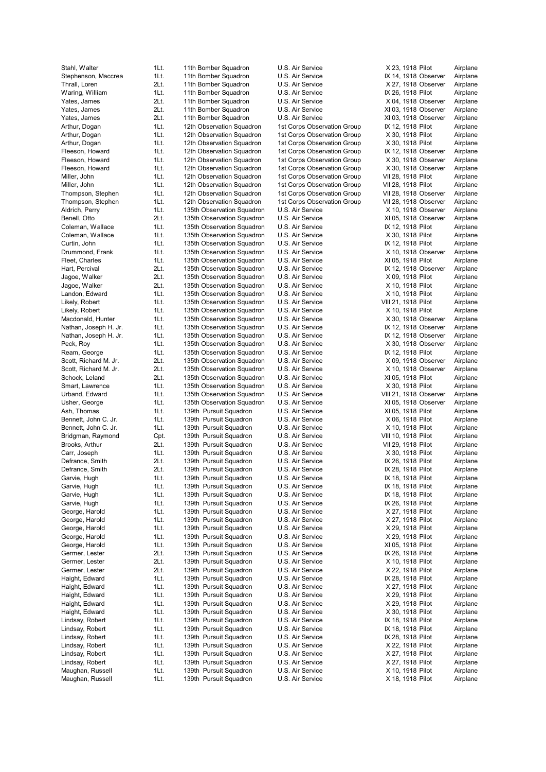| | | | | | | |
|---|---|---|---|---|---|---|
| Stahl, Walter | 1Lt. | 11th Bomber Squadron | U.S. Air Service | X 23, 1918 | Pilot | Airplane |
| Stephenson, Maccrea | 1Lt. | 11th Bomber Squadron | U.S. Air Service | IX 14, 1918 | Observer | Airplane |
| Thrall, Loren | 2Lt. | 11th Bomber Squadron | U.S. Air Service | X 27, 1918 | Observer | Airplane |
| Waring, William | 1Lt. | 11th Bomber Squadron | U.S. Air Service | IX 26, 1918 | Pilot | Airplane |
| Yates, James | 2Lt. | 11th Bomber Squadron | U.S. Air Service | X 04, 1918 | Observer | Airplane |
| Yates, James | 2Lt. | 11th Bomber Squadron | U.S. Air Service | XI 03, 1918 | Observer | Airplane |
| Yates, James | 2Lt. | 11th Bomber Squadron | U.S. Air Service | XI 03, 1918 | Observer | Airplane |
| Arthur, Dogan | 1Lt. | 12th Observation Squadron | 1st Corps Observation Group | IX 12, 1918 | Pilot | Airplane |
| Arthur, Dogan | 1Lt. | 12th Observation Squadron | 1st Corps Observation Group | X 30, 1918 | Pilot | Airplane |
| Arthur, Dogan | 1Lt. | 12th Observation Squadron | 1st Corps Observation Group | X 30, 1918 | Pilot | Airplane |
| Fleeson, Howard | 1Lt. | 12th Observation Squadron | 1st Corps Observation Group | IX 12, 1918 | Observer | Airplane |
| Fleeson, Howard | 1Lt. | 12th Observation Squadron | 1st Corps Observation Group | X 30, 1918 | Observer | Airplane |
| Fleeson, Howard | 1Lt. | 12th Observation Squadron | 1st Corps Observation Group | X 30, 1918 | Observer | Airplane |
| Miller, John | 1Lt. | 12th Observation Squadron | 1st Corps Observation Group | VII 28, 1918 | Pilot | Airplane |
| Miller, John | 1Lt. | 12th Observation Squadron | 1st Corps Observation Group | VII 28, 1918 | Pilot | Airplane |
| Thompson, Stephen | 1Lt. | 12th Observation Squadron | 1st Corps Observation Group | VII 28, 1918 | Observer | Airplane |
| Thompson, Stephen | 1Lt. | 12th Observation Squadron | 1st Corps Observation Group | VII 28, 1918 | Observer | Airplane |
| Aldrich, Perry | 1Lt. | 135th Observation Squadron | U.S. Air Service | X 10, 1918 | Observer | Airplane |
| Benell, Otto | 2Lt. | 135th Observation Squadron | U.S. Air Service | XI 05, 1918 | Observer | Airplane |
| Coleman, Wallace | 1Lt. | 135th Observation Squadron | U.S. Air Service | IX 12, 1918 | Pilot | Airplane |
| Coleman, Wallace | 1Lt. | 135th Observation Squadron | U.S. Air Service | X 30, 1918 | Pilot | Airplane |
| Curtin, John | 1Lt. | 135th Observation Squadron | U.S. Air Service | IX 12, 1918 | Pilot | Airplane |
| Drummond, Frank | 1Lt. | 135th Observation Squadron | U.S. Air Service | X 10, 1918 | Observer | Airplane |
| Fleet, Charles | 1Lt. | 135th Observation Squadron | U.S. Air Service | XI 05, 1918 | Pilot | Airplane |
| Hart, Percival | 2Lt. | 135th Observation Squadron | U.S. Air Service | IX 12, 1918 | Observer | Airplane |
| Jagoe, Walker | 2Lt. | 135th Observation Squadron | U.S. Air Service | X 09, 1918 | Pilot | Airplane |
| Jagoe, Walker | 2Lt. | 135th Observation Squadron | U.S. Air Service | X 10, 1918 | Pilot | Airplane |
| Landon, Edward | 1Lt. | 135th Observation Squadron | U.S. Air Service | X 10, 1918 | Pilot | Airplane |
| Likely, Robert | 1Lt. | 135th Observation Squadron | U.S. Air Service | VIII 21, 1918 | Pilot | Airplane |
| Likely, Robert | 1Lt. | 135th Observation Squadron | U.S. Air Service | X 10, 1918 | Pilot | Airplane |
| Macdonald, Hunter | 1Lt. | 135th Observation Squadron | U.S. Air Service | X 30, 1918 | Observer | Airplane |
| Nathan, Joseph H. Jr. | 1Lt. | 135th Observation Squadron | U.S. Air Service | IX 12, 1918 | Observer | Airplane |
| Nathan, Joseph H. Jr. | 1Lt. | 135th Observation Squadron | U.S. Air Service | IX 12, 1918 | Observer | Airplane |
| Peck, Roy | 1Lt. | 135th Observation Squadron | U.S. Air Service | X 30, 1918 | Observer | Airplane |
| Ream, George | 1Lt. | 135th Observation Squadron | U.S. Air Service | IX 12, 1918 | Pilot | Airplane |
| Scott, Richard M. Jr. | 2Lt. | 135th Observation Squadron | U.S. Air Service | X 09, 1918 | Observer | Airplane |
| Scott, Richard M. Jr. | 2Lt. | 135th Observation Squadron | U.S. Air Service | X 10, 1918 | Observer | Airplane |
| Schock, Leland | 2Lt. | 135th Observation Squadron | U.S. Air Service | XI 05, 1918 | Pilot | Airplane |
| Smart, Lawrence | 1Lt. | 135th Observation Squadron | U.S. Air Service | X 30, 1918 | Pilot | Airplane |
| Urband, Edward | 1Lt. | 135th Observation Squadron | U.S. Air Service | VIII 21, 1918 | Observer | Airplane |
| Usher, George | 1Lt. | 135th Observation Squadron | U.S. Air Service | XI 05, 1918 | Observer | Airplane |
| Ash, Thomas | 1Lt. | 139th Pursuit Squadron | U.S. Air Service | XI 05, 1918 | Pilot | Airplane |
| Bennett, John C. Jr. | 1Lt. | 139th Pursuit Squadron | U.S. Air Service | X 06, 1918 | Pilot | Airplane |
| Bennett, John C. Jr. | 1Lt. | 139th Pursuit Squadron | U.S. Air Service | X 10, 1918 | Pilot | Airplane |
| Bridgman, Raymond | Cpt. | 139th Pursuit Squadron | U.S. Air Service | VIII 10, 1918 | Pilot | Airplane |
| Brooks, Arthur | 2Lt. | 139th Pursuit Squadron | U.S. Air Service | VII 29, 1918 | Pilot | Airplane |
| Carr, Joseph | 1Lt. | 139th Pursuit Squadron | U.S. Air Service | X 30, 1918 | Pilot | Airplane |
| Defrance, Smith | 2Lt. | 139th Pursuit Squadron | U.S. Air Service | IX 26, 1918 | Pilot | Airplane |
| Defrance, Smith | 2Lt. | 139th Pursuit Squadron | U.S. Air Service | IX 28, 1918 | Pilot | Airplane |
| Garvie, Hugh | 1Lt. | 139th Pursuit Squadron | U.S. Air Service | IX 18, 1918 | Pilot | Airplane |
| Garvie, Hugh | 1Lt. | 139th Pursuit Squadron | U.S. Air Service | IX 18, 1918 | Pilot | Airplane |
| Garvie, Hugh | 1Lt. | 139th Pursuit Squadron | U.S. Air Service | IX 18, 1918 | Pilot | Airplane |
| Garvie, Hugh | 1Lt. | 139th Pursuit Squadron | U.S. Air Service | IX 26, 1918 | Pilot | Airplane |
| George, Harold | 1Lt. | 139th Pursuit Squadron | U.S. Air Service | X 27, 1918 | Pilot | Airplane |
| George, Harold | 1Lt. | 139th Pursuit Squadron | U.S. Air Service | X 27, 1918 | Pilot | Airplane |
| George, Harold | 1Lt. | 139th Pursuit Squadron | U.S. Air Service | X 29, 1918 | Pilot | Airplane |
| George, Harold | 1Lt. | 139th Pursuit Squadron | U.S. Air Service | X 29, 1918 | Pilot | Airplane |
| George, Harold | 1Lt. | 139th Pursuit Squadron | U.S. Air Service | XI 05, 1918 | Pilot | Airplane |
| Germer, Lester | 2Lt. | 139th Pursuit Squadron | U.S. Air Service | IX 26, 1918 | Pilot | Airplane |
| Germer, Lester | 2Lt. | 139th Pursuit Squadron | U.S. Air Service | X 10, 1918 | Pilot | Airplane |
| Germer, Lester | 2Lt. | 139th Pursuit Squadron | U.S. Air Service | X 22, 1918 | Pilot | Airplane |
| Haight, Edward | 1Lt. | 139th Pursuit Squadron | U.S. Air Service | IX 28, 1918 | Pilot | Airplane |
| Haight, Edward | 1Lt. | 139th Pursuit Squadron | U.S. Air Service | X 27, 1918 | Pilot | Airplane |
| Haight, Edward | 1Lt. | 139th Pursuit Squadron | U.S. Air Service | X 29, 1918 | Pilot | Airplane |
| Haight, Edward | 1Lt. | 139th Pursuit Squadron | U.S. Air Service | X 29, 1918 | Pilot | Airplane |
| Haight, Edward | 1Lt. | 139th Pursuit Squadron | U.S. Air Service | X 30, 1918 | Pilot | Airplane |
| Lindsay, Robert | 1Lt. | 139th Pursuit Squadron | U.S. Air Service | IX 18, 1918 | Pilot | Airplane |
| Lindsay, Robert | 1Lt. | 139th Pursuit Squadron | U.S. Air Service | IX 18, 1918 | Pilot | Airplane |
| Lindsay, Robert | 1Lt. | 139th Pursuit Squadron | U.S. Air Service | IX 28, 1918 | Pilot | Airplane |
| Lindsay, Robert | 1Lt. | 139th Pursuit Squadron | U.S. Air Service | X 22, 1918 | Pilot | Airplane |
| Lindsay, Robert | 1Lt. | 139th Pursuit Squadron | U.S. Air Service | X 27, 1918 | Pilot | Airplane |
| Lindsay, Robert | 1Lt. | 139th Pursuit Squadron | U.S. Air Service | X 27, 1918 | Pilot | Airplane |
| Maughan, Russell | 1Lt. | 139th Pursuit Squadron | U.S. Air Service | X 10, 1918 | Pilot | Airplane |
| Maughan, Russell | 1Lt. | 139th Pursuit Squadron | U.S. Air Service | X 18, 1918 | Pilot | Airplane |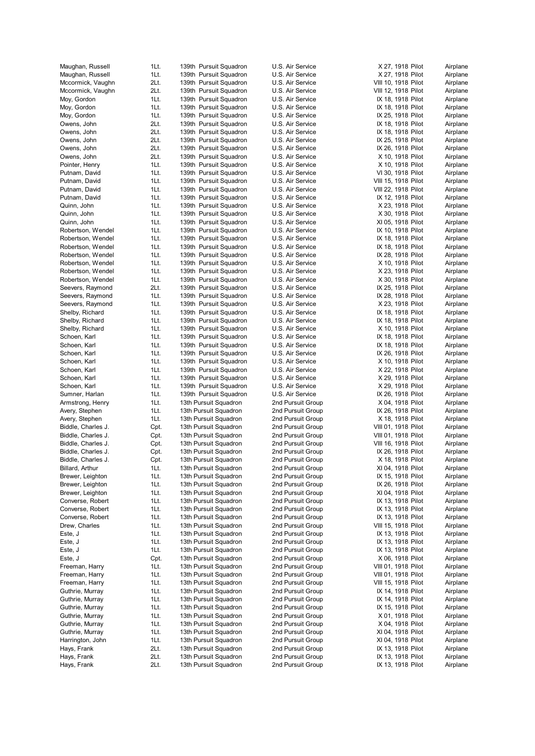| | | | | | |
|---|---|---|---|---|---|
| Maughan, Russell | 1Lt. | 139th Pursuit Squadron | U.S. Air Service | X 27, 1918 Pilot | Airplane |
| Maughan, Russell | 1Lt. | 139th Pursuit Squadron | U.S. Air Service | X 27, 1918 Pilot | Airplane |
| Mccormick, Vaughn | 2Lt. | 139th Pursuit Squadron | U.S. Air Service | VIII 10, 1918 Pilot | Airplane |
| Mccormick, Vaughn | 2Lt. | 139th Pursuit Squadron | U.S. Air Service | VIII 12, 1918 Pilot | Airplane |
| Moy, Gordon | 1Lt. | 139th Pursuit Squadron | U.S. Air Service | IX 18, 1918 Pilot | Airplane |
| Moy, Gordon | 1Lt. | 139th Pursuit Squadron | U.S. Air Service | IX 18, 1918 Pilot | Airplane |
| Moy, Gordon | 1Lt. | 139th Pursuit Squadron | U.S. Air Service | IX 25, 1918 Pilot | Airplane |
| Owens, John | 2Lt. | 139th Pursuit Squadron | U.S. Air Service | IX 18, 1918 Pilot | Airplane |
| Owens, John | 2Lt. | 139th Pursuit Squadron | U.S. Air Service | IX 18, 1918 Pilot | Airplane |
| Owens, John | 2Lt. | 139th Pursuit Squadron | U.S. Air Service | IX 25, 1918 Pilot | Airplane |
| Owens, John | 2Lt. | 139th Pursuit Squadron | U.S. Air Service | IX 26, 1918 Pilot | Airplane |
| Owens, John | 2Lt. | 139th Pursuit Squadron | U.S. Air Service | X 10, 1918 Pilot | Airplane |
| Pointer, Henry | 1Lt. | 139th Pursuit Squadron | U.S. Air Service | X 10, 1918 Pilot | Airplane |
| Putnam, David | 1Lt. | 139th Pursuit Squadron | U.S. Air Service | VI 30, 1918 Pilot | Airplane |
| Putnam, David | 1Lt. | 139th Pursuit Squadron | U.S. Air Service | VIII 15, 1918 Pilot | Airplane |
| Putnam, David | 1Lt. | 139th Pursuit Squadron | U.S. Air Service | VIII 22, 1918 Pilot | Airplane |
| Putnam, David | 1Lt. | 139th Pursuit Squadron | U.S. Air Service | IX 12, 1918 Pilot | Airplane |
| Quinn, John | 1Lt. | 139th Pursuit Squadron | U.S. Air Service | X 23, 1918 Pilot | Airplane |
| Quinn, John | 1Lt. | 139th Pursuit Squadron | U.S. Air Service | X 30, 1918 Pilot | Airplane |
| Quinn, John | 1Lt. | 139th Pursuit Squadron | U.S. Air Service | XI 05, 1918 Pilot | Airplane |
| Robertson, Wendel | 1Lt. | 139th Pursuit Squadron | U.S. Air Service | IX 10, 1918 Pilot | Airplane |
| Robertson, Wendel | 1Lt. | 139th Pursuit Squadron | U.S. Air Service | IX 18, 1918 Pilot | Airplane |
| Robertson, Wendel | 1Lt. | 139th Pursuit Squadron | U.S. Air Service | IX 18, 1918 Pilot | Airplane |
| Robertson, Wendel | 1Lt. | 139th Pursuit Squadron | U.S. Air Service | IX 28, 1918 Pilot | Airplane |
| Robertson, Wendel | 1Lt. | 139th Pursuit Squadron | U.S. Air Service | X 10, 1918 Pilot | Airplane |
| Robertson, Wendel | 1Lt. | 139th Pursuit Squadron | U.S. Air Service | X 23, 1918 Pilot | Airplane |
| Robertson, Wendel | 1Lt. | 139th Pursuit Squadron | U.S. Air Service | X 30, 1918 Pilot | Airplane |
| Seevers, Raymond | 2Lt. | 139th Pursuit Squadron | U.S. Air Service | IX 25, 1918 Pilot | Airplane |
| Seevers, Raymond | 1Lt. | 139th Pursuit Squadron | U.S. Air Service | IX 28, 1918 Pilot | Airplane |
| Seevers, Raymond | 1Lt. | 139th Pursuit Squadron | U.S. Air Service | X 23, 1918 Pilot | Airplane |
| Shelby, Richard | 1Lt. | 139th Pursuit Squadron | U.S. Air Service | IX 18, 1918 Pilot | Airplane |
| Shelby, Richard | 1Lt. | 139th Pursuit Squadron | U.S. Air Service | IX 18, 1918 Pilot | Airplane |
| Shelby, Richard | 1Lt. | 139th Pursuit Squadron | U.S. Air Service | X 10, 1918 Pilot | Airplane |
| Schoen, Karl | 1Lt. | 139th Pursuit Squadron | U.S. Air Service | IX 18, 1918 Pilot | Airplane |
| Schoen, Karl | 1Lt. | 139th Pursuit Squadron | U.S. Air Service | IX 18, 1918 Pilot | Airplane |
| Schoen, Karl | 1Lt. | 139th Pursuit Squadron | U.S. Air Service | IX 26, 1918 Pilot | Airplane |
| Schoen, Karl | 1Lt. | 139th Pursuit Squadron | U.S. Air Service | X 10, 1918 Pilot | Airplane |
| Schoen, Karl | 1Lt. | 139th Pursuit Squadron | U.S. Air Service | X 22, 1918 Pilot | Airplane |
| Schoen, Karl | 1Lt. | 139th Pursuit Squadron | U.S. Air Service | X 29, 1918 Pilot | Airplane |
| Schoen, Karl | 1Lt. | 139th Pursuit Squadron | U.S. Air Service | X 29, 1918 Pilot | Airplane |
| Sumner, Harlan | 1Lt. | 139th Pursuit Squadron | U.S. Air Service | IX 26, 1918 Pilot | Airplane |
| Armstrong, Henry | 1Lt. | 13th Pursuit Squadron | 2nd Pursuit Group | X 04, 1918 Pilot | Airplane |
| Avery, Stephen | 1Lt. | 13th Pursuit Squadron | 2nd Pursuit Group | IX 26, 1918 Pilot | Airplane |
| Avery, Stephen | 1Lt. | 13th Pursuit Squadron | 2nd Pursuit Group | X 18, 1918 Pilot | Airplane |
| Biddle, Charles J. | Cpt. | 13th Pursuit Squadron | 2nd Pursuit Group | VIII 01, 1918 Pilot | Airplane |
| Biddle, Charles J. | Cpt. | 13th Pursuit Squadron | 2nd Pursuit Group | VIII 01, 1918 Pilot | Airplane |
| Biddle, Charles J. | Cpt. | 13th Pursuit Squadron | 2nd Pursuit Group | VIII 16, 1918 Pilot | Airplane |
| Biddle, Charles J. | Cpt. | 13th Pursuit Squadron | 2nd Pursuit Group | IX 26, 1918 Pilot | Airplane |
| Biddle, Charles J. | Cpt. | 13th Pursuit Squadron | 2nd Pursuit Group | X 18, 1918 Pilot | Airplane |
| Billard, Arthur | 1Lt. | 13th Pursuit Squadron | 2nd Pursuit Group | XI 04, 1918 Pilot | Airplane |
| Brewer, Leighton | 1Lt. | 13th Pursuit Squadron | 2nd Pursuit Group | IX 15, 1918 Pilot | Airplane |
| Brewer, Leighton | 1Lt. | 13th Pursuit Squadron | 2nd Pursuit Group | IX 26, 1918 Pilot | Airplane |
| Brewer, Leighton | 1Lt. | 13th Pursuit Squadron | 2nd Pursuit Group | XI 04, 1918 Pilot | Airplane |
| Converse, Robert | 1Lt. | 13th Pursuit Squadron | 2nd Pursuit Group | IX 13, 1918 Pilot | Airplane |
| Converse, Robert | 1Lt. | 13th Pursuit Squadron | 2nd Pursuit Group | IX 13, 1918 Pilot | Airplane |
| Converse, Robert | 1Lt. | 13th Pursuit Squadron | 2nd Pursuit Group | IX 13, 1918 Pilot | Airplane |
| Drew, Charles | 1Lt. | 13th Pursuit Squadron | 2nd Pursuit Group | VIII 15, 1918 Pilot | Airplane |
| Este, J | 1Lt. | 13th Pursuit Squadron | 2nd Pursuit Group | IX 13, 1918 Pilot | Airplane |
| Este, J | 1Lt. | 13th Pursuit Squadron | 2nd Pursuit Group | IX 13, 1918 Pilot | Airplane |
| Este, J | 1Lt. | 13th Pursuit Squadron | 2nd Pursuit Group | IX 13, 1918 Pilot | Airplane |
| Este, J | Cpt. | 13th Pursuit Squadron | 2nd Pursuit Group | X 06, 1918 Pilot | Airplane |
| Freeman, Harry | 1Lt. | 13th Pursuit Squadron | 2nd Pursuit Group | VIII 01, 1918 Pilot | Airplane |
| Freeman, Harry | 1Lt. | 13th Pursuit Squadron | 2nd Pursuit Group | VIII 01, 1918 Pilot | Airplane |
| Freeman, Harry | 1Lt. | 13th Pursuit Squadron | 2nd Pursuit Group | VIII 15, 1918 Pilot | Airplane |
| Guthrie, Murray | 1Lt. | 13th Pursuit Squadron | 2nd Pursuit Group | IX 14, 1918 Pilot | Airplane |
| Guthrie, Murray | 1Lt. | 13th Pursuit Squadron | 2nd Pursuit Group | IX 14, 1918 Pilot | Airplane |
| Guthrie, Murray | 1Lt. | 13th Pursuit Squadron | 2nd Pursuit Group | IX 15, 1918 Pilot | Airplane |
| Guthrie, Murray | 1Lt. | 13th Pursuit Squadron | 2nd Pursuit Group | X 01, 1918 Pilot | Airplane |
| Guthrie, Murray | 1Lt. | 13th Pursuit Squadron | 2nd Pursuit Group | X 04, 1918 Pilot | Airplane |
| Guthrie, Murray | 1Lt. | 13th Pursuit Squadron | 2nd Pursuit Group | XI 04, 1918 Pilot | Airplane |
| Harrington, John | 1Lt. | 13th Pursuit Squadron | 2nd Pursuit Group | XI 04, 1918 Pilot | Airplane |
| Hays, Frank | 2Lt. | 13th Pursuit Squadron | 2nd Pursuit Group | IX 13, 1918 Pilot | Airplane |
| Hays, Frank | 2Lt. | 13th Pursuit Squadron | 2nd Pursuit Group | IX 13, 1918 Pilot | Airplane |
| Hays, Frank | 2Lt. | 13th Pursuit Squadron | 2nd Pursuit Group | IX 13, 1918 Pilot | Airplane |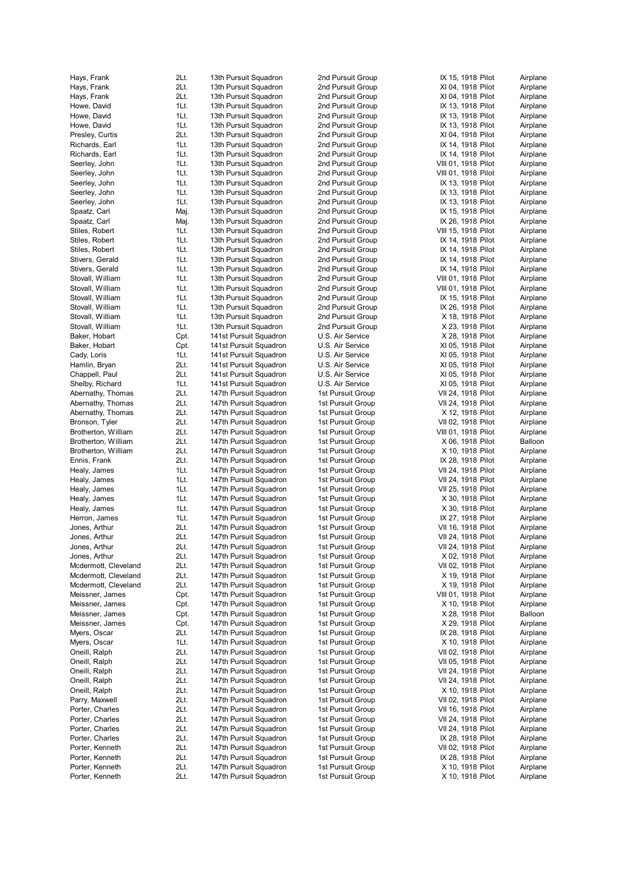| | | | | | | |
|---|---|---|---|---|---|---|
| Hays, Frank | 2Lt. | 13th Pursuit Squadron | 2nd Pursuit Group | IX 15, 1918 | Pilot | Airplane |
| Hays, Frank | 2Lt. | 13th Pursuit Squadron | 2nd Pursuit Group | XI 04, 1918 | Pilot | Airplane |
| Hays, Frank | 2Lt. | 13th Pursuit Squadron | 2nd Pursuit Group | XI 04, 1918 | Pilot | Airplane |
| Howe, David | 1Lt. | 13th Pursuit Squadron | 2nd Pursuit Group | IX 13, 1918 | Pilot | Airplane |
| Howe, David | 1Lt. | 13th Pursuit Squadron | 2nd Pursuit Group | IX 13, 1918 | Pilot | Airplane |
| Howe, David | 1Lt. | 13th Pursuit Squadron | 2nd Pursuit Group | IX 13, 1918 | Pilot | Airplane |
| Presley, Curtis | 2Lt. | 13th Pursuit Squadron | 2nd Pursuit Group | XI 04, 1918 | Pilot | Airplane |
| Richards, Earl | 1Lt. | 13th Pursuit Squadron | 2nd Pursuit Group | IX 14, 1918 | Pilot | Airplane |
| Richards, Earl | 1Lt. | 13th Pursuit Squadron | 2nd Pursuit Group | IX 14, 1918 | Pilot | Airplane |
| Seerley, John | 1Lt. | 13th Pursuit Squadron | 2nd Pursuit Group | VIII 01, 1918 | Pilot | Airplane |
| Seerley, John | 1Lt. | 13th Pursuit Squadron | 2nd Pursuit Group | VIII 01, 1918 | Pilot | Airplane |
| Seerley, John | 1Lt. | 13th Pursuit Squadron | 2nd Pursuit Group | IX 13, 1918 | Pilot | Airplane |
| Seerley, John | 1Lt. | 13th Pursuit Squadron | 2nd Pursuit Group | IX 13, 1918 | Pilot | Airplane |
| Seerley, John | 1Lt. | 13th Pursuit Squadron | 2nd Pursuit Group | IX 13, 1918 | Pilot | Airplane |
| Spaatz, Carl | Maj. | 13th Pursuit Squadron | 2nd Pursuit Group | IX 15, 1918 | Pilot | Airplane |
| Spaatz, Carl | Maj. | 13th Pursuit Squadron | 2nd Pursuit Group | IX 26, 1918 | Pilot | Airplane |
| Stiles, Robert | 1Lt. | 13th Pursuit Squadron | 2nd Pursuit Group | VIII 15, 1918 | Pilot | Airplane |
| Stiles, Robert | 1Lt. | 13th Pursuit Squadron | 2nd Pursuit Group | IX 14, 1918 | Pilot | Airplane |
| Stiles, Robert | 1Lt. | 13th Pursuit Squadron | 2nd Pursuit Group | IX 14, 1918 | Pilot | Airplane |
| Stivers, Gerald | 1Lt. | 13th Pursuit Squadron | 2nd Pursuit Group | IX 14, 1918 | Pilot | Airplane |
| Stivers, Gerald | 1Lt. | 13th Pursuit Squadron | 2nd Pursuit Group | IX 14, 1918 | Pilot | Airplane |
| Stovall, William | 1Lt. | 13th Pursuit Squadron | 2nd Pursuit Group | VIII 01, 1918 | Pilot | Airplane |
| Stovall, William | 1Lt. | 13th Pursuit Squadron | 2nd Pursuit Group | VIII 01, 1918 | Pilot | Airplane |
| Stovall, William | 1Lt. | 13th Pursuit Squadron | 2nd Pursuit Group | IX 15, 1918 | Pilot | Airplane |
| Stovall, William | 1Lt. | 13th Pursuit Squadron | 2nd Pursuit Group | IX 26, 1918 | Pilot | Airplane |
| Stovall, William | 1Lt. | 13th Pursuit Squadron | 2nd Pursuit Group | X 18, 1918 | Pilot | Airplane |
| Stovall, William | 1Lt. | 13th Pursuit Squadron | 2nd Pursuit Group | X 23, 1918 | Pilot | Airplane |
| Baker, Hobart | Cpt. | 141st Pursuit Squadron | U.S. Air Service | X 28, 1918 | Pilot | Airplane |
| Baker, Hobart | Cpt. | 141st Pursuit Squadron | U.S. Air Service | XI 05, 1918 | Pilot | Airplane |
| Cady, Loris | 1Lt. | 141st Pursuit Squadron | U.S. Air Service | XI 05, 1918 | Pilot | Airplane |
| Hamlin, Bryan | 2Lt. | 141st Pursuit Squadron | U.S. Air Service | XI 05, 1918 | Pilot | Airplane |
| Chappell, Paul | 2Lt. | 141st Pursuit Squadron | U.S. Air Service | XI 05, 1918 | Pilot | Airplane |
| Shelby, Richard | 1Lt. | 141st Pursuit Squadron | U.S. Air Service | XI 05, 1918 | Pilot | Airplane |
| Abernathy, Thomas | 2Lt. | 147th Pursuit Squadron | 1st Pursuit Group | VII 24, 1918 | Pilot | Airplane |
| Abernathy, Thomas | 2Lt. | 147th Pursuit Squadron | 1st Pursuit Group | VII 24, 1918 | Pilot | Airplane |
| Abernathy, Thomas | 2Lt. | 147th Pursuit Squadron | 1st Pursuit Group | X 12, 1918 | Pilot | Airplane |
| Bronson, Tyler | 2Lt. | 147th Pursuit Squadron | 1st Pursuit Group | VII 02, 1918 | Pilot | Airplane |
| Brotherton, William | 2Lt. | 147th Pursuit Squadron | 1st Pursuit Group | VIII 01, 1918 | Pilot | Airplane |
| Brotherton, William | 2Lt. | 147th Pursuit Squadron | 1st Pursuit Group | X 06, 1918 | Pilot | Balloon |
| Brotherton, William | 2Lt. | 147th Pursuit Squadron | 1st Pursuit Group | X 10, 1918 | Pilot | Airplane |
| Ennis, Frank | 2Lt. | 147th Pursuit Squadron | 1st Pursuit Group | IX 28, 1918 | Pilot | Airplane |
| Healy, James | 1Lt. | 147th Pursuit Squadron | 1st Pursuit Group | VII 24, 1918 | Pilot | Airplane |
| Healy, James | 1Lt. | 147th Pursuit Squadron | 1st Pursuit Group | VII 24, 1918 | Pilot | Airplane |
| Healy, James | 1Lt. | 147th Pursuit Squadron | 1st Pursuit Group | VII 25, 1918 | Pilot | Airplane |
| Healy, James | 1Lt. | 147th Pursuit Squadron | 1st Pursuit Group | X 30, 1918 | Pilot | Airplane |
| Healy, James | 1Lt. | 147th Pursuit Squadron | 1st Pursuit Group | X 30, 1918 | Pilot | Airplane |
| Herron, James | 1Lt. | 147th Pursuit Squadron | 1st Pursuit Group | IX 27, 1918 | Pilot | Airplane |
| Jones, Arthur | 2Lt. | 147th Pursuit Squadron | 1st Pursuit Group | VII 16, 1918 | Pilot | Airplane |
| Jones, Arthur | 2Lt. | 147th Pursuit Squadron | 1st Pursuit Group | VII 24, 1918 | Pilot | Airplane |
| Jones, Arthur | 2Lt. | 147th Pursuit Squadron | 1st Pursuit Group | VII 24, 1918 | Pilot | Airplane |
| Jones, Arthur | 2Lt. | 147th Pursuit Squadron | 1st Pursuit Group | X 02, 1918 | Pilot | Airplane |
| Mcdermott, Cleveland | 2Lt. | 147th Pursuit Squadron | 1st Pursuit Group | VII 02, 1918 | Pilot | Airplane |
| Mcdermott, Cleveland | 2Lt. | 147th Pursuit Squadron | 1st Pursuit Group | X 19, 1918 | Pilot | Airplane |
| Mcdermott, Cleveland | 2Lt. | 147th Pursuit Squadron | 1st Pursuit Group | X 19, 1918 | Pilot | Airplane |
| Meissner, James | Cpt. | 147th Pursuit Squadron | 1st Pursuit Group | VIII 01, 1918 | Pilot | Airplane |
| Meissner, James | Cpt. | 147th Pursuit Squadron | 1st Pursuit Group | X 10, 1918 | Pilot | Airplane |
| Meissner, James | Cpt. | 147th Pursuit Squadron | 1st Pursuit Group | X 28, 1918 | Pilot | Balloon |
| Meissner, James | Cpt. | 147th Pursuit Squadron | 1st Pursuit Group | X 29, 1918 | Pilot | Airplane |
| Myers, Oscar | 2Lt. | 147th Pursuit Squadron | 1st Pursuit Group | IX 28, 1918 | Pilot | Airplane |
| Myers, Oscar | 1Lt. | 147th Pursuit Squadron | 1st Pursuit Group | X 10, 1918 | Pilot | Airplane |
| Oneill, Ralph | 2Lt. | 147th Pursuit Squadron | 1st Pursuit Group | VII 02, 1918 | Pilot | Airplane |
| Oneill, Ralph | 2Lt. | 147th Pursuit Squadron | 1st Pursuit Group | VII 05, 1918 | Pilot | Airplane |
| Oneill, Ralph | 2Lt. | 147th Pursuit Squadron | 1st Pursuit Group | VII 24, 1918 | Pilot | Airplane |
| Oneill, Ralph | 2Lt. | 147th Pursuit Squadron | 1st Pursuit Group | VII 24, 1918 | Pilot | Airplane |
| Oneill, Ralph | 2Lt. | 147th Pursuit Squadron | 1st Pursuit Group | X 10, 1918 | Pilot | Airplane |
| Parry, Maxwell | 2Lt. | 147th Pursuit Squadron | 1st Pursuit Group | VII 02, 1918 | Pilot | Airplane |
| Porter, Charles | 2Lt. | 147th Pursuit Squadron | 1st Pursuit Group | VII 16, 1918 | Pilot | Airplane |
| Porter, Charles | 2Lt. | 147th Pursuit Squadron | 1st Pursuit Group | VII 24, 1918 | Pilot | Airplane |
| Porter, Charles | 2Lt. | 147th Pursuit Squadron | 1st Pursuit Group | VII 24, 1918 | Pilot | Airplane |
| Porter, Charles | 2Lt. | 147th Pursuit Squadron | 1st Pursuit Group | IX 28, 1918 | Pilot | Airplane |
| Porter, Kenneth | 2Lt. | 147th Pursuit Squadron | 1st Pursuit Group | VII 02, 1918 | Pilot | Airplane |
| Porter, Kenneth | 2Lt. | 147th Pursuit Squadron | 1st Pursuit Group | IX 28, 1918 | Pilot | Airplane |
| Porter, Kenneth | 2Lt. | 147th Pursuit Squadron | 1st Pursuit Group | X 10, 1918 | Pilot | Airplane |
| Porter, Kenneth | 2Lt. | 147th Pursuit Squadron | 1st Pursuit Group | X 10, 1918 | Pilot | Airplane |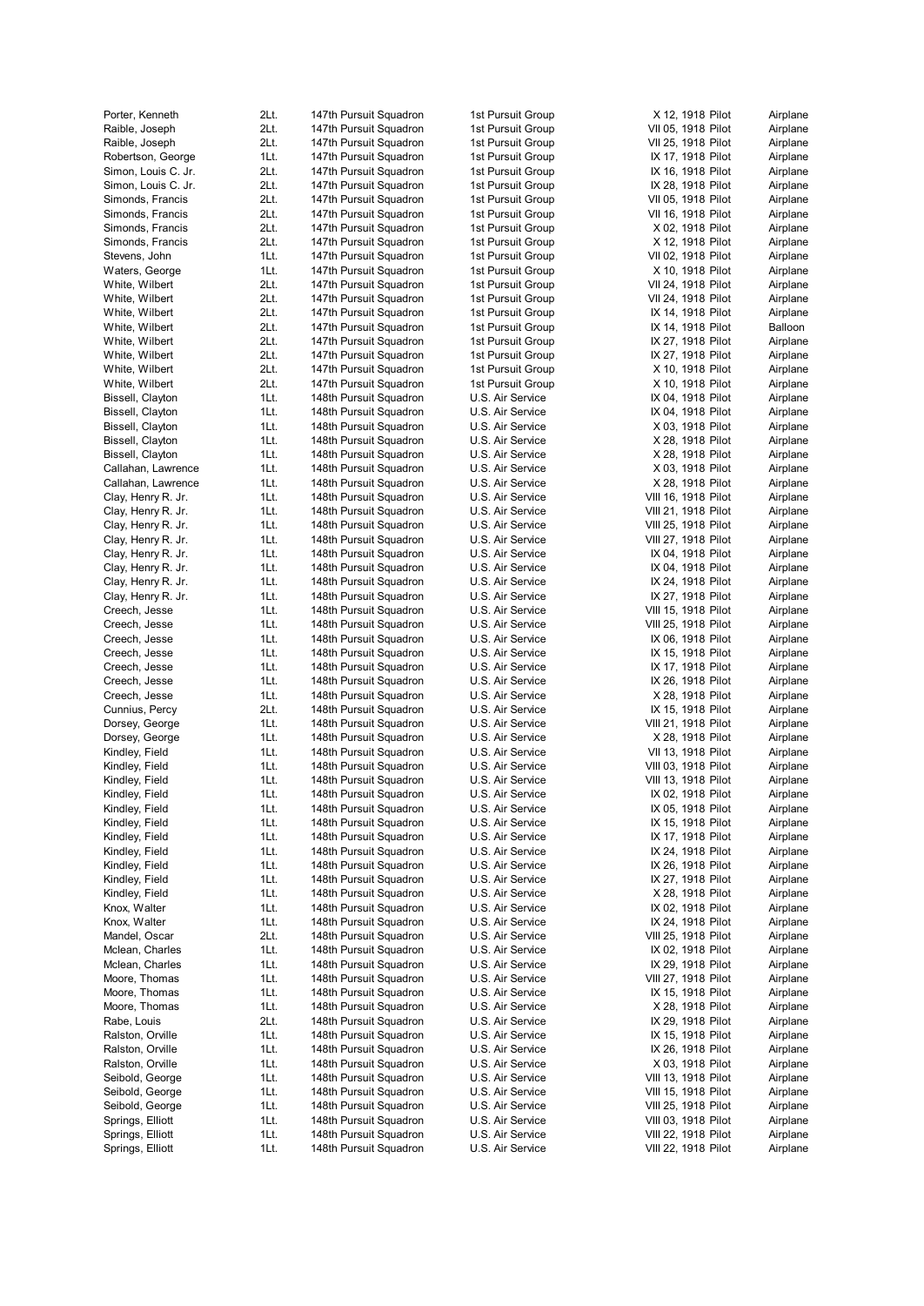| | | | | | |
|---|---|---|---|---|---|
| Porter, Kenneth | 2Lt. | 147th Pursuit Squadron | 1st Pursuit Group | X 12, 1918 Pilot | Airplane |
| Raible, Joseph | 2Lt. | 147th Pursuit Squadron | 1st Pursuit Group | VII 05, 1918 Pilot | Airplane |
| Raible, Joseph | 2Lt. | 147th Pursuit Squadron | 1st Pursuit Group | VII 25, 1918 Pilot | Airplane |
| Robertson, George | 1Lt. | 147th Pursuit Squadron | 1st Pursuit Group | IX 17, 1918 Pilot | Airplane |
| Simon, Louis C. Jr. | 2Lt. | 147th Pursuit Squadron | 1st Pursuit Group | IX 16, 1918 Pilot | Airplane |
| Simon, Louis C. Jr. | 2Lt. | 147th Pursuit Squadron | 1st Pursuit Group | IX 28, 1918 Pilot | Airplane |
| Simonds, Francis | 2Lt. | 147th Pursuit Squadron | 1st Pursuit Group | VII 05, 1918 Pilot | Airplane |
| Simonds, Francis | 2Lt. | 147th Pursuit Squadron | 1st Pursuit Group | VII 16, 1918 Pilot | Airplane |
| Simonds, Francis | 2Lt. | 147th Pursuit Squadron | 1st Pursuit Group | X 02, 1918 Pilot | Airplane |
| Simonds, Francis | 2Lt. | 147th Pursuit Squadron | 1st Pursuit Group | X 12, 1918 Pilot | Airplane |
| Stevens, John | 1Lt. | 147th Pursuit Squadron | 1st Pursuit Group | VII 02, 1918 Pilot | Airplane |
| Waters, George | 1Lt. | 147th Pursuit Squadron | 1st Pursuit Group | X 10, 1918 Pilot | Airplane |
| White, Wilbert | 2Lt. | 147th Pursuit Squadron | 1st Pursuit Group | VII 24, 1918 Pilot | Airplane |
| White, Wilbert | 2Lt. | 147th Pursuit Squadron | 1st Pursuit Group | VII 24, 1918 Pilot | Airplane |
| White, Wilbert | 2Lt. | 147th Pursuit Squadron | 1st Pursuit Group | IX 14, 1918 Pilot | Airplane |
| White, Wilbert | 2Lt. | 147th Pursuit Squadron | 1st Pursuit Group | IX 14, 1918 Pilot | Balloon |
| White, Wilbert | 2Lt. | 147th Pursuit Squadron | 1st Pursuit Group | IX 27, 1918 Pilot | Airplane |
| White, Wilbert | 2Lt. | 147th Pursuit Squadron | 1st Pursuit Group | IX 27, 1918 Pilot | Airplane |
| White, Wilbert | 2Lt. | 147th Pursuit Squadron | 1st Pursuit Group | X 10, 1918 Pilot | Airplane |
| White, Wilbert | 2Lt. | 147th Pursuit Squadron | 1st Pursuit Group | X 10, 1918 Pilot | Airplane |
| Bissell, Clayton | 1Lt. | 148th Pursuit Squadron | U.S. Air Service | IX 04, 1918 Pilot | Airplane |
| Bissell, Clayton | 1Lt. | 148th Pursuit Squadron | U.S. Air Service | IX 04, 1918 Pilot | Airplane |
| Bissell, Clayton | 1Lt. | 148th Pursuit Squadron | U.S. Air Service | X 03, 1918 Pilot | Airplane |
| Bissell, Clayton | 1Lt. | 148th Pursuit Squadron | U.S. Air Service | X 28, 1918 Pilot | Airplane |
| Bissell, Clayton | 1Lt. | 148th Pursuit Squadron | U.S. Air Service | X 28, 1918 Pilot | Airplane |
| Callahan, Lawrence | 1Lt. | 148th Pursuit Squadron | U.S. Air Service | X 03, 1918 Pilot | Airplane |
| Callahan, Lawrence | 1Lt. | 148th Pursuit Squadron | U.S. Air Service | X 28, 1918 Pilot | Airplane |
| Clay, Henry R. Jr. | 1Lt. | 148th Pursuit Squadron | U.S. Air Service | VIII 16, 1918 Pilot | Airplane |
| Clay, Henry R. Jr. | 1Lt. | 148th Pursuit Squadron | U.S. Air Service | VIII 21, 1918 Pilot | Airplane |
| Clay, Henry R. Jr. | 1Lt. | 148th Pursuit Squadron | U.S. Air Service | VIII 25, 1918 Pilot | Airplane |
| Clay, Henry R. Jr. | 1Lt. | 148th Pursuit Squadron | U.S. Air Service | VIII 27, 1918 Pilot | Airplane |
| Clay, Henry R. Jr. | 1Lt. | 148th Pursuit Squadron | U.S. Air Service | IX 04, 1918 Pilot | Airplane |
| Clay, Henry R. Jr. | 1Lt. | 148th Pursuit Squadron | U.S. Air Service | IX 04, 1918 Pilot | Airplane |
| Clay, Henry R. Jr. | 1Lt. | 148th Pursuit Squadron | U.S. Air Service | IX 24, 1918 Pilot | Airplane |
| Clay, Henry R. Jr. | 1Lt. | 148th Pursuit Squadron | U.S. Air Service | IX 27, 1918 Pilot | Airplane |
| Creech, Jesse | 1Lt. | 148th Pursuit Squadron | U.S. Air Service | VIII 15, 1918 Pilot | Airplane |
| Creech, Jesse | 1Lt. | 148th Pursuit Squadron | U.S. Air Service | VIII 25, 1918 Pilot | Airplane |
| Creech, Jesse | 1Lt. | 148th Pursuit Squadron | U.S. Air Service | IX 06, 1918 Pilot | Airplane |
| Creech, Jesse | 1Lt. | 148th Pursuit Squadron | U.S. Air Service | IX 15, 1918 Pilot | Airplane |
| Creech, Jesse | 1Lt. | 148th Pursuit Squadron | U.S. Air Service | IX 17, 1918 Pilot | Airplane |
| Creech, Jesse | 1Lt. | 148th Pursuit Squadron | U.S. Air Service | IX 26, 1918 Pilot | Airplane |
| Creech, Jesse | 1Lt. | 148th Pursuit Squadron | U.S. Air Service | X 28, 1918 Pilot | Airplane |
| Cunnius, Percy | 2Lt. | 148th Pursuit Squadron | U.S. Air Service | IX 15, 1918 Pilot | Airplane |
| Dorsey, George | 1Lt. | 148th Pursuit Squadron | U.S. Air Service | VIII 21, 1918 Pilot | Airplane |
| Dorsey, George | 1Lt. | 148th Pursuit Squadron | U.S. Air Service | X 28, 1918 Pilot | Airplane |
| Kindley, Field | 1Lt. | 148th Pursuit Squadron | U.S. Air Service | VII 13, 1918 Pilot | Airplane |
| Kindley, Field | 1Lt. | 148th Pursuit Squadron | U.S. Air Service | VIII 03, 1918 Pilot | Airplane |
| Kindley, Field | 1Lt. | 148th Pursuit Squadron | U.S. Air Service | VIII 13, 1918 Pilot | Airplane |
| Kindley, Field | 1Lt. | 148th Pursuit Squadron | U.S. Air Service | IX 02, 1918 Pilot | Airplane |
| Kindley, Field | 1Lt. | 148th Pursuit Squadron | U.S. Air Service | IX 05, 1918 Pilot | Airplane |
| Kindley, Field | 1Lt. | 148th Pursuit Squadron | U.S. Air Service | IX 15, 1918 Pilot | Airplane |
| Kindley, Field | 1Lt. | 148th Pursuit Squadron | U.S. Air Service | IX 17, 1918 Pilot | Airplane |
| Kindley, Field | 1Lt. | 148th Pursuit Squadron | U.S. Air Service | IX 24, 1918 Pilot | Airplane |
| Kindley, Field | 1Lt. | 148th Pursuit Squadron | U.S. Air Service | IX 26, 1918 Pilot | Airplane |
| Kindley, Field | 1Lt. | 148th Pursuit Squadron | U.S. Air Service | IX 27, 1918 Pilot | Airplane |
| Kindley, Field | 1Lt. | 148th Pursuit Squadron | U.S. Air Service | X 28, 1918 Pilot | Airplane |
| Knox, Walter | 1Lt. | 148th Pursuit Squadron | U.S. Air Service | IX 02, 1918 Pilot | Airplane |
| Knox, Walter | 1Lt. | 148th Pursuit Squadron | U.S. Air Service | IX 24, 1918 Pilot | Airplane |
| Mandel, Oscar | 2Lt. | 148th Pursuit Squadron | U.S. Air Service | VIII 25, 1918 Pilot | Airplane |
| Mclean, Charles | 1Lt. | 148th Pursuit Squadron | U.S. Air Service | IX 02, 1918 Pilot | Airplane |
| Mclean, Charles | 1Lt. | 148th Pursuit Squadron | U.S. Air Service | IX 29, 1918 Pilot | Airplane |
| Moore, Thomas | 1Lt. | 148th Pursuit Squadron | U.S. Air Service | VIII 27, 1918 Pilot | Airplane |
| Moore, Thomas | 1Lt. | 148th Pursuit Squadron | U.S. Air Service | IX 15, 1918 Pilot | Airplane |
| Moore, Thomas | 1Lt. | 148th Pursuit Squadron | U.S. Air Service | X 28, 1918 Pilot | Airplane |
| Rabe, Louis | 2Lt. | 148th Pursuit Squadron | U.S. Air Service | IX 29, 1918 Pilot | Airplane |
| Ralston, Orville | 1Lt. | 148th Pursuit Squadron | U.S. Air Service | IX 15, 1918 Pilot | Airplane |
| Ralston, Orville | 1Lt. | 148th Pursuit Squadron | U.S. Air Service | IX 26, 1918 Pilot | Airplane |
| Ralston, Orville | 1Lt. | 148th Pursuit Squadron | U.S. Air Service | X 03, 1918 Pilot | Airplane |
| Seibold, George | 1Lt. | 148th Pursuit Squadron | U.S. Air Service | VIII 13, 1918 Pilot | Airplane |
| Seibold, George | 1Lt. | 148th Pursuit Squadron | U.S. Air Service | VIII 15, 1918 Pilot | Airplane |
| Seibold, George | 1Lt. | 148th Pursuit Squadron | U.S. Air Service | VIII 25, 1918 Pilot | Airplane |
| Springs, Elliott | 1Lt. | 148th Pursuit Squadron | U.S. Air Service | VIII 03, 1918 Pilot | Airplane |
| Springs, Elliott | 1Lt. | 148th Pursuit Squadron | U.S. Air Service | VIII 22, 1918 Pilot | Airplane |
| Springs, Elliott | 1Lt. | 148th Pursuit Squadron | U.S. Air Service | VIII 22, 1918 Pilot | Airplane |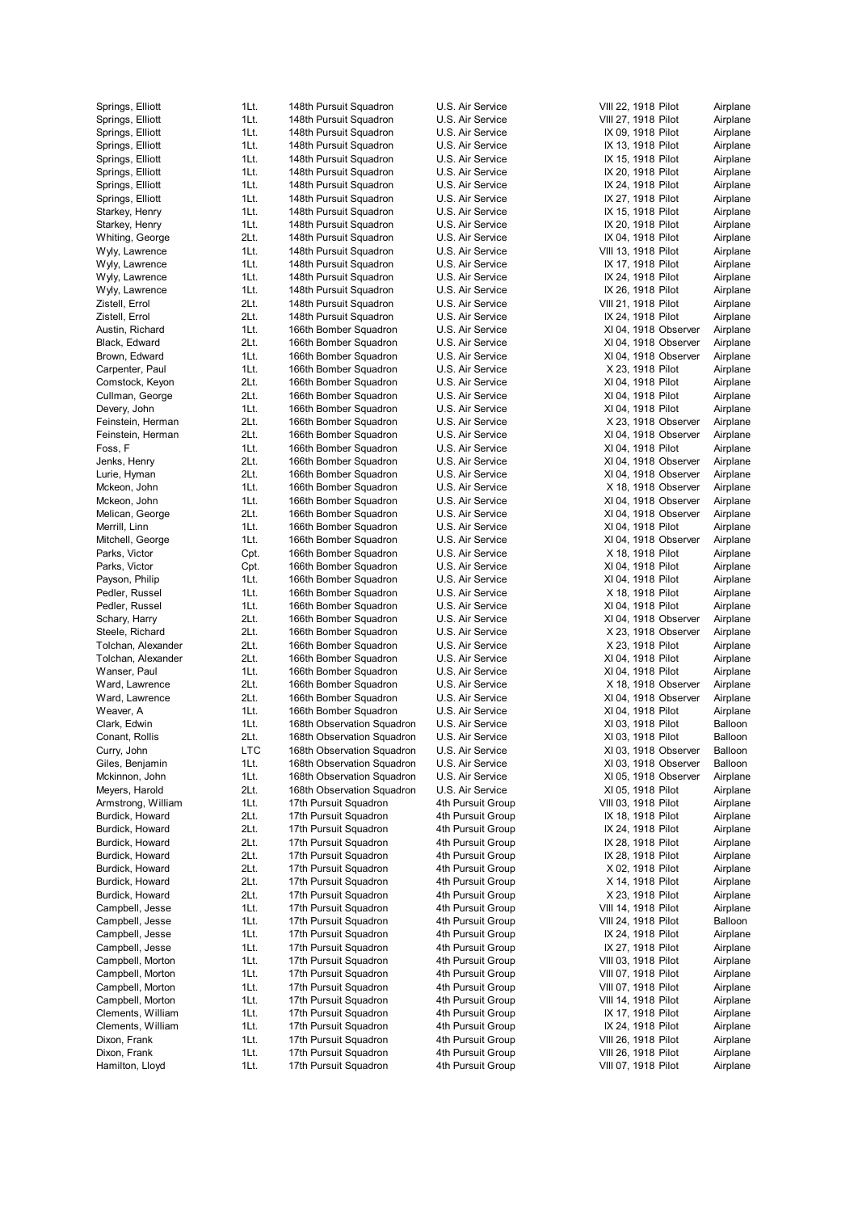| | | | | | | |
|---|---|---|---|---|---|---|
| Springs, Elliott | 1Lt. | 148th Pursuit Squadron | U.S. Air Service | VIII 22, 1918 | Pilot | Airplane |
| Springs, Elliott | 1Lt. | 148th Pursuit Squadron | U.S. Air Service | VIII 27, 1918 | Pilot | Airplane |
| Springs, Elliott | 1Lt. | 148th Pursuit Squadron | U.S. Air Service | IX 09, 1918 | Pilot | Airplane |
| Springs, Elliott | 1Lt. | 148th Pursuit Squadron | U.S. Air Service | IX 13, 1918 | Pilot | Airplane |
| Springs, Elliott | 1Lt. | 148th Pursuit Squadron | U.S. Air Service | IX 15, 1918 | Pilot | Airplane |
| Springs, Elliott | 1Lt. | 148th Pursuit Squadron | U.S. Air Service | IX 20, 1918 | Pilot | Airplane |
| Springs, Elliott | 1Lt. | 148th Pursuit Squadron | U.S. Air Service | IX 24, 1918 | Pilot | Airplane |
| Springs, Elliott | 1Lt. | 148th Pursuit Squadron | U.S. Air Service | IX 27, 1918 | Pilot | Airplane |
| Starkey, Henry | 1Lt. | 148th Pursuit Squadron | U.S. Air Service | IX 15, 1918 | Pilot | Airplane |
| Starkey, Henry | 1Lt. | 148th Pursuit Squadron | U.S. Air Service | IX 20, 1918 | Pilot | Airplane |
| Whiting, George | 2Lt. | 148th Pursuit Squadron | U.S. Air Service | IX 04, 1918 | Pilot | Airplane |
| Wyly, Lawrence | 1Lt. | 148th Pursuit Squadron | U.S. Air Service | VIII 13, 1918 | Pilot | Airplane |
| Wyly, Lawrence | 1Lt. | 148th Pursuit Squadron | U.S. Air Service | IX 17, 1918 | Pilot | Airplane |
| Wyly, Lawrence | 1Lt. | 148th Pursuit Squadron | U.S. Air Service | IX 24, 1918 | Pilot | Airplane |
| Wyly, Lawrence | 1Lt. | 148th Pursuit Squadron | U.S. Air Service | IX 26, 1918 | Pilot | Airplane |
| Zistell, Errol | 2Lt. | 148th Pursuit Squadron | U.S. Air Service | VIII 21, 1918 | Pilot | Airplane |
| Zistell, Errol | 2Lt. | 148th Pursuit Squadron | U.S. Air Service | IX 24, 1918 | Pilot | Airplane |
| Austin, Richard | 1Lt. | 166th Bomber Squadron | U.S. Air Service | XI 04, 1918 | Observer | Airplane |
| Black, Edward | 2Lt. | 166th Bomber Squadron | U.S. Air Service | XI 04, 1918 | Observer | Airplane |
| Brown, Edward | 1Lt. | 166th Bomber Squadron | U.S. Air Service | XI 04, 1918 | Observer | Airplane |
| Carpenter, Paul | 1Lt. | 166th Bomber Squadron | U.S. Air Service | X 23, 1918 | Pilot | Airplane |
| Comstock, Keyon | 2Lt. | 166th Bomber Squadron | U.S. Air Service | XI 04, 1918 | Pilot | Airplane |
| Cullman, George | 2Lt. | 166th Bomber Squadron | U.S. Air Service | XI 04, 1918 | Pilot | Airplane |
| Devery, John | 1Lt. | 166th Bomber Squadron | U.S. Air Service | XI 04, 1918 | Pilot | Airplane |
| Feinstein, Herman | 2Lt. | 166th Bomber Squadron | U.S. Air Service | X 23, 1918 | Observer | Airplane |
| Feinstein, Herman | 2Lt. | 166th Bomber Squadron | U.S. Air Service | XI 04, 1918 | Observer | Airplane |
| Foss, F | 1Lt. | 166th Bomber Squadron | U.S. Air Service | XI 04, 1918 | Pilot | Airplane |
| Jenks, Henry | 2Lt. | 166th Bomber Squadron | U.S. Air Service | XI 04, 1918 | Observer | Airplane |
| Lurie, Hyman | 2Lt. | 166th Bomber Squadron | U.S. Air Service | XI 04, 1918 | Observer | Airplane |
| Mckeon, John | 1Lt. | 166th Bomber Squadron | U.S. Air Service | X 18, 1918 | Observer | Airplane |
| Mckeon, John | 1Lt. | 166th Bomber Squadron | U.S. Air Service | XI 04, 1918 | Observer | Airplane |
| Melican, George | 2Lt. | 166th Bomber Squadron | U.S. Air Service | XI 04, 1918 | Observer | Airplane |
| Merrill, Linn | 1Lt. | 166th Bomber Squadron | U.S. Air Service | XI 04, 1918 | Pilot | Airplane |
| Mitchell, George | 1Lt. | 166th Bomber Squadron | U.S. Air Service | XI 04, 1918 | Observer | Airplane |
| Parks, Victor | Cpt. | 166th Bomber Squadron | U.S. Air Service | X 18, 1918 | Pilot | Airplane |
| Parks, Victor | Cpt. | 166th Bomber Squadron | U.S. Air Service | XI 04, 1918 | Pilot | Airplane |
| Payson, Philip | 1Lt. | 166th Bomber Squadron | U.S. Air Service | XI 04, 1918 | Pilot | Airplane |
| Pedler, Russel | 1Lt. | 166th Bomber Squadron | U.S. Air Service | X 18, 1918 | Pilot | Airplane |
| Pedler, Russel | 1Lt. | 166th Bomber Squadron | U.S. Air Service | XI 04, 1918 | Pilot | Airplane |
| Schary, Harry | 2Lt. | 166th Bomber Squadron | U.S. Air Service | XI 04, 1918 | Observer | Airplane |
| Steele, Richard | 2Lt. | 166th Bomber Squadron | U.S. Air Service | X 23, 1918 | Observer | Airplane |
| Tolchan, Alexander | 2Lt. | 166th Bomber Squadron | U.S. Air Service | X 23, 1918 | Pilot | Airplane |
| Tolchan, Alexander | 2Lt. | 166th Bomber Squadron | U.S. Air Service | XI 04, 1918 | Pilot | Airplane |
| Wanser, Paul | 1Lt. | 166th Bomber Squadron | U.S. Air Service | XI 04, 1918 | Pilot | Airplane |
| Ward, Lawrence | 2Lt. | 166th Bomber Squadron | U.S. Air Service | X 18, 1918 | Observer | Airplane |
| Ward, Lawrence | 2Lt. | 166th Bomber Squadron | U.S. Air Service | XI 04, 1918 | Observer | Airplane |
| Weaver, A | 1Lt. | 166th Bomber Squadron | U.S. Air Service | XI 04, 1918 | Pilot | Airplane |
| Clark, Edwin | 1Lt. | 168th Observation Squadron | U.S. Air Service | XI 03, 1918 | Pilot | Balloon |
| Conant, Rollis | 2Lt. | 168th Observation Squadron | U.S. Air Service | XI 03, 1918 | Pilot | Balloon |
| Curry, John | LTC | 168th Observation Squadron | U.S. Air Service | XI 03, 1918 | Observer | Balloon |
| Giles, Benjamin | 1Lt. | 168th Observation Squadron | U.S. Air Service | XI 03, 1918 | Observer | Balloon |
| Mckinnon, John | 1Lt. | 168th Observation Squadron | U.S. Air Service | XI 05, 1918 | Observer | Airplane |
| Meyers, Harold | 2Lt. | 168th Observation Squadron | U.S. Air Service | XI 05, 1918 | Pilot | Airplane |
| Armstrong, William | 1Lt. | 17th Pursuit Squadron | 4th Pursuit Group | VIII 03, 1918 | Pilot | Airplane |
| Burdick, Howard | 2Lt. | 17th Pursuit Squadron | 4th Pursuit Group | IX 18, 1918 | Pilot | Airplane |
| Burdick, Howard | 2Lt. | 17th Pursuit Squadron | 4th Pursuit Group | IX 24, 1918 | Pilot | Airplane |
| Burdick, Howard | 2Lt. | 17th Pursuit Squadron | 4th Pursuit Group | IX 28, 1918 | Pilot | Airplane |
| Burdick, Howard | 2Lt. | 17th Pursuit Squadron | 4th Pursuit Group | IX 28, 1918 | Pilot | Airplane |
| Burdick, Howard | 2Lt. | 17th Pursuit Squadron | 4th Pursuit Group | X 02, 1918 | Pilot | Airplane |
| Burdick, Howard | 2Lt. | 17th Pursuit Squadron | 4th Pursuit Group | X 14, 1918 | Pilot | Airplane |
| Burdick, Howard | 2Lt. | 17th Pursuit Squadron | 4th Pursuit Group | X 23, 1918 | Pilot | Airplane |
| Campbell, Jesse | 1Lt. | 17th Pursuit Squadron | 4th Pursuit Group | VIII 14, 1918 | Pilot | Airplane |
| Campbell, Jesse | 1Lt. | 17th Pursuit Squadron | 4th Pursuit Group | VIII 24, 1918 | Pilot | Balloon |
| Campbell, Jesse | 1Lt. | 17th Pursuit Squadron | 4th Pursuit Group | IX 24, 1918 | Pilot | Airplane |
| Campbell, Jesse | 1Lt. | 17th Pursuit Squadron | 4th Pursuit Group | IX 27, 1918 | Pilot | Airplane |
| Campbell, Morton | 1Lt. | 17th Pursuit Squadron | 4th Pursuit Group | VIII 03, 1918 | Pilot | Airplane |
| Campbell, Morton | 1Lt. | 17th Pursuit Squadron | 4th Pursuit Group | VIII 07, 1918 | Pilot | Airplane |
| Campbell, Morton | 1Lt. | 17th Pursuit Squadron | 4th Pursuit Group | VIII 07, 1918 | Pilot | Airplane |
| Campbell, Morton | 1Lt. | 17th Pursuit Squadron | 4th Pursuit Group | VIII 14, 1918 | Pilot | Airplane |
| Clements, William | 1Lt. | 17th Pursuit Squadron | 4th Pursuit Group | IX 17, 1918 | Pilot | Airplane |
| Clements, William | 1Lt. | 17th Pursuit Squadron | 4th Pursuit Group | IX 24, 1918 | Pilot | Airplane |
| Dixon, Frank | 1Lt. | 17th Pursuit Squadron | 4th Pursuit Group | VIII 26, 1918 | Pilot | Airplane |
| Dixon, Frank | 1Lt. | 17th Pursuit Squadron | 4th Pursuit Group | VIII 26, 1918 | Pilot | Airplane |
| Hamilton, Lloyd | 1Lt. | 17th Pursuit Squadron | 4th Pursuit Group | VIII 07, 1918 | Pilot | Airplane |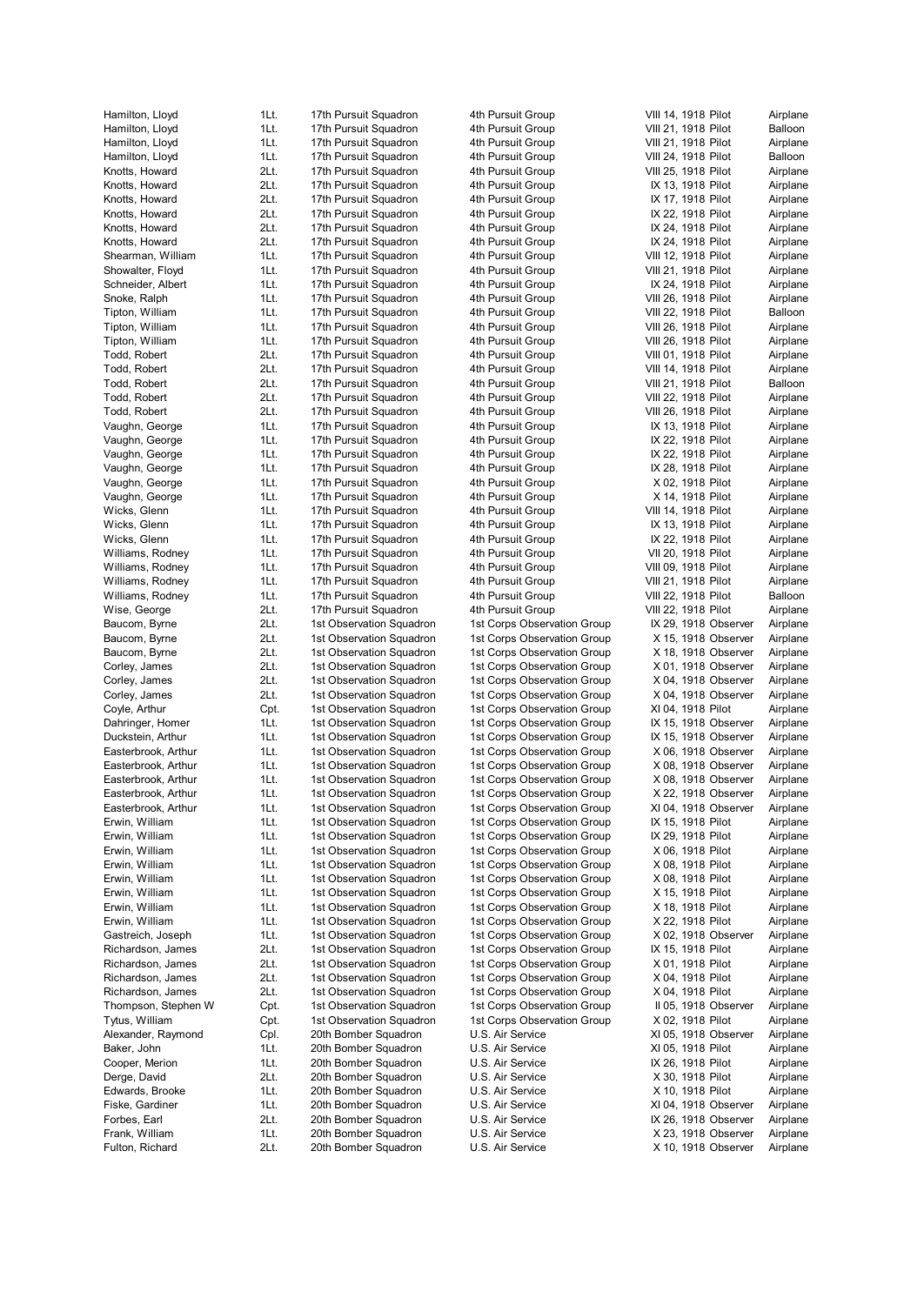| | | | | | |
|---|---|---|---|---|---|
| Hamilton, Lloyd | 1Lt. | 17th Pursuit Squadron | 4th Pursuit Group | VIII 14, 1918 Pilot | Airplane |
| Hamilton, Lloyd | 1Lt. | 17th Pursuit Squadron | 4th Pursuit Group | VIII 21, 1918 Pilot | Balloon |
| Hamilton, Lloyd | 1Lt. | 17th Pursuit Squadron | 4th Pursuit Group | VIII 21, 1918 Pilot | Airplane |
| Hamilton, Lloyd | 1Lt. | 17th Pursuit Squadron | 4th Pursuit Group | VIII 24, 1918 Pilot | Balloon |
| Knotts, Howard | 2Lt. | 17th Pursuit Squadron | 4th Pursuit Group | VIII 25, 1918 Pilot | Airplane |
| Knotts, Howard | 2Lt. | 17th Pursuit Squadron | 4th Pursuit Group | IX 13, 1918 Pilot | Airplane |
| Knotts, Howard | 2Lt. | 17th Pursuit Squadron | 4th Pursuit Group | IX 17, 1918 Pilot | Airplane |
| Knotts, Howard | 2Lt. | 17th Pursuit Squadron | 4th Pursuit Group | IX 22, 1918 Pilot | Airplane |
| Knotts, Howard | 2Lt. | 17th Pursuit Squadron | 4th Pursuit Group | IX 24, 1918 Pilot | Airplane |
| Knotts, Howard | 2Lt. | 17th Pursuit Squadron | 4th Pursuit Group | IX 24, 1918 Pilot | Airplane |
| Shearman, William | 1Lt. | 17th Pursuit Squadron | 4th Pursuit Group | VIII 12, 1918 Pilot | Airplane |
| Showalter, Floyd | 1Lt. | 17th Pursuit Squadron | 4th Pursuit Group | VIII 21, 1918 Pilot | Airplane |
| Schneider, Albert | 1Lt. | 17th Pursuit Squadron | 4th Pursuit Group | IX 24, 1918 Pilot | Airplane |
| Snoke, Ralph | 1Lt. | 17th Pursuit Squadron | 4th Pursuit Group | VIII 26, 1918 Pilot | Airplane |
| Tipton, William | 1Lt. | 17th Pursuit Squadron | 4th Pursuit Group | VIII 22, 1918 Pilot | Balloon |
| Tipton, William | 1Lt. | 17th Pursuit Squadron | 4th Pursuit Group | VIII 26, 1918 Pilot | Airplane |
| Tipton, William | 1Lt. | 17th Pursuit Squadron | 4th Pursuit Group | VIII 26, 1918 Pilot | Airplane |
| Todd, Robert | 2Lt. | 17th Pursuit Squadron | 4th Pursuit Group | VIII 01, 1918 Pilot | Airplane |
| Todd, Robert | 2Lt. | 17th Pursuit Squadron | 4th Pursuit Group | VIII 14, 1918 Pilot | Airplane |
| Todd, Robert | 2Lt. | 17th Pursuit Squadron | 4th Pursuit Group | VIII 21, 1918 Pilot | Balloon |
| Todd, Robert | 2Lt. | 17th Pursuit Squadron | 4th Pursuit Group | VIII 22, 1918 Pilot | Airplane |
| Todd, Robert | 2Lt. | 17th Pursuit Squadron | 4th Pursuit Group | VIII 26, 1918 Pilot | Airplane |
| Vaughn, George | 1Lt. | 17th Pursuit Squadron | 4th Pursuit Group | IX 13, 1918 Pilot | Airplane |
| Vaughn, George | 1Lt. | 17th Pursuit Squadron | 4th Pursuit Group | IX 22, 1918 Pilot | Airplane |
| Vaughn, George | 1Lt. | 17th Pursuit Squadron | 4th Pursuit Group | IX 22, 1918 Pilot | Airplane |
| Vaughn, George | 1Lt. | 17th Pursuit Squadron | 4th Pursuit Group | IX 28, 1918 Pilot | Airplane |
| Vaughn, George | 1Lt. | 17th Pursuit Squadron | 4th Pursuit Group | X 02, 1918 Pilot | Airplane |
| Vaughn, George | 1Lt. | 17th Pursuit Squadron | 4th Pursuit Group | X 14, 1918 Pilot | Airplane |
| Wicks, Glenn | 1Lt. | 17th Pursuit Squadron | 4th Pursuit Group | VIII 14, 1918 Pilot | Airplane |
| Wicks, Glenn | 1Lt. | 17th Pursuit Squadron | 4th Pursuit Group | IX 13, 1918 Pilot | Airplane |
| Wicks, Glenn | 1Lt. | 17th Pursuit Squadron | 4th Pursuit Group | IX 22, 1918 Pilot | Airplane |
| Williams, Rodney | 1Lt. | 17th Pursuit Squadron | 4th Pursuit Group | VII 20, 1918 Pilot | Airplane |
| Williams, Rodney | 1Lt. | 17th Pursuit Squadron | 4th Pursuit Group | VIII 09, 1918 Pilot | Airplane |
| Williams, Rodney | 1Lt. | 17th Pursuit Squadron | 4th Pursuit Group | VIII 21, 1918 Pilot | Airplane |
| Williams, Rodney | 1Lt. | 17th Pursuit Squadron | 4th Pursuit Group | VIII 22, 1918 Pilot | Balloon |
| Wise, George | 2Lt. | 17th Pursuit Squadron | 4th Pursuit Group | VIII 22, 1918 Pilot | Airplane |
| Baucom, Byrne | 2Lt. | 1st Observation Squadron | 1st Corps Observation Group | IX 29, 1918 Observer | Airplane |
| Baucom, Byrne | 2Lt. | 1st Observation Squadron | 1st Corps Observation Group | X 15, 1918 Observer | Airplane |
| Baucom, Byrne | 2Lt. | 1st Observation Squadron | 1st Corps Observation Group | X 18, 1918 Observer | Airplane |
| Corley, James | 2Lt. | 1st Observation Squadron | 1st Corps Observation Group | X 01, 1918 Observer | Airplane |
| Corley, James | 2Lt. | 1st Observation Squadron | 1st Corps Observation Group | X 04, 1918 Observer | Airplane |
| Corley, James | 2Lt. | 1st Observation Squadron | 1st Corps Observation Group | X 04, 1918 Observer | Airplane |
| Coyle, Arthur | Cpt. | 1st Observation Squadron | 1st Corps Observation Group | XI 04, 1918 Pilot | Airplane |
| Dahringer, Homer | 1Lt. | 1st Observation Squadron | 1st Corps Observation Group | IX 15, 1918 Observer | Airplane |
| Duckstein, Arthur | 1Lt. | 1st Observation Squadron | 1st Corps Observation Group | IX 15, 1918 Observer | Airplane |
| Easterbrook, Arthur | 1Lt. | 1st Observation Squadron | 1st Corps Observation Group | X 06, 1918 Observer | Airplane |
| Easterbrook, Arthur | 1Lt. | 1st Observation Squadron | 1st Corps Observation Group | X 08, 1918 Observer | Airplane |
| Easterbrook, Arthur | 1Lt. | 1st Observation Squadron | 1st Corps Observation Group | X 08, 1918 Observer | Airplane |
| Easterbrook, Arthur | 1Lt. | 1st Observation Squadron | 1st Corps Observation Group | X 22, 1918 Observer | Airplane |
| Easterbrook, Arthur | 1Lt. | 1st Observation Squadron | 1st Corps Observation Group | XI 04, 1918 Observer | Airplane |
| Erwin, William | 1Lt. | 1st Observation Squadron | 1st Corps Observation Group | IX 15, 1918 Pilot | Airplane |
| Erwin, William | 1Lt. | 1st Observation Squadron | 1st Corps Observation Group | IX 29, 1918 Pilot | Airplane |
| Erwin, William | 1Lt. | 1st Observation Squadron | 1st Corps Observation Group | X 06, 1918 Pilot | Airplane |
| Erwin, William | 1Lt. | 1st Observation Squadron | 1st Corps Observation Group | X 08, 1918 Pilot | Airplane |
| Erwin, William | 1Lt. | 1st Observation Squadron | 1st Corps Observation Group | X 08, 1918 Pilot | Airplane |
| Erwin, William | 1Lt. | 1st Observation Squadron | 1st Corps Observation Group | X 15, 1918 Pilot | Airplane |
| Erwin, William | 1Lt. | 1st Observation Squadron | 1st Corps Observation Group | X 18, 1918 Pilot | Airplane |
| Erwin, William | 1Lt. | 1st Observation Squadron | 1st Corps Observation Group | X 22, 1918 Pilot | Airplane |
| Gastreich, Joseph | 1Lt. | 1st Observation Squadron | 1st Corps Observation Group | X 02, 1918 Observer | Airplane |
| Richardson, James | 2Lt. | 1st Observation Squadron | 1st Corps Observation Group | IX 15, 1918 Pilot | Airplane |
| Richardson, James | 2Lt. | 1st Observation Squadron | 1st Corps Observation Group | X 01, 1918 Pilot | Airplane |
| Richardson, James | 2Lt. | 1st Observation Squadron | 1st Corps Observation Group | X 04, 1918 Pilot | Airplane |
| Richardson, James | 2Lt. | 1st Observation Squadron | 1st Corps Observation Group | X 04, 1918 Pilot | Airplane |
| Thompson, Stephen W | Cpt. | 1st Observation Squadron | 1st Corps Observation Group | II 05, 1918 Observer | Airplane |
| Tytus, William | Cpt. | 1st Observation Squadron | 1st Corps Observation Group | X 02, 1918 Pilot | Airplane |
| Alexander, Raymond | Cpl. | 20th Bomber Squadron | U.S. Air Service | XI 05, 1918 Observer | Airplane |
| Baker, John | 1Lt. | 20th Bomber Squadron | U.S. Air Service | XI 05, 1918 Pilot | Airplane |
| Cooper, Merion | 1Lt. | 20th Bomber Squadron | U.S. Air Service | IX 26, 1918 Pilot | Airplane |
| Derge, David | 2Lt. | 20th Bomber Squadron | U.S. Air Service | X 30, 1918 Pilot | Airplane |
| Edwards, Brooke | 1Lt. | 20th Bomber Squadron | U.S. Air Service | X 10, 1918 Pilot | Airplane |
| Fiske, Gardiner | 1Lt. | 20th Bomber Squadron | U.S. Air Service | XI 04, 1918 Observer | Airplane |
| Forbes, Earl | 2Lt. | 20th Bomber Squadron | U.S. Air Service | IX 26, 1918 Observer | Airplane |
| Frank, William | 1Lt. | 20th Bomber Squadron | U.S. Air Service | X 23, 1918 Observer | Airplane |
| Fulton, Richard | 2Lt. | 20th Bomber Squadron | U.S. Air Service | X 10, 1918 Observer | Airplane |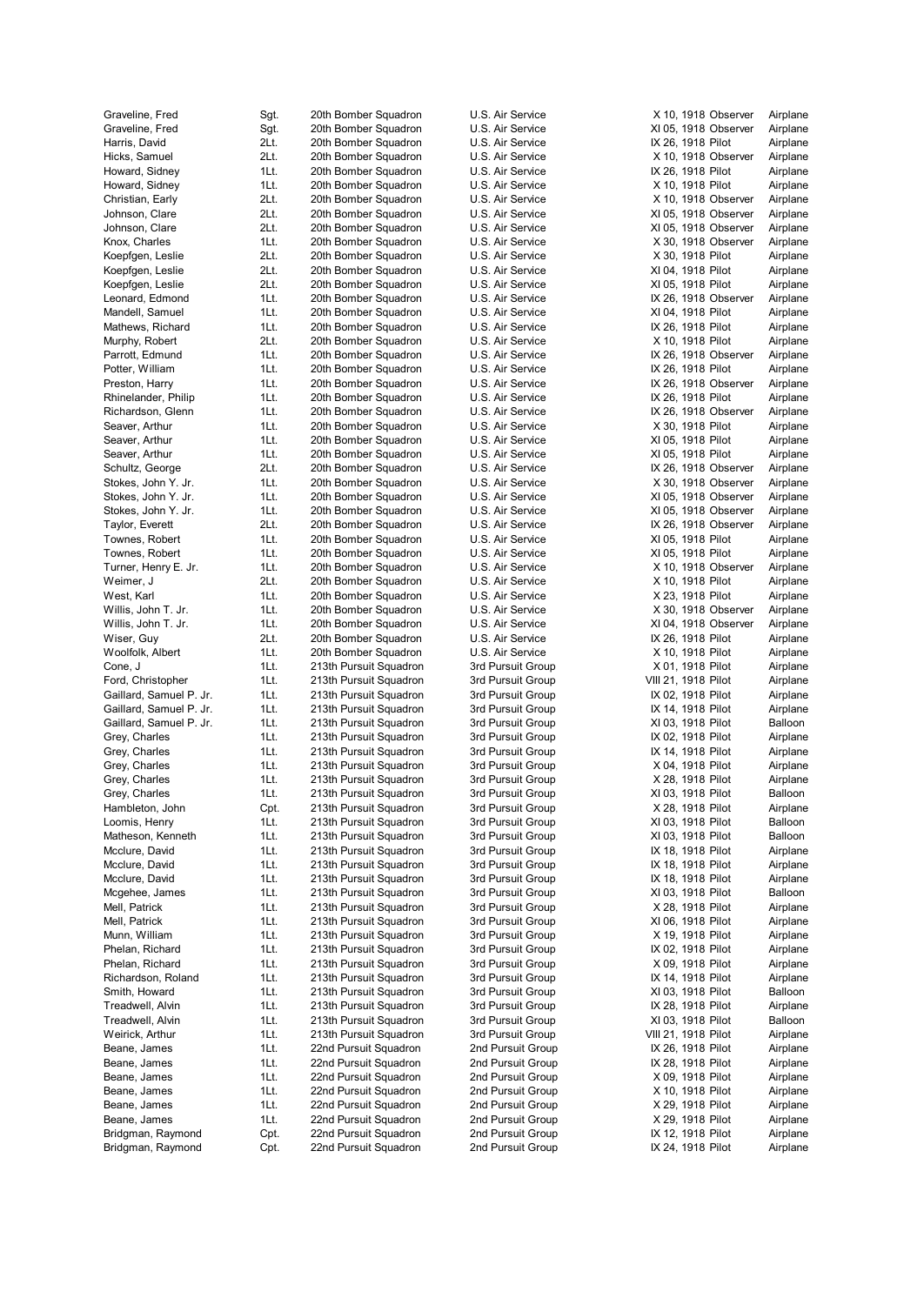| | | | | | | |
|---|---|---|---|---|---|---|
| Graveline, Fred | Sgt. | 20th Bomber Squadron | U.S. Air Service | X 10, 1918 | Observer | Airplane |
| Graveline, Fred | Sgt. | 20th Bomber Squadron | U.S. Air Service | XI 05, 1918 | Observer | Airplane |
| Harris, David | 2Lt. | 20th Bomber Squadron | U.S. Air Service | IX 26, 1918 | Pilot | Airplane |
| Hicks, Samuel | 2Lt. | 20th Bomber Squadron | U.S. Air Service | X 10, 1918 | Observer | Airplane |
| Howard, Sidney | 1Lt. | 20th Bomber Squadron | U.S. Air Service | IX 26, 1918 | Pilot | Airplane |
| Howard, Sidney | 1Lt. | 20th Bomber Squadron | U.S. Air Service | X 10, 1918 | Pilot | Airplane |
| Christian, Early | 2Lt. | 20th Bomber Squadron | U.S. Air Service | X 10, 1918 | Observer | Airplane |
| Johnson, Clare | 2Lt. | 20th Bomber Squadron | U.S. Air Service | XI 05, 1918 | Observer | Airplane |
| Johnson, Clare | 2Lt. | 20th Bomber Squadron | U.S. Air Service | XI 05, 1918 | Observer | Airplane |
| Knox, Charles | 1Lt. | 20th Bomber Squadron | U.S. Air Service | X 30, 1918 | Observer | Airplane |
| Koepfgen, Leslie | 2Lt. | 20th Bomber Squadron | U.S. Air Service | X 30, 1918 | Pilot | Airplane |
| Koepfgen, Leslie | 2Lt. | 20th Bomber Squadron | U.S. Air Service | XI 04, 1918 | Pilot | Airplane |
| Koepfgen, Leslie | 2Lt. | 20th Bomber Squadron | U.S. Air Service | XI 05, 1918 | Pilot | Airplane |
| Leonard, Edmond | 1Lt. | 20th Bomber Squadron | U.S. Air Service | IX 26, 1918 | Observer | Airplane |
| Mandell, Samuel | 1Lt. | 20th Bomber Squadron | U.S. Air Service | XI 04, 1918 | Pilot | Airplane |
| Mathews, Richard | 1Lt. | 20th Bomber Squadron | U.S. Air Service | IX 26, 1918 | Pilot | Airplane |
| Murphy, Robert | 2Lt. | 20th Bomber Squadron | U.S. Air Service | X 10, 1918 | Pilot | Airplane |
| Parrott, Edmund | 1Lt. | 20th Bomber Squadron | U.S. Air Service | IX 26, 1918 | Observer | Airplane |
| Potter, William | 1Lt. | 20th Bomber Squadron | U.S. Air Service | IX 26, 1918 | Pilot | Airplane |
| Preston, Harry | 1Lt. | 20th Bomber Squadron | U.S. Air Service | IX 26, 1918 | Observer | Airplane |
| Rhinelander, Philip | 1Lt. | 20th Bomber Squadron | U.S. Air Service | IX 26, 1918 | Pilot | Airplane |
| Richardson, Glenn | 1Lt. | 20th Bomber Squadron | U.S. Air Service | IX 26, 1918 | Observer | Airplane |
| Seaver, Arthur | 1Lt. | 20th Bomber Squadron | U.S. Air Service | X 30, 1918 | Pilot | Airplane |
| Seaver, Arthur | 1Lt. | 20th Bomber Squadron | U.S. Air Service | XI 05, 1918 | Pilot | Airplane |
| Seaver, Arthur | 1Lt. | 20th Bomber Squadron | U.S. Air Service | XI 05, 1918 | Pilot | Airplane |
| Schultz, George | 2Lt. | 20th Bomber Squadron | U.S. Air Service | IX 26, 1918 | Observer | Airplane |
| Stokes, John Y. Jr. | 1Lt. | 20th Bomber Squadron | U.S. Air Service | X 30, 1918 | Observer | Airplane |
| Stokes, John Y. Jr. | 1Lt. | 20th Bomber Squadron | U.S. Air Service | XI 05, 1918 | Observer | Airplane |
| Stokes, John Y. Jr. | 1Lt. | 20th Bomber Squadron | U.S. Air Service | XI 05, 1918 | Observer | Airplane |
| Taylor, Everett | 2Lt. | 20th Bomber Squadron | U.S. Air Service | IX 26, 1918 | Observer | Airplane |
| Townes, Robert | 1Lt. | 20th Bomber Squadron | U.S. Air Service | XI 05, 1918 | Pilot | Airplane |
| Townes, Robert | 1Lt. | 20th Bomber Squadron | U.S. Air Service | XI 05, 1918 | Pilot | Airplane |
| Turner, Henry E. Jr. | 1Lt. | 20th Bomber Squadron | U.S. Air Service | X 10, 1918 | Observer | Airplane |
| Weimer, J | 2Lt. | 20th Bomber Squadron | U.S. Air Service | X 10, 1918 | Pilot | Airplane |
| West, Karl | 1Lt. | 20th Bomber Squadron | U.S. Air Service | X 23, 1918 | Pilot | Airplane |
| Willis, John T. Jr. | 1Lt. | 20th Bomber Squadron | U.S. Air Service | X 30, 1918 | Observer | Airplane |
| Willis, John T. Jr. | 1Lt. | 20th Bomber Squadron | U.S. Air Service | XI 04, 1918 | Observer | Airplane |
| Wiser, Guy | 2Lt. | 20th Bomber Squadron | U.S. Air Service | IX 26, 1918 | Pilot | Airplane |
| Woolfolk, Albert | 1Lt. | 20th Bomber Squadron | U.S. Air Service | X 10, 1918 | Pilot | Airplane |
| Cone, J | 1Lt. | 213th Pursuit Squadron | 3rd Pursuit Group | X 01, 1918 | Pilot | Airplane |
| Ford, Christopher | 1Lt. | 213th Pursuit Squadron | 3rd Pursuit Group | VIII 21, 1918 | Pilot | Airplane |
| Gaillard, Samuel P. Jr. | 1Lt. | 213th Pursuit Squadron | 3rd Pursuit Group | IX 02, 1918 | Pilot | Airplane |
| Gaillard, Samuel P. Jr. | 1Lt. | 213th Pursuit Squadron | 3rd Pursuit Group | IX 14, 1918 | Pilot | Airplane |
| Gaillard, Samuel P. Jr. | 1Lt. | 213th Pursuit Squadron | 3rd Pursuit Group | XI 03, 1918 | Pilot | Balloon |
| Grey, Charles | 1Lt. | 213th Pursuit Squadron | 3rd Pursuit Group | IX 02, 1918 | Pilot | Airplane |
| Grey, Charles | 1Lt. | 213th Pursuit Squadron | 3rd Pursuit Group | IX 14, 1918 | Pilot | Airplane |
| Grey, Charles | 1Lt. | 213th Pursuit Squadron | 3rd Pursuit Group | X 04, 1918 | Pilot | Airplane |
| Grey, Charles | 1Lt. | 213th Pursuit Squadron | 3rd Pursuit Group | X 28, 1918 | Pilot | Airplane |
| Grey, Charles | 1Lt. | 213th Pursuit Squadron | 3rd Pursuit Group | XI 03, 1918 | Pilot | Balloon |
| Hambleton, John | Cpt. | 213th Pursuit Squadron | 3rd Pursuit Group | X 28, 1918 | Pilot | Airplane |
| Loomis, Henry | 1Lt. | 213th Pursuit Squadron | 3rd Pursuit Group | XI 03, 1918 | Pilot | Balloon |
| Matheson, Kenneth | 1Lt. | 213th Pursuit Squadron | 3rd Pursuit Group | XI 03, 1918 | Pilot | Balloon |
| Mcclure, David | 1Lt. | 213th Pursuit Squadron | 3rd Pursuit Group | IX 18, 1918 | Pilot | Airplane |
| Mcclure, David | 1Lt. | 213th Pursuit Squadron | 3rd Pursuit Group | IX 18, 1918 | Pilot | Airplane |
| Mcclure, David | 1Lt. | 213th Pursuit Squadron | 3rd Pursuit Group | IX 18, 1918 | Pilot | Airplane |
| Mcgehee, James | 1Lt. | 213th Pursuit Squadron | 3rd Pursuit Group | XI 03, 1918 | Pilot | Balloon |
| Mell, Patrick | 1Lt. | 213th Pursuit Squadron | 3rd Pursuit Group | X 28, 1918 | Pilot | Airplane |
| Mell, Patrick | 1Lt. | 213th Pursuit Squadron | 3rd Pursuit Group | XI 06, 1918 | Pilot | Airplane |
| Munn, William | 1Lt. | 213th Pursuit Squadron | 3rd Pursuit Group | X 19, 1918 | Pilot | Airplane |
| Phelan, Richard | 1Lt. | 213th Pursuit Squadron | 3rd Pursuit Group | IX 02, 1918 | Pilot | Airplane |
| Phelan, Richard | 1Lt. | 213th Pursuit Squadron | 3rd Pursuit Group | X 09, 1918 | Pilot | Airplane |
| Richardson, Roland | 1Lt. | 213th Pursuit Squadron | 3rd Pursuit Group | IX 14, 1918 | Pilot | Airplane |
| Smith, Howard | 1Lt. | 213th Pursuit Squadron | 3rd Pursuit Group | XI 03, 1918 | Pilot | Balloon |
| Treadwell, Alvin | 1Lt. | 213th Pursuit Squadron | 3rd Pursuit Group | IX 28, 1918 | Pilot | Airplane |
| Treadwell, Alvin | 1Lt. | 213th Pursuit Squadron | 3rd Pursuit Group | XI 03, 1918 | Pilot | Balloon |
| Weirick, Arthur | 1Lt. | 213th Pursuit Squadron | 3rd Pursuit Group | VIII 21, 1918 | Pilot | Airplane |
| Beane, James | 1Lt. | 22nd Pursuit Squadron | 2nd Pursuit Group | IX 26, 1918 | Pilot | Airplane |
| Beane, James | 1Lt. | 22nd Pursuit Squadron | 2nd Pursuit Group | IX 28, 1918 | Pilot | Airplane |
| Beane, James | 1Lt. | 22nd Pursuit Squadron | 2nd Pursuit Group | X 09, 1918 | Pilot | Airplane |
| Beane, James | 1Lt. | 22nd Pursuit Squadron | 2nd Pursuit Group | X 10, 1918 | Pilot | Airplane |
| Beane, James | 1Lt. | 22nd Pursuit Squadron | 2nd Pursuit Group | X 29, 1918 | Pilot | Airplane |
| Beane, James | 1Lt. | 22nd Pursuit Squadron | 2nd Pursuit Group | X 29, 1918 | Pilot | Airplane |
| Bridgman, Raymond | Cpt. | 22nd Pursuit Squadron | 2nd Pursuit Group | IX 12, 1918 | Pilot | Airplane |
| Bridgman, Raymond | Cpt. | 22nd Pursuit Squadron | 2nd Pursuit Group | IX 24, 1918 | Pilot | Airplane |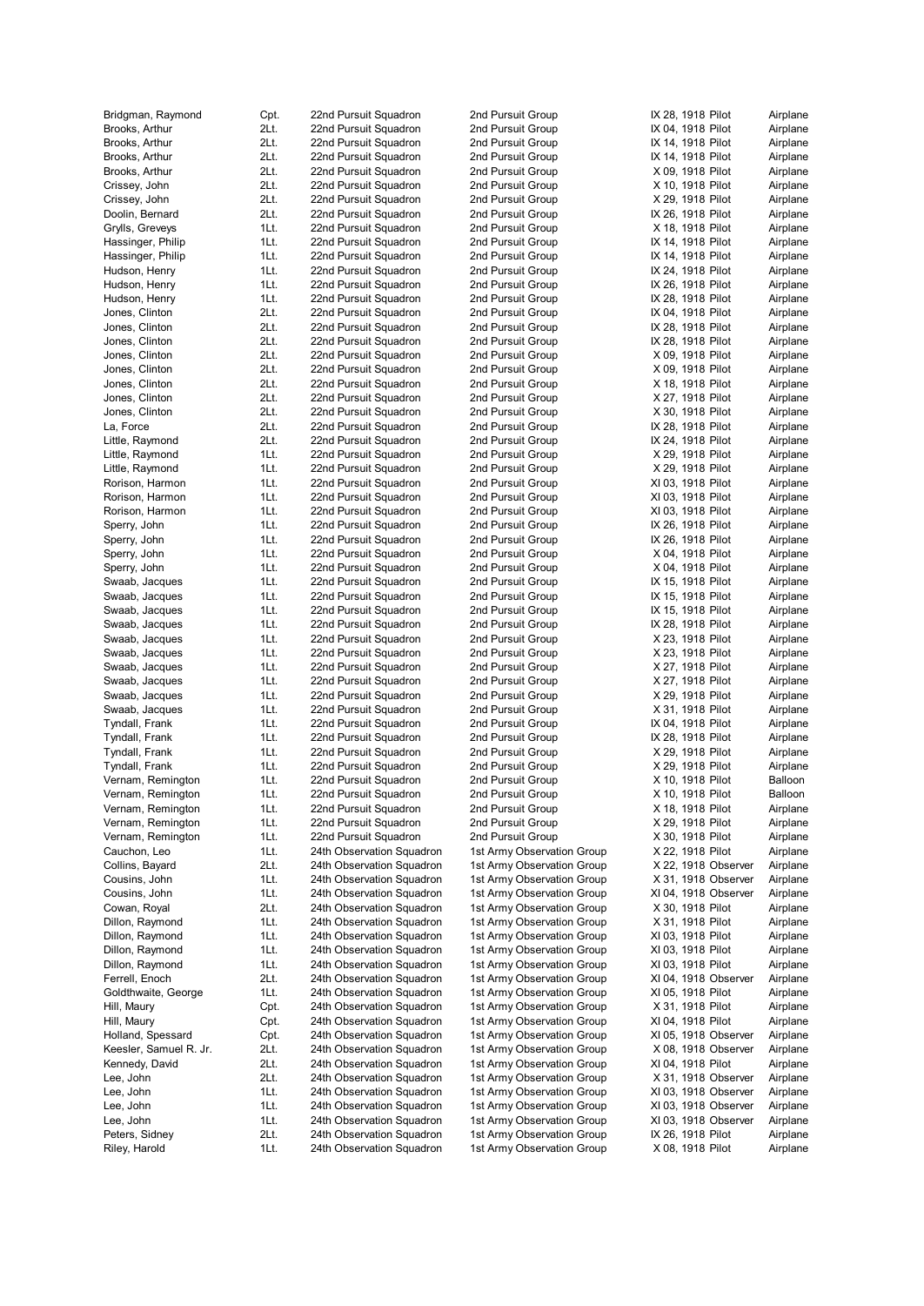| | | | | | | |
|---|---|---|---|---|---|---|
| Bridgman, Raymond | Cpt. | 22nd Pursuit Squadron | 2nd Pursuit Group | IX 28, 1918 | Pilot | Airplane |
| Brooks, Arthur | 2Lt. | 22nd Pursuit Squadron | 2nd Pursuit Group | IX 04, 1918 | Pilot | Airplane |
| Brooks, Arthur | 2Lt. | 22nd Pursuit Squadron | 2nd Pursuit Group | IX 14, 1918 | Pilot | Airplane |
| Brooks, Arthur | 2Lt. | 22nd Pursuit Squadron | 2nd Pursuit Group | IX 14, 1918 | Pilot | Airplane |
| Brooks, Arthur | 2Lt. | 22nd Pursuit Squadron | 2nd Pursuit Group | X 09, 1918 | Pilot | Airplane |
| Crissey, John | 2Lt. | 22nd Pursuit Squadron | 2nd Pursuit Group | X 10, 1918 | Pilot | Airplane |
| Crissey, John | 2Lt. | 22nd Pursuit Squadron | 2nd Pursuit Group | X 29, 1918 | Pilot | Airplane |
| Doolin, Bernard | 2Lt. | 22nd Pursuit Squadron | 2nd Pursuit Group | IX 26, 1918 | Pilot | Airplane |
| Grylls, Greveys | 1Lt. | 22nd Pursuit Squadron | 2nd Pursuit Group | X 18, 1918 | Pilot | Airplane |
| Hassinger, Philip | 1Lt. | 22nd Pursuit Squadron | 2nd Pursuit Group | IX 14, 1918 | Pilot | Airplane |
| Hassinger, Philip | 1Lt. | 22nd Pursuit Squadron | 2nd Pursuit Group | IX 14, 1918 | Pilot | Airplane |
| Hudson, Henry | 1Lt. | 22nd Pursuit Squadron | 2nd Pursuit Group | IX 24, 1918 | Pilot | Airplane |
| Hudson, Henry | 1Lt. | 22nd Pursuit Squadron | 2nd Pursuit Group | IX 26, 1918 | Pilot | Airplane |
| Hudson, Henry | 1Lt. | 22nd Pursuit Squadron | 2nd Pursuit Group | IX 28, 1918 | Pilot | Airplane |
| Jones, Clinton | 2Lt. | 22nd Pursuit Squadron | 2nd Pursuit Group | IX 04, 1918 | Pilot | Airplane |
| Jones, Clinton | 2Lt. | 22nd Pursuit Squadron | 2nd Pursuit Group | IX 28, 1918 | Pilot | Airplane |
| Jones, Clinton | 2Lt. | 22nd Pursuit Squadron | 2nd Pursuit Group | IX 28, 1918 | Pilot | Airplane |
| Jones, Clinton | 2Lt. | 22nd Pursuit Squadron | 2nd Pursuit Group | X 09, 1918 | Pilot | Airplane |
| Jones, Clinton | 2Lt. | 22nd Pursuit Squadron | 2nd Pursuit Group | X 09, 1918 | Pilot | Airplane |
| Jones, Clinton | 2Lt. | 22nd Pursuit Squadron | 2nd Pursuit Group | X 18, 1918 | Pilot | Airplane |
| Jones, Clinton | 2Lt. | 22nd Pursuit Squadron | 2nd Pursuit Group | X 27, 1918 | Pilot | Airplane |
| Jones, Clinton | 2Lt. | 22nd Pursuit Squadron | 2nd Pursuit Group | X 30, 1918 | Pilot | Airplane |
| La, Force | 2Lt. | 22nd Pursuit Squadron | 2nd Pursuit Group | IX 28, 1918 | Pilot | Airplane |
| Little, Raymond | 2Lt. | 22nd Pursuit Squadron | 2nd Pursuit Group | IX 24, 1918 | Pilot | Airplane |
| Little, Raymond | 1Lt. | 22nd Pursuit Squadron | 2nd Pursuit Group | X 29, 1918 | Pilot | Airplane |
| Little, Raymond | 1Lt. | 22nd Pursuit Squadron | 2nd Pursuit Group | X 29, 1918 | Pilot | Airplane |
| Rorison, Harmon | 1Lt. | 22nd Pursuit Squadron | 2nd Pursuit Group | XI 03, 1918 | Pilot | Airplane |
| Rorison, Harmon | 1Lt. | 22nd Pursuit Squadron | 2nd Pursuit Group | XI 03, 1918 | Pilot | Airplane |
| Rorison, Harmon | 1Lt. | 22nd Pursuit Squadron | 2nd Pursuit Group | XI 03, 1918 | Pilot | Airplane |
| Sperry, John | 1Lt. | 22nd Pursuit Squadron | 2nd Pursuit Group | IX 26, 1918 | Pilot | Airplane |
| Sperry, John | 1Lt. | 22nd Pursuit Squadron | 2nd Pursuit Group | IX 26, 1918 | Pilot | Airplane |
| Sperry, John | 1Lt. | 22nd Pursuit Squadron | 2nd Pursuit Group | X 04, 1918 | Pilot | Airplane |
| Sperry, John | 1Lt. | 22nd Pursuit Squadron | 2nd Pursuit Group | X 04, 1918 | Pilot | Airplane |
| Swaab, Jacques | 1Lt. | 22nd Pursuit Squadron | 2nd Pursuit Group | IX 15, 1918 | Pilot | Airplane |
| Swaab, Jacques | 1Lt. | 22nd Pursuit Squadron | 2nd Pursuit Group | IX 15, 1918 | Pilot | Airplane |
| Swaab, Jacques | 1Lt. | 22nd Pursuit Squadron | 2nd Pursuit Group | IX 15, 1918 | Pilot | Airplane |
| Swaab, Jacques | 1Lt. | 22nd Pursuit Squadron | 2nd Pursuit Group | IX 28, 1918 | Pilot | Airplane |
| Swaab, Jacques | 1Lt. | 22nd Pursuit Squadron | 2nd Pursuit Group | X 23, 1918 | Pilot | Airplane |
| Swaab, Jacques | 1Lt. | 22nd Pursuit Squadron | 2nd Pursuit Group | X 23, 1918 | Pilot | Airplane |
| Swaab, Jacques | 1Lt. | 22nd Pursuit Squadron | 2nd Pursuit Group | X 27, 1918 | Pilot | Airplane |
| Swaab, Jacques | 1Lt. | 22nd Pursuit Squadron | 2nd Pursuit Group | X 27, 1918 | Pilot | Airplane |
| Swaab, Jacques | 1Lt. | 22nd Pursuit Squadron | 2nd Pursuit Group | X 29, 1918 | Pilot | Airplane |
| Swaab, Jacques | 1Lt. | 22nd Pursuit Squadron | 2nd Pursuit Group | X 31, 1918 | Pilot | Airplane |
| Tyndall, Frank | 1Lt. | 22nd Pursuit Squadron | 2nd Pursuit Group | IX 04, 1918 | Pilot | Airplane |
| Tyndall, Frank | 1Lt. | 22nd Pursuit Squadron | 2nd Pursuit Group | IX 28, 1918 | Pilot | Airplane |
| Tyndall, Frank | 1Lt. | 22nd Pursuit Squadron | 2nd Pursuit Group | X 29, 1918 | Pilot | Airplane |
| Tyndall, Frank | 1Lt. | 22nd Pursuit Squadron | 2nd Pursuit Group | X 29, 1918 | Pilot | Airplane |
| Vernam, Remington | 1Lt. | 22nd Pursuit Squadron | 2nd Pursuit Group | X 10, 1918 | Pilot | Balloon |
| Vernam, Remington | 1Lt. | 22nd Pursuit Squadron | 2nd Pursuit Group | X 10, 1918 | Pilot | Balloon |
| Vernam, Remington | 1Lt. | 22nd Pursuit Squadron | 2nd Pursuit Group | X 18, 1918 | Pilot | Airplane |
| Vernam, Remington | 1Lt. | 22nd Pursuit Squadron | 2nd Pursuit Group | X 29, 1918 | Pilot | Airplane |
| Vernam, Remington | 1Lt. | 22nd Pursuit Squadron | 2nd Pursuit Group | X 30, 1918 | Pilot | Airplane |
| Cauchon, Leo | 1Lt. | 24th Observation Squadron | 1st Army Observation Group | X 22, 1918 | Pilot | Airplane |
| Collins, Bayard | 2Lt. | 24th Observation Squadron | 1st Army Observation Group | X 22, 1918 | Observer | Airplane |
| Cousins, John | 1Lt. | 24th Observation Squadron | 1st Army Observation Group | X 31, 1918 | Observer | Airplane |
| Cousins, John | 1Lt. | 24th Observation Squadron | 1st Army Observation Group | XI 04, 1918 | Observer | Airplane |
| Cowan, Royal | 2Lt. | 24th Observation Squadron | 1st Army Observation Group | X 30, 1918 | Pilot | Airplane |
| Dillon, Raymond | 1Lt. | 24th Observation Squadron | 1st Army Observation Group | X 31, 1918 | Pilot | Airplane |
| Dillon, Raymond | 1Lt. | 24th Observation Squadron | 1st Army Observation Group | XI 03, 1918 | Pilot | Airplane |
| Dillon, Raymond | 1Lt. | 24th Observation Squadron | 1st Army Observation Group | XI 03, 1918 | Pilot | Airplane |
| Dillon, Raymond | 1Lt. | 24th Observation Squadron | 1st Army Observation Group | XI 03, 1918 | Pilot | Airplane |
| Ferrell, Enoch | 2Lt. | 24th Observation Squadron | 1st Army Observation Group | XI 04, 1918 | Observer | Airplane |
| Goldthwaite, George | 1Lt. | 24th Observation Squadron | 1st Army Observation Group | XI 05, 1918 | Pilot | Airplane |
| Hill, Maury | Cpt. | 24th Observation Squadron | 1st Army Observation Group | X 31, 1918 | Pilot | Airplane |
| Hill, Maury | Cpt. | 24th Observation Squadron | 1st Army Observation Group | XI 04, 1918 | Pilot | Airplane |
| Holland, Spessard | Cpt. | 24th Observation Squadron | 1st Army Observation Group | XI 05, 1918 | Observer | Airplane |
| Keesler, Samuel R. Jr. | 2Lt. | 24th Observation Squadron | 1st Army Observation Group | X 08, 1918 | Observer | Airplane |
| Kennedy, David | 2Lt. | 24th Observation Squadron | 1st Army Observation Group | XI 04, 1918 | Pilot | Airplane |
| Lee, John | 2Lt. | 24th Observation Squadron | 1st Army Observation Group | X 31, 1918 | Observer | Airplane |
| Lee, John | 1Lt. | 24th Observation Squadron | 1st Army Observation Group | XI 03, 1918 | Observer | Airplane |
| Lee, John | 1Lt. | 24th Observation Squadron | 1st Army Observation Group | XI 03, 1918 | Observer | Airplane |
| Lee, John | 1Lt. | 24th Observation Squadron | 1st Army Observation Group | XI 03, 1918 | Observer | Airplane |
| Peters, Sidney | 2Lt. | 24th Observation Squadron | 1st Army Observation Group | IX 26, 1918 | Pilot | Airplane |
| Riley, Harold | 1Lt. | 24th Observation Squadron | 1st Army Observation Group | X 08, 1918 | Pilot | Airplane |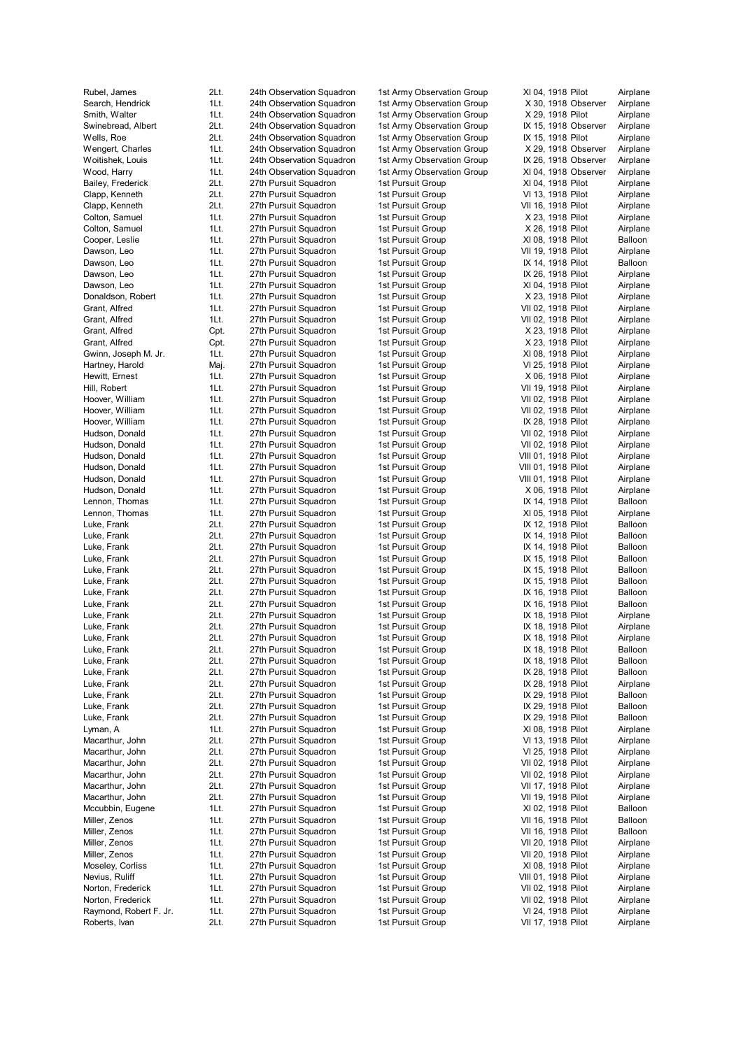| | | | | | | |
|---|---|---|---|---|---|---|
| Rubel, James | 2Lt. | 24th Observation Squadron | 1st Army Observation Group | XI 04, 1918 | Pilot | Airplane |
| Search, Hendrick | 1Lt. | 24th Observation Squadron | 1st Army Observation Group | X 30, 1918 | Observer | Airplane |
| Smith, Walter | 1Lt. | 24th Observation Squadron | 1st Army Observation Group | X 29, 1918 | Pilot | Airplane |
| Swinebread, Albert | 2Lt. | 24th Observation Squadron | 1st Army Observation Group | IX 15, 1918 | Observer | Airplane |
| Wells, Roe | 2Lt. | 24th Observation Squadron | 1st Army Observation Group | IX 15, 1918 | Pilot | Airplane |
| Wengert, Charles | 1Lt. | 24th Observation Squadron | 1st Army Observation Group | X 29, 1918 | Observer | Airplane |
| Woitishek, Louis | 1Lt. | 24th Observation Squadron | 1st Army Observation Group | IX 26, 1918 | Observer | Airplane |
| Wood, Harry | 1Lt. | 24th Observation Squadron | 1st Army Observation Group | XI 04, 1918 | Observer | Airplane |
| Bailey, Frederick | 2Lt. | 27th Pursuit Squadron | 1st Pursuit Group | XI 04, 1918 | Pilot | Airplane |
| Clapp, Kenneth | 2Lt. | 27th Pursuit Squadron | 1st Pursuit Group | VI 13, 1918 | Pilot | Airplane |
| Clapp, Kenneth | 2Lt. | 27th Pursuit Squadron | 1st Pursuit Group | VII 16, 1918 | Pilot | Airplane |
| Colton, Samuel | 1Lt. | 27th Pursuit Squadron | 1st Pursuit Group | X 23, 1918 | Pilot | Airplane |
| Colton, Samuel | 1Lt. | 27th Pursuit Squadron | 1st Pursuit Group | X 26, 1918 | Pilot | Airplane |
| Cooper, Leslie | 1Lt. | 27th Pursuit Squadron | 1st Pursuit Group | XI 08, 1918 | Pilot | Balloon |
| Dawson, Leo | 1Lt. | 27th Pursuit Squadron | 1st Pursuit Group | VII 19, 1918 | Pilot | Airplane |
| Dawson, Leo | 1Lt. | 27th Pursuit Squadron | 1st Pursuit Group | IX 14, 1918 | Pilot | Balloon |
| Dawson, Leo | 1Lt. | 27th Pursuit Squadron | 1st Pursuit Group | IX 26, 1918 | Pilot | Airplane |
| Dawson, Leo | 1Lt. | 27th Pursuit Squadron | 1st Pursuit Group | XI 04, 1918 | Pilot | Airplane |
| Donaldson, Robert | 1Lt. | 27th Pursuit Squadron | 1st Pursuit Group | X 23, 1918 | Pilot | Airplane |
| Grant, Alfred | 1Lt. | 27th Pursuit Squadron | 1st Pursuit Group | VII 02, 1918 | Pilot | Airplane |
| Grant, Alfred | 1Lt. | 27th Pursuit Squadron | 1st Pursuit Group | VII 02, 1918 | Pilot | Airplane |
| Grant, Alfred | Cpt. | 27th Pursuit Squadron | 1st Pursuit Group | X 23, 1918 | Pilot | Airplane |
| Grant, Alfred | Cpt. | 27th Pursuit Squadron | 1st Pursuit Group | X 23, 1918 | Pilot | Airplane |
| Gwinn, Joseph M. Jr. | 1Lt. | 27th Pursuit Squadron | 1st Pursuit Group | XI 08, 1918 | Pilot | Airplane |
| Hartney, Harold | Maj. | 27th Pursuit Squadron | 1st Pursuit Group | VI 25, 1918 | Pilot | Airplane |
| Hewitt, Ernest | 1Lt. | 27th Pursuit Squadron | 1st Pursuit Group | X 06, 1918 | Pilot | Airplane |
| Hill, Robert | 1Lt. | 27th Pursuit Squadron | 1st Pursuit Group | VII 19, 1918 | Pilot | Airplane |
| Hoover, William | 1Lt. | 27th Pursuit Squadron | 1st Pursuit Group | VII 02, 1918 | Pilot | Airplane |
| Hoover, William | 1Lt. | 27th Pursuit Squadron | 1st Pursuit Group | VII 02, 1918 | Pilot | Airplane |
| Hoover, William | 1Lt. | 27th Pursuit Squadron | 1st Pursuit Group | IX 28, 1918 | Pilot | Airplane |
| Hudson, Donald | 1Lt. | 27th Pursuit Squadron | 1st Pursuit Group | VII 02, 1918 | Pilot | Airplane |
| Hudson, Donald | 1Lt. | 27th Pursuit Squadron | 1st Pursuit Group | VII 02, 1918 | Pilot | Airplane |
| Hudson, Donald | 1Lt. | 27th Pursuit Squadron | 1st Pursuit Group | VIII 01, 1918 | Pilot | Airplane |
| Hudson, Donald | 1Lt. | 27th Pursuit Squadron | 1st Pursuit Group | VIII 01, 1918 | Pilot | Airplane |
| Hudson, Donald | 1Lt. | 27th Pursuit Squadron | 1st Pursuit Group | VIII 01, 1918 | Pilot | Airplane |
| Hudson, Donald | 1Lt. | 27th Pursuit Squadron | 1st Pursuit Group | X 06, 1918 | Pilot | Airplane |
| Lennon, Thomas | 1Lt. | 27th Pursuit Squadron | 1st Pursuit Group | IX 14, 1918 | Pilot | Balloon |
| Lennon, Thomas | 1Lt. | 27th Pursuit Squadron | 1st Pursuit Group | XI 05, 1918 | Pilot | Airplane |
| Luke, Frank | 2Lt. | 27th Pursuit Squadron | 1st Pursuit Group | IX 12, 1918 | Pilot | Balloon |
| Luke, Frank | 2Lt. | 27th Pursuit Squadron | 1st Pursuit Group | IX 14, 1918 | Pilot | Balloon |
| Luke, Frank | 2Lt. | 27th Pursuit Squadron | 1st Pursuit Group | IX 14, 1918 | Pilot | Balloon |
| Luke, Frank | 2Lt. | 27th Pursuit Squadron | 1st Pursuit Group | IX 15, 1918 | Pilot | Balloon |
| Luke, Frank | 2Lt. | 27th Pursuit Squadron | 1st Pursuit Group | IX 15, 1918 | Pilot | Balloon |
| Luke, Frank | 2Lt. | 27th Pursuit Squadron | 1st Pursuit Group | IX 15, 1918 | Pilot | Balloon |
| Luke, Frank | 2Lt. | 27th Pursuit Squadron | 1st Pursuit Group | IX 16, 1918 | Pilot | Balloon |
| Luke, Frank | 2Lt. | 27th Pursuit Squadron | 1st Pursuit Group | IX 16, 1918 | Pilot | Balloon |
| Luke, Frank | 2Lt. | 27th Pursuit Squadron | 1st Pursuit Group | IX 18, 1918 | Pilot | Airplane |
| Luke, Frank | 2Lt. | 27th Pursuit Squadron | 1st Pursuit Group | IX 18, 1918 | Pilot | Airplane |
| Luke, Frank | 2Lt. | 27th Pursuit Squadron | 1st Pursuit Group | IX 18, 1918 | Pilot | Airplane |
| Luke, Frank | 2Lt. | 27th Pursuit Squadron | 1st Pursuit Group | IX 18, 1918 | Pilot | Balloon |
| Luke, Frank | 2Lt. | 27th Pursuit Squadron | 1st Pursuit Group | IX 18, 1918 | Pilot | Balloon |
| Luke, Frank | 2Lt. | 27th Pursuit Squadron | 1st Pursuit Group | IX 28, 1918 | Pilot | Balloon |
| Luke, Frank | 2Lt. | 27th Pursuit Squadron | 1st Pursuit Group | IX 28, 1918 | Pilot | Airplane |
| Luke, Frank | 2Lt. | 27th Pursuit Squadron | 1st Pursuit Group | IX 29, 1918 | Pilot | Balloon |
| Luke, Frank | 2Lt. | 27th Pursuit Squadron | 1st Pursuit Group | IX 29, 1918 | Pilot | Balloon |
| Luke, Frank | 2Lt. | 27th Pursuit Squadron | 1st Pursuit Group | IX 29, 1918 | Pilot | Balloon |
| Lyman, A | 1Lt. | 27th Pursuit Squadron | 1st Pursuit Group | XI 08, 1918 | Pilot | Airplane |
| Macarthur, John | 2Lt. | 27th Pursuit Squadron | 1st Pursuit Group | VI 13, 1918 | Pilot | Airplane |
| Macarthur, John | 2Lt. | 27th Pursuit Squadron | 1st Pursuit Group | VI 25, 1918 | Pilot | Airplane |
| Macarthur, John | 2Lt. | 27th Pursuit Squadron | 1st Pursuit Group | VII 02, 1918 | Pilot | Airplane |
| Macarthur, John | 2Lt. | 27th Pursuit Squadron | 1st Pursuit Group | VII 02, 1918 | Pilot | Airplane |
| Macarthur, John | 2Lt. | 27th Pursuit Squadron | 1st Pursuit Group | VII 17, 1918 | Pilot | Airplane |
| Macarthur, John | 2Lt. | 27th Pursuit Squadron | 1st Pursuit Group | VII 19, 1918 | Pilot | Airplane |
| Mccubbin, Eugene | 1Lt. | 27th Pursuit Squadron | 1st Pursuit Group | XI 02, 1918 | Pilot | Balloon |
| Miller, Zenos | 1Lt. | 27th Pursuit Squadron | 1st Pursuit Group | VII 16, 1918 | Pilot | Balloon |
| Miller, Zenos | 1Lt. | 27th Pursuit Squadron | 1st Pursuit Group | VII 16, 1918 | Pilot | Balloon |
| Miller, Zenos | 1Lt. | 27th Pursuit Squadron | 1st Pursuit Group | VII 20, 1918 | Pilot | Airplane |
| Miller, Zenos | 1Lt. | 27th Pursuit Squadron | 1st Pursuit Group | VII 20, 1918 | Pilot | Airplane |
| Moseley, Corliss | 1Lt. | 27th Pursuit Squadron | 1st Pursuit Group | XI 08, 1918 | Pilot | Airplane |
| Nevius, Ruliff | 1Lt. | 27th Pursuit Squadron | 1st Pursuit Group | VIII 01, 1918 | Pilot | Airplane |
| Norton, Frederick | 1Lt. | 27th Pursuit Squadron | 1st Pursuit Group | VII 02, 1918 | Pilot | Airplane |
| Norton, Frederick | 1Lt. | 27th Pursuit Squadron | 1st Pursuit Group | VII 02, 1918 | Pilot | Airplane |
| Raymond, Robert F. Jr. | 1Lt. | 27th Pursuit Squadron | 1st Pursuit Group | VI 24, 1918 | Pilot | Airplane |
| Roberts, Ivan | 2Lt. | 27th Pursuit Squadron | 1st Pursuit Group | VII 17, 1918 | Pilot | Airplane |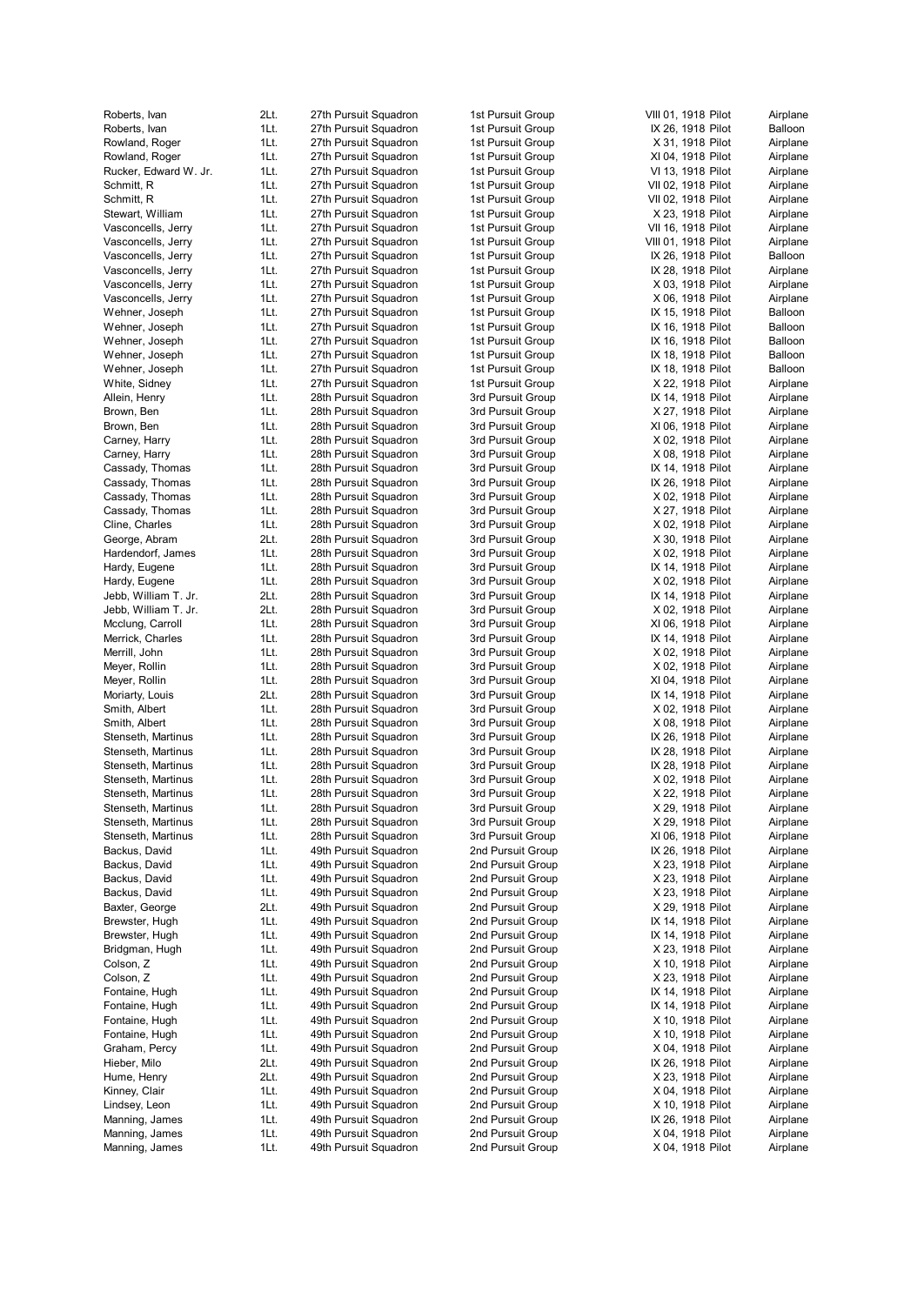| | | | | | |
|---|---|---|---|---|---|
| Roberts, Ivan | 2Lt. | 27th Pursuit Squadron | 1st Pursuit Group | VIII 01, 1918 Pilot | Airplane |
| Roberts, Ivan | 1Lt. | 27th Pursuit Squadron | 1st Pursuit Group | IX 26, 1918 Pilot | Balloon |
| Rowland, Roger | 1Lt. | 27th Pursuit Squadron | 1st Pursuit Group | X 31, 1918 Pilot | Airplane |
| Rowland, Roger | 1Lt. | 27th Pursuit Squadron | 1st Pursuit Group | XI 04, 1918 Pilot | Airplane |
| Rucker, Edward W. Jr. | 1Lt. | 27th Pursuit Squadron | 1st Pursuit Group | VI 13, 1918 Pilot | Airplane |
| Schmitt, R | 1Lt. | 27th Pursuit Squadron | 1st Pursuit Group | VII 02, 1918 Pilot | Airplane |
| Schmitt, R | 1Lt. | 27th Pursuit Squadron | 1st Pursuit Group | VII 02, 1918 Pilot | Airplane |
| Stewart, William | 1Lt. | 27th Pursuit Squadron | 1st Pursuit Group | X 23, 1918 Pilot | Airplane |
| Vasconcells, Jerry | 1Lt. | 27th Pursuit Squadron | 1st Pursuit Group | VII 16, 1918 Pilot | Airplane |
| Vasconcells, Jerry | 1Lt. | 27th Pursuit Squadron | 1st Pursuit Group | VIII 01, 1918 Pilot | Airplane |
| Vasconcells, Jerry | 1Lt. | 27th Pursuit Squadron | 1st Pursuit Group | IX 26, 1918 Pilot | Balloon |
| Vasconcells, Jerry | 1Lt. | 27th Pursuit Squadron | 1st Pursuit Group | IX 28, 1918 Pilot | Airplane |
| Vasconcells, Jerry | 1Lt. | 27th Pursuit Squadron | 1st Pursuit Group | X 03, 1918 Pilot | Airplane |
| Vasconcells, Jerry | 1Lt. | 27th Pursuit Squadron | 1st Pursuit Group | X 06, 1918 Pilot | Airplane |
| Wehner, Joseph | 1Lt. | 27th Pursuit Squadron | 1st Pursuit Group | IX 15, 1918 Pilot | Balloon |
| Wehner, Joseph | 1Lt. | 27th Pursuit Squadron | 1st Pursuit Group | IX 16, 1918 Pilot | Balloon |
| Wehner, Joseph | 1Lt. | 27th Pursuit Squadron | 1st Pursuit Group | IX 16, 1918 Pilot | Balloon |
| Wehner, Joseph | 1Lt. | 27th Pursuit Squadron | 1st Pursuit Group | IX 18, 1918 Pilot | Balloon |
| Wehner, Joseph | 1Lt. | 27th Pursuit Squadron | 1st Pursuit Group | IX 18, 1918 Pilot | Balloon |
| White, Sidney | 1Lt. | 27th Pursuit Squadron | 1st Pursuit Group | X 22, 1918 Pilot | Airplane |
| Allein, Henry | 1Lt. | 28th Pursuit Squadron | 3rd Pursuit Group | IX 14, 1918 Pilot | Airplane |
| Brown, Ben | 1Lt. | 28th Pursuit Squadron | 3rd Pursuit Group | X 27, 1918 Pilot | Airplane |
| Brown, Ben | 1Lt. | 28th Pursuit Squadron | 3rd Pursuit Group | XI 06, 1918 Pilot | Airplane |
| Carney, Harry | 1Lt. | 28th Pursuit Squadron | 3rd Pursuit Group | X 02, 1918 Pilot | Airplane |
| Carney, Harry | 1Lt. | 28th Pursuit Squadron | 3rd Pursuit Group | X 08, 1918 Pilot | Airplane |
| Cassady, Thomas | 1Lt. | 28th Pursuit Squadron | 3rd Pursuit Group | IX 14, 1918 Pilot | Airplane |
| Cassady, Thomas | 1Lt. | 28th Pursuit Squadron | 3rd Pursuit Group | IX 26, 1918 Pilot | Airplane |
| Cassady, Thomas | 1Lt. | 28th Pursuit Squadron | 3rd Pursuit Group | X 02, 1918 Pilot | Airplane |
| Cassady, Thomas | 1Lt. | 28th Pursuit Squadron | 3rd Pursuit Group | X 27, 1918 Pilot | Airplane |
| Cline, Charles | 1Lt. | 28th Pursuit Squadron | 3rd Pursuit Group | X 02, 1918 Pilot | Airplane |
| George, Abram | 2Lt. | 28th Pursuit Squadron | 3rd Pursuit Group | X 30, 1918 Pilot | Airplane |
| Hardendorf, James | 1Lt. | 28th Pursuit Squadron | 3rd Pursuit Group | X 02, 1918 Pilot | Airplane |
| Hardy, Eugene | 1Lt. | 28th Pursuit Squadron | 3rd Pursuit Group | IX 14, 1918 Pilot | Airplane |
| Hardy, Eugene | 1Lt. | 28th Pursuit Squadron | 3rd Pursuit Group | X 02, 1918 Pilot | Airplane |
| Jebb, William T. Jr. | 2Lt. | 28th Pursuit Squadron | 3rd Pursuit Group | IX 14, 1918 Pilot | Airplane |
| Jebb, William T. Jr. | 2Lt. | 28th Pursuit Squadron | 3rd Pursuit Group | X 02, 1918 Pilot | Airplane |
| Mcclung, Carroll | 1Lt. | 28th Pursuit Squadron | 3rd Pursuit Group | XI 06, 1918 Pilot | Airplane |
| Merrick, Charles | 1Lt. | 28th Pursuit Squadron | 3rd Pursuit Group | IX 14, 1918 Pilot | Airplane |
| Merrill, John | 1Lt. | 28th Pursuit Squadron | 3rd Pursuit Group | X 02, 1918 Pilot | Airplane |
| Meyer, Rollin | 1Lt. | 28th Pursuit Squadron | 3rd Pursuit Group | X 02, 1918 Pilot | Airplane |
| Meyer, Rollin | 1Lt. | 28th Pursuit Squadron | 3rd Pursuit Group | XI 04, 1918 Pilot | Airplane |
| Moriarty, Louis | 2Lt. | 28th Pursuit Squadron | 3rd Pursuit Group | IX 14, 1918 Pilot | Airplane |
| Smith, Albert | 1Lt. | 28th Pursuit Squadron | 3rd Pursuit Group | X 02, 1918 Pilot | Airplane |
| Smith, Albert | 1Lt. | 28th Pursuit Squadron | 3rd Pursuit Group | X 08, 1918 Pilot | Airplane |
| Stenseth, Martinus | 1Lt. | 28th Pursuit Squadron | 3rd Pursuit Group | IX 26, 1918 Pilot | Airplane |
| Stenseth, Martinus | 1Lt. | 28th Pursuit Squadron | 3rd Pursuit Group | IX 28, 1918 Pilot | Airplane |
| Stenseth, Martinus | 1Lt. | 28th Pursuit Squadron | 3rd Pursuit Group | IX 28, 1918 Pilot | Airplane |
| Stenseth, Martinus | 1Lt. | 28th Pursuit Squadron | 3rd Pursuit Group | X 02, 1918 Pilot | Airplane |
| Stenseth, Martinus | 1Lt. | 28th Pursuit Squadron | 3rd Pursuit Group | X 22, 1918 Pilot | Airplane |
| Stenseth, Martinus | 1Lt. | 28th Pursuit Squadron | 3rd Pursuit Group | X 29, 1918 Pilot | Airplane |
| Stenseth, Martinus | 1Lt. | 28th Pursuit Squadron | 3rd Pursuit Group | X 29, 1918 Pilot | Airplane |
| Stenseth, Martinus | 1Lt. | 28th Pursuit Squadron | 3rd Pursuit Group | XI 06, 1918 Pilot | Airplane |
| Backus, David | 1Lt. | 49th Pursuit Squadron | 2nd Pursuit Group | IX 26, 1918 Pilot | Airplane |
| Backus, David | 1Lt. | 49th Pursuit Squadron | 2nd Pursuit Group | X 23, 1918 Pilot | Airplane |
| Backus, David | 1Lt. | 49th Pursuit Squadron | 2nd Pursuit Group | X 23, 1918 Pilot | Airplane |
| Backus, David | 1Lt. | 49th Pursuit Squadron | 2nd Pursuit Group | X 23, 1918 Pilot | Airplane |
| Baxter, George | 2Lt. | 49th Pursuit Squadron | 2nd Pursuit Group | X 29, 1918 Pilot | Airplane |
| Brewster, Hugh | 1Lt. | 49th Pursuit Squadron | 2nd Pursuit Group | IX 14, 1918 Pilot | Airplane |
| Brewster, Hugh | 1Lt. | 49th Pursuit Squadron | 2nd Pursuit Group | IX 14, 1918 Pilot | Airplane |
| Bridgman, Hugh | 1Lt. | 49th Pursuit Squadron | 2nd Pursuit Group | X 23, 1918 Pilot | Airplane |
| Colson, Z | 1Lt. | 49th Pursuit Squadron | 2nd Pursuit Group | X 10, 1918 Pilot | Airplane |
| Colson, Z | 1Lt. | 49th Pursuit Squadron | 2nd Pursuit Group | X 23, 1918 Pilot | Airplane |
| Fontaine, Hugh | 1Lt. | 49th Pursuit Squadron | 2nd Pursuit Group | IX 14, 1918 Pilot | Airplane |
| Fontaine, Hugh | 1Lt. | 49th Pursuit Squadron | 2nd Pursuit Group | IX 14, 1918 Pilot | Airplane |
| Fontaine, Hugh | 1Lt. | 49th Pursuit Squadron | 2nd Pursuit Group | X 10, 1918 Pilot | Airplane |
| Fontaine, Hugh | 1Lt. | 49th Pursuit Squadron | 2nd Pursuit Group | X 10, 1918 Pilot | Airplane |
| Graham, Percy | 1Lt. | 49th Pursuit Squadron | 2nd Pursuit Group | X 04, 1918 Pilot | Airplane |
| Hieber, Milo | 2Lt. | 49th Pursuit Squadron | 2nd Pursuit Group | IX 26, 1918 Pilot | Airplane |
| Hume, Henry | 2Lt. | 49th Pursuit Squadron | 2nd Pursuit Group | X 23, 1918 Pilot | Airplane |
| Kinney, Clair | 1Lt. | 49th Pursuit Squadron | 2nd Pursuit Group | X 04, 1918 Pilot | Airplane |
| Lindsey, Leon | 1Lt. | 49th Pursuit Squadron | 2nd Pursuit Group | X 10, 1918 Pilot | Airplane |
| Manning, James | 1Lt. | 49th Pursuit Squadron | 2nd Pursuit Group | IX 26, 1918 Pilot | Airplane |
| Manning, James | 1Lt. | 49th Pursuit Squadron | 2nd Pursuit Group | X 04, 1918 Pilot | Airplane |
| Manning, James | 1Lt. | 49th Pursuit Squadron | 2nd Pursuit Group | X 04, 1918 Pilot | Airplane |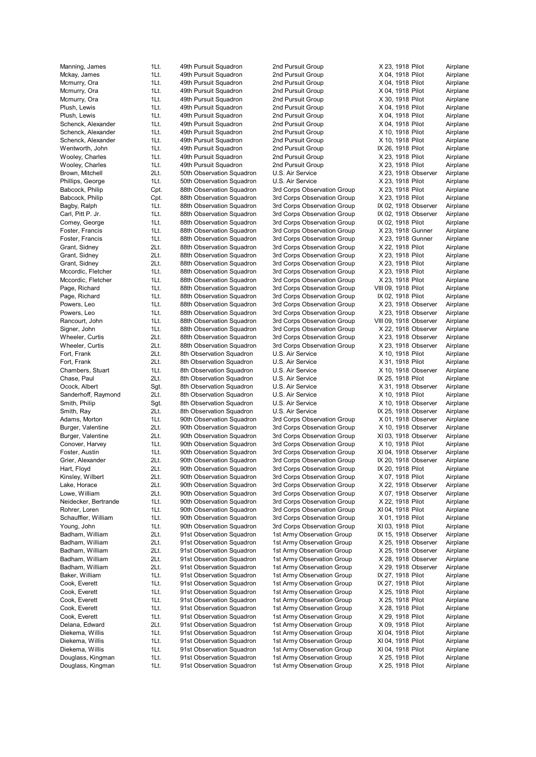| | | | | | | |
|---|---|---|---|---|---|---|
| Manning, James | 1Lt. | 49th Pursuit Squadron | 2nd Pursuit Group | X 23, 1918 | Pilot | Airplane |
| Mckay, James | 1Lt. | 49th Pursuit Squadron | 2nd Pursuit Group | X 04, 1918 | Pilot | Airplane |
| Mcmurry, Ora | 1Lt. | 49th Pursuit Squadron | 2nd Pursuit Group | X 04, 1918 | Pilot | Airplane |
| Mcmurry, Ora | 1Lt. | 49th Pursuit Squadron | 2nd Pursuit Group | X 04, 1918 | Pilot | Airplane |
| Mcmurry, Ora | 1Lt. | 49th Pursuit Squadron | 2nd Pursuit Group | X 30, 1918 | Pilot | Airplane |
| Plush, Lewis | 1Lt. | 49th Pursuit Squadron | 2nd Pursuit Group | X 04, 1918 | Pilot | Airplane |
| Plush, Lewis | 1Lt. | 49th Pursuit Squadron | 2nd Pursuit Group | X 04, 1918 | Pilot | Airplane |
| Schenck, Alexander | 1Lt. | 49th Pursuit Squadron | 2nd Pursuit Group | X 04, 1918 | Pilot | Airplane |
| Schenck, Alexander | 1Lt. | 49th Pursuit Squadron | 2nd Pursuit Group | X 10, 1918 | Pilot | Airplane |
| Schenck, Alexander | 1Lt. | 49th Pursuit Squadron | 2nd Pursuit Group | X 10, 1918 | Pilot | Airplane |
| Wentworth, John | 1Lt. | 49th Pursuit Squadron | 2nd Pursuit Group | IX 26, 1918 | Pilot | Airplane |
| Wooley, Charles | 1Lt. | 49th Pursuit Squadron | 2nd Pursuit Group | X 23, 1918 | Pilot | Airplane |
| Wooley, Charles | 1Lt. | 49th Pursuit Squadron | 2nd Pursuit Group | X 23, 1918 | Pilot | Airplane |
| Brown, Mitchell | 2Lt. | 50th Observation Squadron | U.S. Air Service | X 23, 1918 | Observer | Airplane |
| Phillips, George | 1Lt. | 50th Observation Squadron | U.S. Air Service | X 23, 1918 | Pilot | Airplane |
| Babcock, Philip | Cpt. | 88th Observation Squadron | 3rd Corps Observation Group | X 23, 1918 | Pilot | Airplane |
| Babcock, Philip | Cpt. | 88th Observation Squadron | 3rd Corps Observation Group | X 23, 1918 | Pilot | Airplane |
| Bagby, Ralph | 1Lt. | 88th Observation Squadron | 3rd Corps Observation Group | IX 02, 1918 | Observer | Airplane |
| Carl, Pitt P. Jr. | 1Lt. | 88th Observation Squadron | 3rd Corps Observation Group | IX 02, 1918 | Observer | Airplane |
| Comey, George | 1Lt. | 88th Observation Squadron | 3rd Corps Observation Group | IX 02, 1918 | Pilot | Airplane |
| Foster, Francis | 1Lt. | 88th Observation Squadron | 3rd Corps Observation Group | X 23, 1918 | Gunner | Airplane |
| Foster, Francis | 1Lt. | 88th Observation Squadron | 3rd Corps Observation Group | X 23, 1918 | Gunner | Airplane |
| Grant, Sidney | 2Lt. | 88th Observation Squadron | 3rd Corps Observation Group | X 22, 1918 | Pilot | Airplane |
| Grant, Sidney | 2Lt. | 88th Observation Squadron | 3rd Corps Observation Group | X 23, 1918 | Pilot | Airplane |
| Grant, Sidney | 2Lt. | 88th Observation Squadron | 3rd Corps Observation Group | X 23, 1918 | Pilot | Airplane |
| Mccordic, Fletcher | 1Lt. | 88th Observation Squadron | 3rd Corps Observation Group | X 23, 1918 | Pilot | Airplane |
| Mccordic, Fletcher | 1Lt. | 88th Observation Squadron | 3rd Corps Observation Group | X 23, 1918 | Pilot | Airplane |
| Page, Richard | 1Lt. | 88th Observation Squadron | 3rd Corps Observation Group | VIII 09, 1918 | Pilot | Airplane |
| Page, Richard | 1Lt. | 88th Observation Squadron | 3rd Corps Observation Group | IX 02, 1918 | Pilot | Airplane |
| Powers, Leo | 1Lt. | 88th Observation Squadron | 3rd Corps Observation Group | X 23, 1918 | Observer | Airplane |
| Powers, Leo | 1Lt. | 88th Observation Squadron | 3rd Corps Observation Group | X 23, 1918 | Observer | Airplane |
| Rancourt, John | 1Lt. | 88th Observation Squadron | 3rd Corps Observation Group | VIII 09, 1918 | Observer | Airplane |
| Signer, John | 1Lt. | 88th Observation Squadron | 3rd Corps Observation Group | X 22, 1918 | Observer | Airplane |
| Wheeler, Curtis | 2Lt. | 88th Observation Squadron | 3rd Corps Observation Group | X 23, 1918 | Observer | Airplane |
| Wheeler, Curtis | 2Lt. | 88th Observation Squadron | 3rd Corps Observation Group | X 23, 1918 | Observer | Airplane |
| Fort, Frank | 2Lt. | 8th Observation Squadron | U.S. Air Service | X 10, 1918 | Pilot | Airplane |
| Fort, Frank | 2Lt. | 8th Observation Squadron | U.S. Air Service | X 31, 1918 | Pilot | Airplane |
| Chambers, Stuart | 1Lt. | 8th Observation Squadron | U.S. Air Service | X 10, 1918 | Observer | Airplane |
| Chase, Paul | 2Lt. | 8th Observation Squadron | U.S. Air Service | IX 25, 1918 | Pilot | Airplane |
| Ocock, Albert | Sgt. | 8th Observation Squadron | U.S. Air Service | X 31, 1918 | Observer | Airplane |
| Sanderhoff, Raymond | 2Lt. | 8th Observation Squadron | U.S. Air Service | X 10, 1918 | Pilot | Airplane |
| Smith, Philip | Sgt. | 8th Observation Squadron | U.S. Air Service | X 10, 1918 | Observer | Airplane |
| Smith, Ray | 2Lt. | 8th Observation Squadron | U.S. Air Service | IX 25, 1918 | Observer | Airplane |
| Adams, Morton | 1Lt. | 90th Observation Squadron | 3rd Corps Observation Group | X 01, 1918 | Observer | Airplane |
| Burger, Valentine | 2Lt. | 90th Observation Squadron | 3rd Corps Observation Group | X 10, 1918 | Observer | Airplane |
| Burger, Valentine | 2Lt. | 90th Observation Squadron | 3rd Corps Observation Group | XI 03, 1918 | Observer | Airplane |
| Conover, Harvey | 1Lt. | 90th Observation Squadron | 3rd Corps Observation Group | X 10, 1918 | Pilot | Airplane |
| Foster, Austin | 1Lt. | 90th Observation Squadron | 3rd Corps Observation Group | XI 04, 1918 | Observer | Airplane |
| Grier, Alexander | 2Lt. | 90th Observation Squadron | 3rd Corps Observation Group | IX 20, 1918 | Observer | Airplane |
| Hart, Floyd | 2Lt. | 90th Observation Squadron | 3rd Corps Observation Group | IX 20, 1918 | Pilot | Airplane |
| Kinsley, Wilbert | 2Lt. | 90th Observation Squadron | 3rd Corps Observation Group | X 07, 1918 | Pilot | Airplane |
| Lake, Horace | 2Lt. | 90th Observation Squadron | 3rd Corps Observation Group | X 22, 1918 | Observer | Airplane |
| Lowe, William | 2Lt. | 90th Observation Squadron | 3rd Corps Observation Group | X 07, 1918 | Observer | Airplane |
| Neidecker, Bertrande | 1Lt. | 90th Observation Squadron | 3rd Corps Observation Group | X 22, 1918 | Pilot | Airplane |
| Rohrer, Loren | 1Lt. | 90th Observation Squadron | 3rd Corps Observation Group | XI 04, 1918 | Pilot | Airplane |
| Schauffler, William | 1Lt. | 90th Observation Squadron | 3rd Corps Observation Group | X 01, 1918 | Pilot | Airplane |
| Young, John | 1Lt. | 90th Observation Squadron | 3rd Corps Observation Group | XI 03, 1918 | Pilot | Airplane |
| Badham, William | 2Lt. | 91st Observation Squadron | 1st Army Observation Group | IX 15, 1918 | Observer | Airplane |
| Badham, William | 2Lt. | 91st Observation Squadron | 1st Army Observation Group | X 25, 1918 | Observer | Airplane |
| Badham, William | 2Lt. | 91st Observation Squadron | 1st Army Observation Group | X 25, 1918 | Observer | Airplane |
| Badham, William | 2Lt. | 91st Observation Squadron | 1st Army Observation Group | X 28, 1918 | Observer | Airplane |
| Badham, William | 2Lt. | 91st Observation Squadron | 1st Army Observation Group | X 29, 1918 | Observer | Airplane |
| Baker, William | 1Lt. | 91st Observation Squadron | 1st Army Observation Group | IX 27, 1918 | Pilot | Airplane |
| Cook, Everett | 1Lt. | 91st Observation Squadron | 1st Army Observation Group | IX 27, 1918 | Pilot | Airplane |
| Cook, Everett | 1Lt. | 91st Observation Squadron | 1st Army Observation Group | X 25, 1918 | Pilot | Airplane |
| Cook, Everett | 1Lt. | 91st Observation Squadron | 1st Army Observation Group | X 25, 1918 | Pilot | Airplane |
| Cook, Everett | 1Lt. | 91st Observation Squadron | 1st Army Observation Group | X 28, 1918 | Pilot | Airplane |
| Cook, Everett | 1Lt. | 91st Observation Squadron | 1st Army Observation Group | X 29, 1918 | Pilot | Airplane |
| Delana, Edward | 2Lt. | 91st Observation Squadron | 1st Army Observation Group | X 09, 1918 | Pilot | Airplane |
| Diekema, Willis | 1Lt. | 91st Observation Squadron | 1st Army Observation Group | XI 04, 1918 | Pilot | Airplane |
| Diekema, Willis | 1Lt. | 91st Observation Squadron | 1st Army Observation Group | XI 04, 1918 | Pilot | Airplane |
| Diekema, Willis | 1Lt. | 91st Observation Squadron | 1st Army Observation Group | XI 04, 1918 | Pilot | Airplane |
| Douglass, Kingman | 1Lt. | 91st Observation Squadron | 1st Army Observation Group | X 25, 1918 | Pilot | Airplane |
| Douglass, Kingman | 1Lt. | 91st Observation Squadron | 1st Army Observation Group | X 25, 1918 | Pilot | Airplane |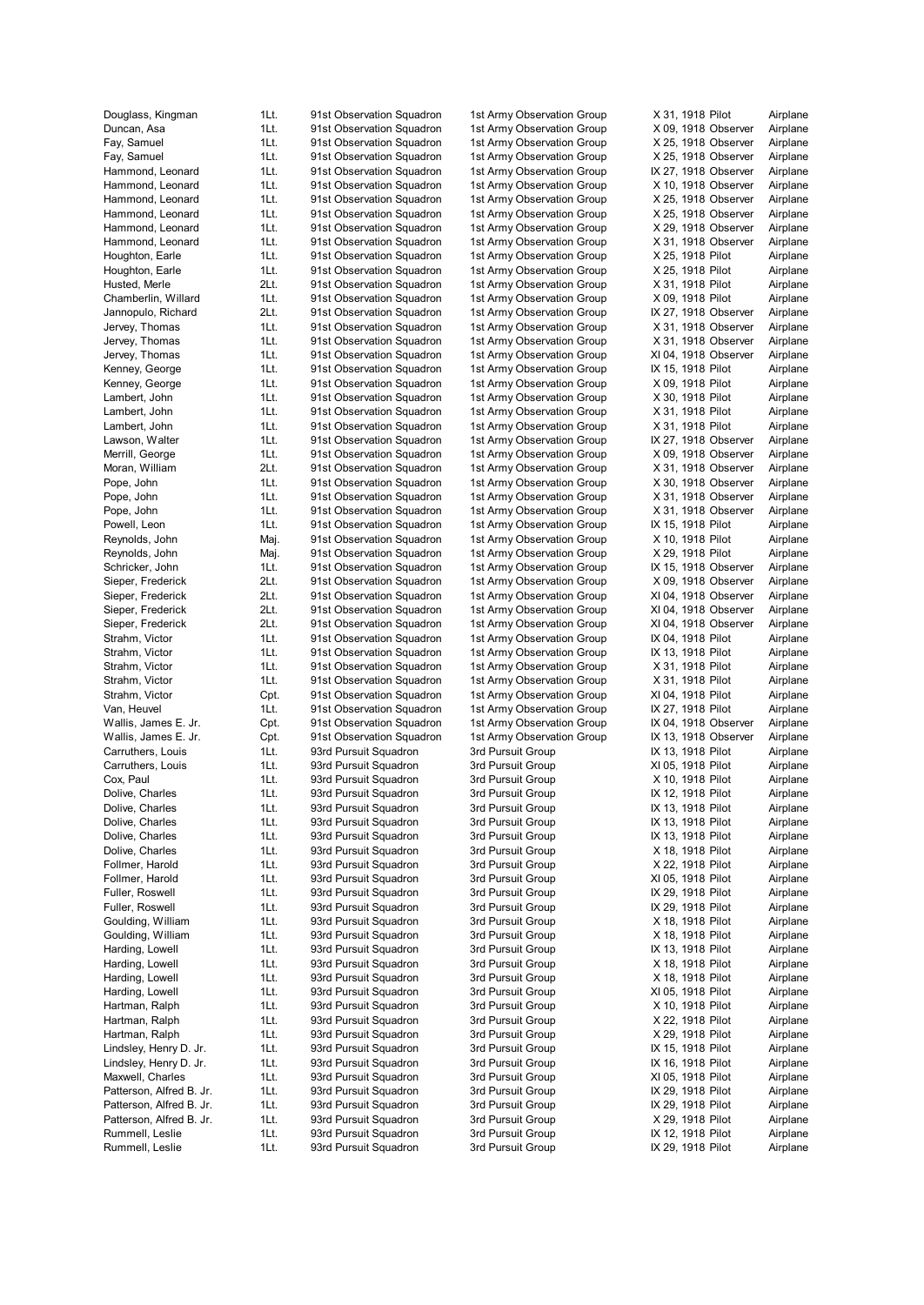| | | | | | | |
|---|---|---|---|---|---|---|
| Douglass, Kingman | 1Lt. | 91st Observation Squadron | 1st Army Observation Group | X 31, 1918 | Pilot | Airplane |
| Duncan, Asa | 1Lt. | 91st Observation Squadron | 1st Army Observation Group | X 09, 1918 | Observer | Airplane |
| Fay, Samuel | 1Lt. | 91st Observation Squadron | 1st Army Observation Group | X 25, 1918 | Observer | Airplane |
| Fay, Samuel | 1Lt. | 91st Observation Squadron | 1st Army Observation Group | X 25, 1918 | Observer | Airplane |
| Hammond, Leonard | 1Lt. | 91st Observation Squadron | 1st Army Observation Group | IX 27, 1918 | Observer | Airplane |
| Hammond, Leonard | 1Lt. | 91st Observation Squadron | 1st Army Observation Group | X 10, 1918 | Observer | Airplane |
| Hammond, Leonard | 1Lt. | 91st Observation Squadron | 1st Army Observation Group | X 25, 1918 | Observer | Airplane |
| Hammond, Leonard | 1Lt. | 91st Observation Squadron | 1st Army Observation Group | X 25, 1918 | Observer | Airplane |
| Hammond, Leonard | 1Lt. | 91st Observation Squadron | 1st Army Observation Group | X 29, 1918 | Observer | Airplane |
| Hammond, Leonard | 1Lt. | 91st Observation Squadron | 1st Army Observation Group | X 31, 1918 | Observer | Airplane |
| Houghton, Earle | 1Lt. | 91st Observation Squadron | 1st Army Observation Group | X 25, 1918 | Pilot | Airplane |
| Houghton, Earle | 1Lt. | 91st Observation Squadron | 1st Army Observation Group | X 25, 1918 | Pilot | Airplane |
| Husted, Merle | 2Lt. | 91st Observation Squadron | 1st Army Observation Group | X 31, 1918 | Pilot | Airplane |
| Chamberlin, Willard | 1Lt. | 91st Observation Squadron | 1st Army Observation Group | X 09, 1918 | Pilot | Airplane |
| Jannopulo, Richard | 2Lt. | 91st Observation Squadron | 1st Army Observation Group | IX 27, 1918 | Observer | Airplane |
| Jervey, Thomas | 1Lt. | 91st Observation Squadron | 1st Army Observation Group | X 31, 1918 | Observer | Airplane |
| Jervey, Thomas | 1Lt. | 91st Observation Squadron | 1st Army Observation Group | X 31, 1918 | Observer | Airplane |
| Jervey, Thomas | 1Lt. | 91st Observation Squadron | 1st Army Observation Group | XI 04, 1918 | Observer | Airplane |
| Kenney, George | 1Lt. | 91st Observation Squadron | 1st Army Observation Group | IX 15, 1918 | Pilot | Airplane |
| Kenney, George | 1Lt. | 91st Observation Squadron | 1st Army Observation Group | X 09, 1918 | Pilot | Airplane |
| Lambert, John | 1Lt. | 91st Observation Squadron | 1st Army Observation Group | X 30, 1918 | Pilot | Airplane |
| Lambert, John | 1Lt. | 91st Observation Squadron | 1st Army Observation Group | X 31, 1918 | Pilot | Airplane |
| Lambert, John | 1Lt. | 91st Observation Squadron | 1st Army Observation Group | X 31, 1918 | Pilot | Airplane |
| Lawson, Walter | 1Lt. | 91st Observation Squadron | 1st Army Observation Group | IX 27, 1918 | Observer | Airplane |
| Merrill, George | 1Lt. | 91st Observation Squadron | 1st Army Observation Group | X 09, 1918 | Observer | Airplane |
| Moran, William | 2Lt. | 91st Observation Squadron | 1st Army Observation Group | X 31, 1918 | Observer | Airplane |
| Pope, John | 1Lt. | 91st Observation Squadron | 1st Army Observation Group | X 30, 1918 | Observer | Airplane |
| Pope, John | 1Lt. | 91st Observation Squadron | 1st Army Observation Group | X 31, 1918 | Observer | Airplane |
| Pope, John | 1Lt. | 91st Observation Squadron | 1st Army Observation Group | X 31, 1918 | Observer | Airplane |
| Powell, Leon | 1Lt. | 91st Observation Squadron | 1st Army Observation Group | IX 15, 1918 | Pilot | Airplane |
| Reynolds, John | Maj. | 91st Observation Squadron | 1st Army Observation Group | X 10, 1918 | Pilot | Airplane |
| Reynolds, John | Maj. | 91st Observation Squadron | 1st Army Observation Group | X 29, 1918 | Pilot | Airplane |
| Schricker, John | 1Lt. | 91st Observation Squadron | 1st Army Observation Group | IX 15, 1918 | Observer | Airplane |
| Sieper, Frederick | 2Lt. | 91st Observation Squadron | 1st Army Observation Group | X 09, 1918 | Observer | Airplane |
| Sieper, Frederick | 2Lt. | 91st Observation Squadron | 1st Army Observation Group | XI 04, 1918 | Observer | Airplane |
| Sieper, Frederick | 2Lt. | 91st Observation Squadron | 1st Army Observation Group | XI 04, 1918 | Observer | Airplane |
| Sieper, Frederick | 2Lt. | 91st Observation Squadron | 1st Army Observation Group | XI 04, 1918 | Observer | Airplane |
| Strahm, Victor | 1Lt. | 91st Observation Squadron | 1st Army Observation Group | IX 04, 1918 | Pilot | Airplane |
| Strahm, Victor | 1Lt. | 91st Observation Squadron | 1st Army Observation Group | IX 13, 1918 | Pilot | Airplane |
| Strahm, Victor | 1Lt. | 91st Observation Squadron | 1st Army Observation Group | X 31, 1918 | Pilot | Airplane |
| Strahm, Victor | 1Lt. | 91st Observation Squadron | 1st Army Observation Group | X 31, 1918 | Pilot | Airplane |
| Strahm, Victor | Cpt. | 91st Observation Squadron | 1st Army Observation Group | XI 04, 1918 | Pilot | Airplane |
| Van, Heuvel | 1Lt. | 91st Observation Squadron | 1st Army Observation Group | IX 27, 1918 | Pilot | Airplane |
| Wallis, James E. Jr. | Cpt. | 91st Observation Squadron | 1st Army Observation Group | IX 04, 1918 | Observer | Airplane |
| Wallis, James E. Jr. | Cpt. | 91st Observation Squadron | 1st Army Observation Group | IX 13, 1918 | Observer | Airplane |
| Carruthers, Louis | 1Lt. | 93rd Pursuit Squadron | 3rd Pursuit Group | IX 13, 1918 | Pilot | Airplane |
| Carruthers, Louis | 1Lt. | 93rd Pursuit Squadron | 3rd Pursuit Group | XI 05, 1918 | Pilot | Airplane |
| Cox, Paul | 1Lt. | 93rd Pursuit Squadron | 3rd Pursuit Group | X 10, 1918 | Pilot | Airplane |
| Dolive, Charles | 1Lt. | 93rd Pursuit Squadron | 3rd Pursuit Group | IX 12, 1918 | Pilot | Airplane |
| Dolive, Charles | 1Lt. | 93rd Pursuit Squadron | 3rd Pursuit Group | IX 13, 1918 | Pilot | Airplane |
| Dolive, Charles | 1Lt. | 93rd Pursuit Squadron | 3rd Pursuit Group | IX 13, 1918 | Pilot | Airplane |
| Dolive, Charles | 1Lt. | 93rd Pursuit Squadron | 3rd Pursuit Group | IX 13, 1918 | Pilot | Airplane |
| Dolive, Charles | 1Lt. | 93rd Pursuit Squadron | 3rd Pursuit Group | X 18, 1918 | Pilot | Airplane |
| Follmer, Harold | 1Lt. | 93rd Pursuit Squadron | 3rd Pursuit Group | X 22, 1918 | Pilot | Airplane |
| Follmer, Harold | 1Lt. | 93rd Pursuit Squadron | 3rd Pursuit Group | XI 05, 1918 | Pilot | Airplane |
| Fuller, Roswell | 1Lt. | 93rd Pursuit Squadron | 3rd Pursuit Group | IX 29, 1918 | Pilot | Airplane |
| Fuller, Roswell | 1Lt. | 93rd Pursuit Squadron | 3rd Pursuit Group | IX 29, 1918 | Pilot | Airplane |
| Goulding, William | 1Lt. | 93rd Pursuit Squadron | 3rd Pursuit Group | X 18, 1918 | Pilot | Airplane |
| Goulding, William | 1Lt. | 93rd Pursuit Squadron | 3rd Pursuit Group | X 18, 1918 | Pilot | Airplane |
| Harding, Lowell | 1Lt. | 93rd Pursuit Squadron | 3rd Pursuit Group | IX 13, 1918 | Pilot | Airplane |
| Harding, Lowell | 1Lt. | 93rd Pursuit Squadron | 3rd Pursuit Group | X 18, 1918 | Pilot | Airplane |
| Harding, Lowell | 1Lt. | 93rd Pursuit Squadron | 3rd Pursuit Group | X 18, 1918 | Pilot | Airplane |
| Harding, Lowell | 1Lt. | 93rd Pursuit Squadron | 3rd Pursuit Group | XI 05, 1918 | Pilot | Airplane |
| Hartman, Ralph | 1Lt. | 93rd Pursuit Squadron | 3rd Pursuit Group | X 10, 1918 | Pilot | Airplane |
| Hartman, Ralph | 1Lt. | 93rd Pursuit Squadron | 3rd Pursuit Group | X 22, 1918 | Pilot | Airplane |
| Hartman, Ralph | 1Lt. | 93rd Pursuit Squadron | 3rd Pursuit Group | X 29, 1918 | Pilot | Airplane |
| Lindsley, Henry D. Jr. | 1Lt. | 93rd Pursuit Squadron | 3rd Pursuit Group | IX 15, 1918 | Pilot | Airplane |
| Lindsley, Henry D. Jr. | 1Lt. | 93rd Pursuit Squadron | 3rd Pursuit Group | IX 16, 1918 | Pilot | Airplane |
| Maxwell, Charles | 1Lt. | 93rd Pursuit Squadron | 3rd Pursuit Group | XI 05, 1918 | Pilot | Airplane |
| Patterson, Alfred B. Jr. | 1Lt. | 93rd Pursuit Squadron | 3rd Pursuit Group | IX 29, 1918 | Pilot | Airplane |
| Patterson, Alfred B. Jr. | 1Lt. | 93rd Pursuit Squadron | 3rd Pursuit Group | IX 29, 1918 | Pilot | Airplane |
| Patterson, Alfred B. Jr. | 1Lt. | 93rd Pursuit Squadron | 3rd Pursuit Group | X 29, 1918 | Pilot | Airplane |
| Rummell, Leslie | 1Lt. | 93rd Pursuit Squadron | 3rd Pursuit Group | IX 12, 1918 | Pilot | Airplane |
| Rummell, Leslie | 1Lt. | 93rd Pursuit Squadron | 3rd Pursuit Group | IX 29, 1918 | Pilot | Airplane |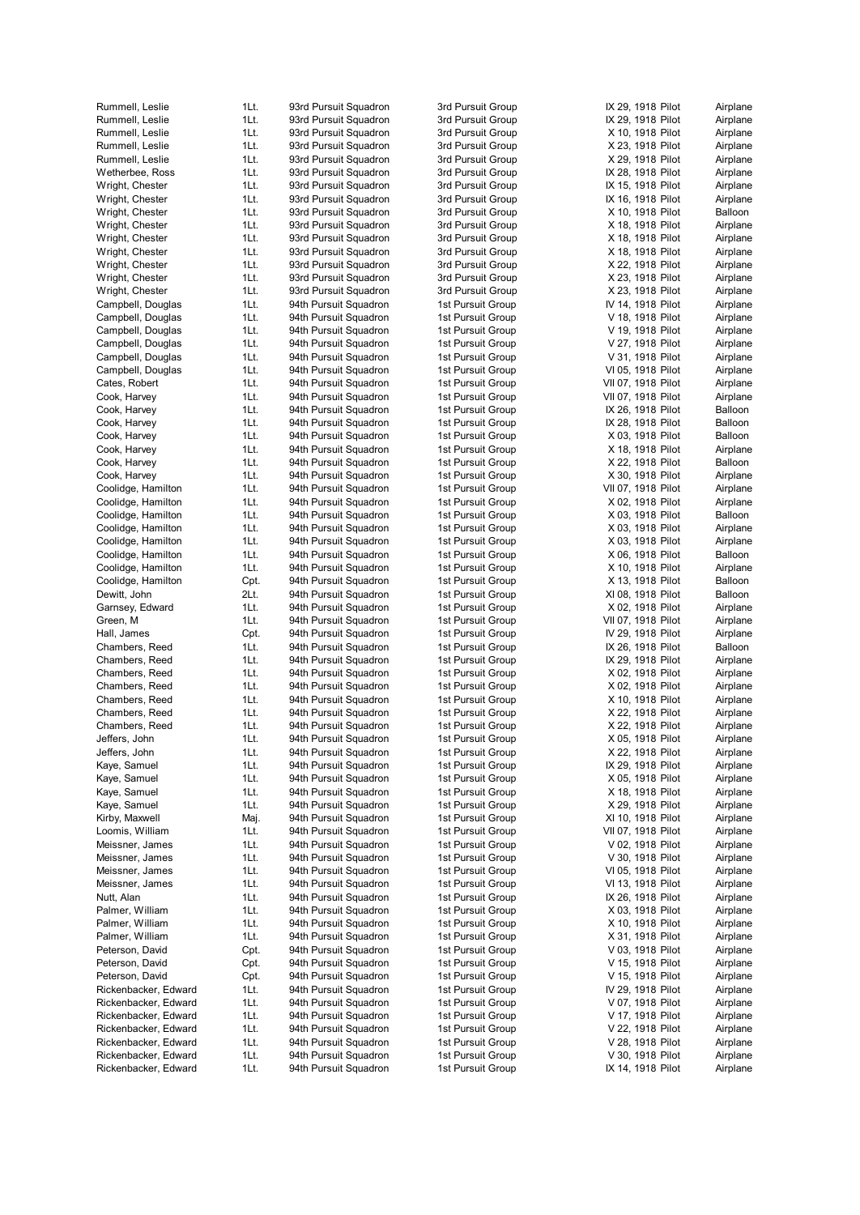| | | | | | |
|---|---|---|---|---|---|
| Rummell, Leslie | 1Lt. | 93rd Pursuit Squadron | 3rd Pursuit Group | IX 29, 1918 Pilot | Airplane |
| Rummell, Leslie | 1Lt. | 93rd Pursuit Squadron | 3rd Pursuit Group | IX 29, 1918 Pilot | Airplane |
| Rummell, Leslie | 1Lt. | 93rd Pursuit Squadron | 3rd Pursuit Group | X 10, 1918 Pilot | Airplane |
| Rummell, Leslie | 1Lt. | 93rd Pursuit Squadron | 3rd Pursuit Group | X 23, 1918 Pilot | Airplane |
| Rummell, Leslie | 1Lt. | 93rd Pursuit Squadron | 3rd Pursuit Group | X 29, 1918 Pilot | Airplane |
| Wetherbee, Ross | 1Lt. | 93rd Pursuit Squadron | 3rd Pursuit Group | IX 28, 1918 Pilot | Airplane |
| Wright, Chester | 1Lt. | 93rd Pursuit Squadron | 3rd Pursuit Group | IX 15, 1918 Pilot | Airplane |
| Wright, Chester | 1Lt. | 93rd Pursuit Squadron | 3rd Pursuit Group | IX 16, 1918 Pilot | Airplane |
| Wright, Chester | 1Lt. | 93rd Pursuit Squadron | 3rd Pursuit Group | X 10, 1918 Pilot | Balloon |
| Wright, Chester | 1Lt. | 93rd Pursuit Squadron | 3rd Pursuit Group | X 18, 1918 Pilot | Airplane |
| Wright, Chester | 1Lt. | 93rd Pursuit Squadron | 3rd Pursuit Group | X 18, 1918 Pilot | Airplane |
| Wright, Chester | 1Lt. | 93rd Pursuit Squadron | 3rd Pursuit Group | X 18, 1918 Pilot | Airplane |
| Wright, Chester | 1Lt. | 93rd Pursuit Squadron | 3rd Pursuit Group | X 22, 1918 Pilot | Airplane |
| Wright, Chester | 1Lt. | 93rd Pursuit Squadron | 3rd Pursuit Group | X 23, 1918 Pilot | Airplane |
| Wright, Chester | 1Lt. | 93rd Pursuit Squadron | 3rd Pursuit Group | X 23, 1918 Pilot | Airplane |
| Campbell, Douglas | 1Lt. | 94th Pursuit Squadron | 1st Pursuit Group | IV 14, 1918 Pilot | Airplane |
| Campbell, Douglas | 1Lt. | 94th Pursuit Squadron | 1st Pursuit Group | V 18, 1918 Pilot | Airplane |
| Campbell, Douglas | 1Lt. | 94th Pursuit Squadron | 1st Pursuit Group | V 19, 1918 Pilot | Airplane |
| Campbell, Douglas | 1Lt. | 94th Pursuit Squadron | 1st Pursuit Group | V 27, 1918 Pilot | Airplane |
| Campbell, Douglas | 1Lt. | 94th Pursuit Squadron | 1st Pursuit Group | V 31, 1918 Pilot | Airplane |
| Campbell, Douglas | 1Lt. | 94th Pursuit Squadron | 1st Pursuit Group | VI 05, 1918 Pilot | Airplane |
| Cates, Robert | 1Lt. | 94th Pursuit Squadron | 1st Pursuit Group | VII 07, 1918 Pilot | Airplane |
| Cook, Harvey | 1Lt. | 94th Pursuit Squadron | 1st Pursuit Group | VII 07, 1918 Pilot | Airplane |
| Cook, Harvey | 1Lt. | 94th Pursuit Squadron | 1st Pursuit Group | IX 26, 1918 Pilot | Balloon |
| Cook, Harvey | 1Lt. | 94th Pursuit Squadron | 1st Pursuit Group | IX 28, 1918 Pilot | Balloon |
| Cook, Harvey | 1Lt. | 94th Pursuit Squadron | 1st Pursuit Group | X 03, 1918 Pilot | Balloon |
| Cook, Harvey | 1Lt. | 94th Pursuit Squadron | 1st Pursuit Group | X 18, 1918 Pilot | Airplane |
| Cook, Harvey | 1Lt. | 94th Pursuit Squadron | 1st Pursuit Group | X 22, 1918 Pilot | Balloon |
| Cook, Harvey | 1Lt. | 94th Pursuit Squadron | 1st Pursuit Group | X 30, 1918 Pilot | Airplane |
| Coolidge, Hamilton | 1Lt. | 94th Pursuit Squadron | 1st Pursuit Group | VII 07, 1918 Pilot | Airplane |
| Coolidge, Hamilton | 1Lt. | 94th Pursuit Squadron | 1st Pursuit Group | X 02, 1918 Pilot | Airplane |
| Coolidge, Hamilton | 1Lt. | 94th Pursuit Squadron | 1st Pursuit Group | X 03, 1918 Pilot | Balloon |
| Coolidge, Hamilton | 1Lt. | 94th Pursuit Squadron | 1st Pursuit Group | X 03, 1918 Pilot | Airplane |
| Coolidge, Hamilton | 1Lt. | 94th Pursuit Squadron | 1st Pursuit Group | X 03, 1918 Pilot | Airplane |
| Coolidge, Hamilton | 1Lt. | 94th Pursuit Squadron | 1st Pursuit Group | X 06, 1918 Pilot | Balloon |
| Coolidge, Hamilton | 1Lt. | 94th Pursuit Squadron | 1st Pursuit Group | X 10, 1918 Pilot | Airplane |
| Coolidge, Hamilton | Cpt. | 94th Pursuit Squadron | 1st Pursuit Group | X 13, 1918 Pilot | Balloon |
| Dewitt, John | 2Lt. | 94th Pursuit Squadron | 1st Pursuit Group | XI 08, 1918 Pilot | Balloon |
| Garnsey, Edward | 1Lt. | 94th Pursuit Squadron | 1st Pursuit Group | X 02, 1918 Pilot | Airplane |
| Green, M | 1Lt. | 94th Pursuit Squadron | 1st Pursuit Group | VII 07, 1918 Pilot | Airplane |
| Hall, James | Cpt. | 94th Pursuit Squadron | 1st Pursuit Group | IV 29, 1918 Pilot | Airplane |
| Chambers, Reed | 1Lt. | 94th Pursuit Squadron | 1st Pursuit Group | IX 26, 1918 Pilot | Balloon |
| Chambers, Reed | 1Lt. | 94th Pursuit Squadron | 1st Pursuit Group | IX 29, 1918 Pilot | Airplane |
| Chambers, Reed | 1Lt. | 94th Pursuit Squadron | 1st Pursuit Group | X 02, 1918 Pilot | Airplane |
| Chambers, Reed | 1Lt. | 94th Pursuit Squadron | 1st Pursuit Group | X 02, 1918 Pilot | Airplane |
| Chambers, Reed | 1Lt. | 94th Pursuit Squadron | 1st Pursuit Group | X 10, 1918 Pilot | Airplane |
| Chambers, Reed | 1Lt. | 94th Pursuit Squadron | 1st Pursuit Group | X 22, 1918 Pilot | Airplane |
| Chambers, Reed | 1Lt. | 94th Pursuit Squadron | 1st Pursuit Group | X 22, 1918 Pilot | Airplane |
| Jeffers, John | 1Lt. | 94th Pursuit Squadron | 1st Pursuit Group | X 05, 1918 Pilot | Airplane |
| Jeffers, John | 1Lt. | 94th Pursuit Squadron | 1st Pursuit Group | X 22, 1918 Pilot | Airplane |
| Kaye, Samuel | 1Lt. | 94th Pursuit Squadron | 1st Pursuit Group | IX 29, 1918 Pilot | Airplane |
| Kaye, Samuel | 1Lt. | 94th Pursuit Squadron | 1st Pursuit Group | X 05, 1918 Pilot | Airplane |
| Kaye, Samuel | 1Lt. | 94th Pursuit Squadron | 1st Pursuit Group | X 18, 1918 Pilot | Airplane |
| Kaye, Samuel | 1Lt. | 94th Pursuit Squadron | 1st Pursuit Group | X 29, 1918 Pilot | Airplane |
| Kirby, Maxwell | Maj. | 94th Pursuit Squadron | 1st Pursuit Group | XI 10, 1918 Pilot | Airplane |
| Loomis, William | 1Lt. | 94th Pursuit Squadron | 1st Pursuit Group | VII 07, 1918 Pilot | Airplane |
| Meissner, James | 1Lt. | 94th Pursuit Squadron | 1st Pursuit Group | V 02, 1918 Pilot | Airplane |
| Meissner, James | 1Lt. | 94th Pursuit Squadron | 1st Pursuit Group | V 30, 1918 Pilot | Airplane |
| Meissner, James | 1Lt. | 94th Pursuit Squadron | 1st Pursuit Group | VI 05, 1918 Pilot | Airplane |
| Meissner, James | 1Lt. | 94th Pursuit Squadron | 1st Pursuit Group | VI 13, 1918 Pilot | Airplane |
| Nutt, Alan | 1Lt. | 94th Pursuit Squadron | 1st Pursuit Group | IX 26, 1918 Pilot | Airplane |
| Palmer, William | 1Lt. | 94th Pursuit Squadron | 1st Pursuit Group | X 03, 1918 Pilot | Airplane |
| Palmer, William | 1Lt. | 94th Pursuit Squadron | 1st Pursuit Group | X 10, 1918 Pilot | Airplane |
| Palmer, William | 1Lt. | 94th Pursuit Squadron | 1st Pursuit Group | X 31, 1918 Pilot | Airplane |
| Peterson, David | Cpt. | 94th Pursuit Squadron | 1st Pursuit Group | V 03, 1918 Pilot | Airplane |
| Peterson, David | Cpt. | 94th Pursuit Squadron | 1st Pursuit Group | V 15, 1918 Pilot | Airplane |
| Peterson, David | Cpt. | 94th Pursuit Squadron | 1st Pursuit Group | V 15, 1918 Pilot | Airplane |
| Rickenbacker, Edward | 1Lt. | 94th Pursuit Squadron | 1st Pursuit Group | IV 29, 1918 Pilot | Airplane |
| Rickenbacker, Edward | 1Lt. | 94th Pursuit Squadron | 1st Pursuit Group | V 07, 1918 Pilot | Airplane |
| Rickenbacker, Edward | 1Lt. | 94th Pursuit Squadron | 1st Pursuit Group | V 17, 1918 Pilot | Airplane |
| Rickenbacker, Edward | 1Lt. | 94th Pursuit Squadron | 1st Pursuit Group | V 22, 1918 Pilot | Airplane |
| Rickenbacker, Edward | 1Lt. | 94th Pursuit Squadron | 1st Pursuit Group | V 28, 1918 Pilot | Airplane |
| Rickenbacker, Edward | 1Lt. | 94th Pursuit Squadron | 1st Pursuit Group | V 30, 1918 Pilot | Airplane |
| Rickenbacker, Edward | 1Lt. | 94th Pursuit Squadron | 1st Pursuit Group | IX 14, 1918 Pilot | Airplane |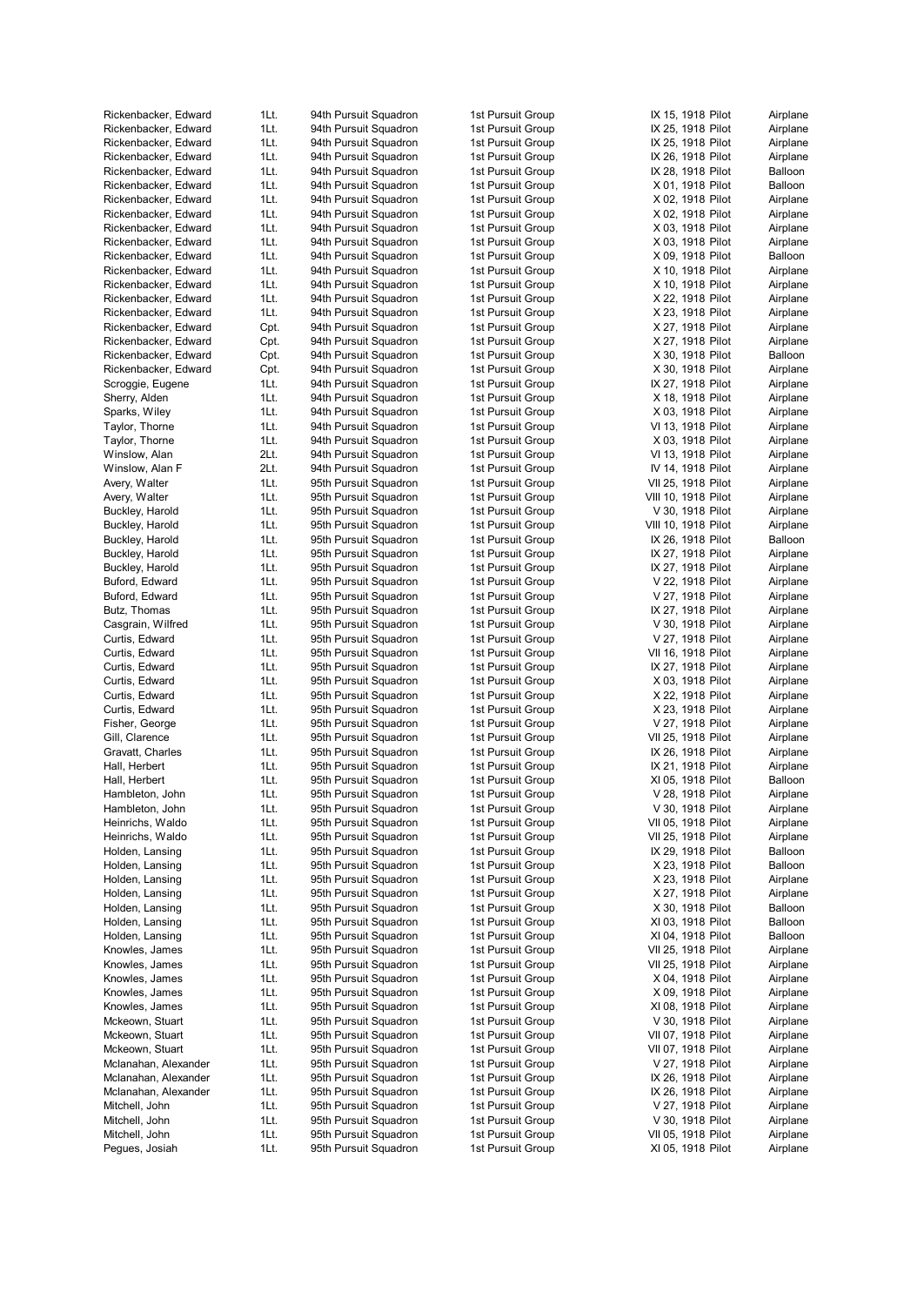| | | | | | | |
|---|---|---|---|---|---|---|
| Rickenbacker, Edward | 1Lt. | 94th Pursuit Squadron | 1st Pursuit Group | IX 15, 1918 | Pilot | Airplane |
| Rickenbacker, Edward | 1Lt. | 94th Pursuit Squadron | 1st Pursuit Group | IX 25, 1918 | Pilot | Airplane |
| Rickenbacker, Edward | 1Lt. | 94th Pursuit Squadron | 1st Pursuit Group | IX 25, 1918 | Pilot | Airplane |
| Rickenbacker, Edward | 1Lt. | 94th Pursuit Squadron | 1st Pursuit Group | IX 26, 1918 | Pilot | Airplane |
| Rickenbacker, Edward | 1Lt. | 94th Pursuit Squadron | 1st Pursuit Group | IX 28, 1918 | Pilot | Balloon |
| Rickenbacker, Edward | 1Lt. | 94th Pursuit Squadron | 1st Pursuit Group | X 01, 1918 | Pilot | Balloon |
| Rickenbacker, Edward | 1Lt. | 94th Pursuit Squadron | 1st Pursuit Group | X 02, 1918 | Pilot | Airplane |
| Rickenbacker, Edward | 1Lt. | 94th Pursuit Squadron | 1st Pursuit Group | X 02, 1918 | Pilot | Airplane |
| Rickenbacker, Edward | 1Lt. | 94th Pursuit Squadron | 1st Pursuit Group | X 03, 1918 | Pilot | Airplane |
| Rickenbacker, Edward | 1Lt. | 94th Pursuit Squadron | 1st Pursuit Group | X 03, 1918 | Pilot | Airplane |
| Rickenbacker, Edward | 1Lt. | 94th Pursuit Squadron | 1st Pursuit Group | X 09, 1918 | Pilot | Balloon |
| Rickenbacker, Edward | 1Lt. | 94th Pursuit Squadron | 1st Pursuit Group | X 10, 1918 | Pilot | Airplane |
| Rickenbacker, Edward | 1Lt. | 94th Pursuit Squadron | 1st Pursuit Group | X 10, 1918 | Pilot | Airplane |
| Rickenbacker, Edward | 1Lt. | 94th Pursuit Squadron | 1st Pursuit Group | X 22, 1918 | Pilot | Airplane |
| Rickenbacker, Edward | 1Lt. | 94th Pursuit Squadron | 1st Pursuit Group | X 23, 1918 | Pilot | Airplane |
| Rickenbacker, Edward | Cpt. | 94th Pursuit Squadron | 1st Pursuit Group | X 27, 1918 | Pilot | Airplane |
| Rickenbacker, Edward | Cpt. | 94th Pursuit Squadron | 1st Pursuit Group | X 27, 1918 | Pilot | Airplane |
| Rickenbacker, Edward | Cpt. | 94th Pursuit Squadron | 1st Pursuit Group | X 30, 1918 | Pilot | Balloon |
| Rickenbacker, Edward | Cpt. | 94th Pursuit Squadron | 1st Pursuit Group | X 30, 1918 | Pilot | Airplane |
| Scroggie, Eugene | 1Lt. | 94th Pursuit Squadron | 1st Pursuit Group | IX 27, 1918 | Pilot | Airplane |
| Sherry, Alden | 1Lt. | 94th Pursuit Squadron | 1st Pursuit Group | X 18, 1918 | Pilot | Airplane |
| Sparks, Wiley | 1Lt. | 94th Pursuit Squadron | 1st Pursuit Group | X 03, 1918 | Pilot | Airplane |
| Taylor, Thorne | 1Lt. | 94th Pursuit Squadron | 1st Pursuit Group | VI 13, 1918 | Pilot | Airplane |
| Taylor, Thorne | 1Lt. | 94th Pursuit Squadron | 1st Pursuit Group | X 03, 1918 | Pilot | Airplane |
| Winslow, Alan | 2Lt. | 94th Pursuit Squadron | 1st Pursuit Group | VI 13, 1918 | Pilot | Airplane |
| Winslow, Alan F | 2Lt. | 94th Pursuit Squadron | 1st Pursuit Group | IV 14, 1918 | Pilot | Airplane |
| Avery, Walter | 1Lt. | 95th Pursuit Squadron | 1st Pursuit Group | VII 25, 1918 | Pilot | Airplane |
| Avery, Walter | 1Lt. | 95th Pursuit Squadron | 1st Pursuit Group | VIII 10, 1918 | Pilot | Airplane |
| Buckley, Harold | 1Lt. | 95th Pursuit Squadron | 1st Pursuit Group | V 30, 1918 | Pilot | Airplane |
| Buckley, Harold | 1Lt. | 95th Pursuit Squadron | 1st Pursuit Group | VIII 10, 1918 | Pilot | Airplane |
| Buckley, Harold | 1Lt. | 95th Pursuit Squadron | 1st Pursuit Group | IX 26, 1918 | Pilot | Balloon |
| Buckley, Harold | 1Lt. | 95th Pursuit Squadron | 1st Pursuit Group | IX 27, 1918 | Pilot | Airplane |
| Buckley, Harold | 1Lt. | 95th Pursuit Squadron | 1st Pursuit Group | IX 27, 1918 | Pilot | Airplane |
| Buford, Edward | 1Lt. | 95th Pursuit Squadron | 1st Pursuit Group | V 22, 1918 | Pilot | Airplane |
| Buford, Edward | 1Lt. | 95th Pursuit Squadron | 1st Pursuit Group | V 27, 1918 | Pilot | Airplane |
| Butz, Thomas | 1Lt. | 95th Pursuit Squadron | 1st Pursuit Group | IX 27, 1918 | Pilot | Airplane |
| Casgrain, Wilfred | 1Lt. | 95th Pursuit Squadron | 1st Pursuit Group | V 30, 1918 | Pilot | Airplane |
| Curtis, Edward | 1Lt. | 95th Pursuit Squadron | 1st Pursuit Group | V 27, 1918 | Pilot | Airplane |
| Curtis, Edward | 1Lt. | 95th Pursuit Squadron | 1st Pursuit Group | VII 16, 1918 | Pilot | Airplane |
| Curtis, Edward | 1Lt. | 95th Pursuit Squadron | 1st Pursuit Group | IX 27, 1918 | Pilot | Airplane |
| Curtis, Edward | 1Lt. | 95th Pursuit Squadron | 1st Pursuit Group | X 03, 1918 | Pilot | Airplane |
| Curtis, Edward | 1Lt. | 95th Pursuit Squadron | 1st Pursuit Group | X 22, 1918 | Pilot | Airplane |
| Curtis, Edward | 1Lt. | 95th Pursuit Squadron | 1st Pursuit Group | X 23, 1918 | Pilot | Airplane |
| Fisher, George | 1Lt. | 95th Pursuit Squadron | 1st Pursuit Group | V 27, 1918 | Pilot | Airplane |
| Gill, Clarence | 1Lt. | 95th Pursuit Squadron | 1st Pursuit Group | VII 25, 1918 | Pilot | Airplane |
| Gravatt, Charles | 1Lt. | 95th Pursuit Squadron | 1st Pursuit Group | IX 26, 1918 | Pilot | Airplane |
| Hall, Herbert | 1Lt. | 95th Pursuit Squadron | 1st Pursuit Group | IX 21, 1918 | Pilot | Airplane |
| Hall, Herbert | 1Lt. | 95th Pursuit Squadron | 1st Pursuit Group | XI 05, 1918 | Pilot | Balloon |
| Hambleton, John | 1Lt. | 95th Pursuit Squadron | 1st Pursuit Group | V 28, 1918 | Pilot | Airplane |
| Hambleton, John | 1Lt. | 95th Pursuit Squadron | 1st Pursuit Group | V 30, 1918 | Pilot | Airplane |
| Heinrichs, Waldo | 1Lt. | 95th Pursuit Squadron | 1st Pursuit Group | VII 05, 1918 | Pilot | Airplane |
| Heinrichs, Waldo | 1Lt. | 95th Pursuit Squadron | 1st Pursuit Group | VII 25, 1918 | Pilot | Airplane |
| Holden, Lansing | 1Lt. | 95th Pursuit Squadron | 1st Pursuit Group | IX 29, 1918 | Pilot | Balloon |
| Holden, Lansing | 1Lt. | 95th Pursuit Squadron | 1st Pursuit Group | X 23, 1918 | Pilot | Balloon |
| Holden, Lansing | 1Lt. | 95th Pursuit Squadron | 1st Pursuit Group | X 23, 1918 | Pilot | Airplane |
| Holden, Lansing | 1Lt. | 95th Pursuit Squadron | 1st Pursuit Group | X 27, 1918 | Pilot | Airplane |
| Holden, Lansing | 1Lt. | 95th Pursuit Squadron | 1st Pursuit Group | X 30, 1918 | Pilot | Balloon |
| Holden, Lansing | 1Lt. | 95th Pursuit Squadron | 1st Pursuit Group | XI 03, 1918 | Pilot | Balloon |
| Holden, Lansing | 1Lt. | 95th Pursuit Squadron | 1st Pursuit Group | XI 04, 1918 | Pilot | Balloon |
| Knowles, James | 1Lt. | 95th Pursuit Squadron | 1st Pursuit Group | VII 25, 1918 | Pilot | Airplane |
| Knowles, James | 1Lt. | 95th Pursuit Squadron | 1st Pursuit Group | VII 25, 1918 | Pilot | Airplane |
| Knowles, James | 1Lt. | 95th Pursuit Squadron | 1st Pursuit Group | X 04, 1918 | Pilot | Airplane |
| Knowles, James | 1Lt. | 95th Pursuit Squadron | 1st Pursuit Group | X 09, 1918 | Pilot | Airplane |
| Knowles, James | 1Lt. | 95th Pursuit Squadron | 1st Pursuit Group | XI 08, 1918 | Pilot | Airplane |
| Mckeown, Stuart | 1Lt. | 95th Pursuit Squadron | 1st Pursuit Group | V 30, 1918 | Pilot | Airplane |
| Mckeown, Stuart | 1Lt. | 95th Pursuit Squadron | 1st Pursuit Group | VII 07, 1918 | Pilot | Airplane |
| Mckeown, Stuart | 1Lt. | 95th Pursuit Squadron | 1st Pursuit Group | VII 07, 1918 | Pilot | Airplane |
| Mclanahan, Alexander | 1Lt. | 95th Pursuit Squadron | 1st Pursuit Group | V 27, 1918 | Pilot | Airplane |
| Mclanahan, Alexander | 1Lt. | 95th Pursuit Squadron | 1st Pursuit Group | IX 26, 1918 | Pilot | Airplane |
| Mclanahan, Alexander | 1Lt. | 95th Pursuit Squadron | 1st Pursuit Group | IX 26, 1918 | Pilot | Airplane |
| Mitchell, John | 1Lt. | 95th Pursuit Squadron | 1st Pursuit Group | V 27, 1918 | Pilot | Airplane |
| Mitchell, John | 1Lt. | 95th Pursuit Squadron | 1st Pursuit Group | V 30, 1918 | Pilot | Airplane |
| Mitchell, John | 1Lt. | 95th Pursuit Squadron | 1st Pursuit Group | VII 05, 1918 | Pilot | Airplane |
| Pegues, Josiah | 1Lt. | 95th Pursuit Squadron | 1st Pursuit Group | XI 05, 1918 | Pilot | Airplane |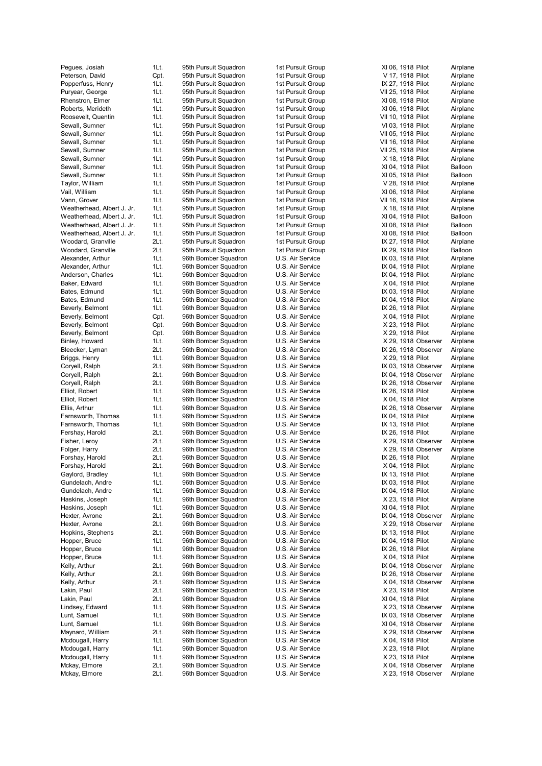| | | | | | | |
|---|---|---|---|---|---|---|
| Pegues, Josiah | 1Lt. | 95th Pursuit Squadron | 1st Pursuit Group | XI 06, 1918 | Pilot | Airplane |
| Peterson, David | Cpt. | 95th Pursuit Squadron | 1st Pursuit Group | V 17, 1918 | Pilot | Airplane |
| Popperfuss, Henry | 1Lt. | 95th Pursuit Squadron | 1st Pursuit Group | IX 27, 1918 | Pilot | Airplane |
| Puryear, George | 1Lt. | 95th Pursuit Squadron | 1st Pursuit Group | VII 25, 1918 | Pilot | Airplane |
| Rhenstron, Elmer | 1Lt. | 95th Pursuit Squadron | 1st Pursuit Group | XI 08, 1918 | Pilot | Airplane |
| Roberts, Merideth | 1Lt. | 95th Pursuit Squadron | 1st Pursuit Group | XI 06, 1918 | Pilot | Airplane |
| Roosevelt, Quentin | 1Lt. | 95th Pursuit Squadron | 1st Pursuit Group | VII 10, 1918 | Pilot | Airplane |
| Sewall, Sumner | 1Lt. | 95th Pursuit Squadron | 1st Pursuit Group | VI 03, 1918 | Pilot | Airplane |
| Sewall, Sumner | 1Lt. | 95th Pursuit Squadron | 1st Pursuit Group | VII 05, 1918 | Pilot | Airplane |
| Sewall, Sumner | 1Lt. | 95th Pursuit Squadron | 1st Pursuit Group | VII 16, 1918 | Pilot | Airplane |
| Sewall, Sumner | 1Lt. | 95th Pursuit Squadron | 1st Pursuit Group | VII 25, 1918 | Pilot | Airplane |
| Sewall, Sumner | 1Lt. | 95th Pursuit Squadron | 1st Pursuit Group | X 18, 1918 | Pilot | Airplane |
| Sewall, Sumner | 1Lt. | 95th Pursuit Squadron | 1st Pursuit Group | XI 04, 1918 | Pilot | Balloon |
| Sewall, Sumner | 1Lt. | 95th Pursuit Squadron | 1st Pursuit Group | XI 05, 1918 | Pilot | Balloon |
| Taylor, William | 1Lt. | 95th Pursuit Squadron | 1st Pursuit Group | V 28, 1918 | Pilot | Airplane |
| Vail, William | 1Lt. | 95th Pursuit Squadron | 1st Pursuit Group | XI 06, 1918 | Pilot | Airplane |
| Vann, Grover | 1Lt. | 95th Pursuit Squadron | 1st Pursuit Group | VII 16, 1918 | Pilot | Airplane |
| Weatherhead, Albert J. Jr. | 1Lt. | 95th Pursuit Squadron | 1st Pursuit Group | X 18, 1918 | Pilot | Airplane |
| Weatherhead, Albert J. Jr. | 1Lt. | 95th Pursuit Squadron | 1st Pursuit Group | XI 04, 1918 | Pilot | Balloon |
| Weatherhead, Albert J. Jr. | 1Lt. | 95th Pursuit Squadron | 1st Pursuit Group | XI 08, 1918 | Pilot | Balloon |
| Weatherhead, Albert J. Jr. | 1Lt. | 95th Pursuit Squadron | 1st Pursuit Group | XI 08, 1918 | Pilot | Balloon |
| Woodard, Granville | 2Lt. | 95th Pursuit Squadron | 1st Pursuit Group | IX 27, 1918 | Pilot | Airplane |
| Woodard, Granville | 2Lt. | 95th Pursuit Squadron | 1st Pursuit Group | IX 29, 1918 | Pilot | Balloon |
| Alexander, Arthur | 1Lt. | 96th Bomber Squadron | U.S. Air Service | IX 03, 1918 | Pilot | Airplane |
| Alexander, Arthur | 1Lt. | 96th Bomber Squadron | U.S. Air Service | IX 04, 1918 | Pilot | Airplane |
| Anderson, Charles | 1Lt. | 96th Bomber Squadron | U.S. Air Service | IX 04, 1918 | Pilot | Airplane |
| Baker, Edward | 1Lt. | 96th Bomber Squadron | U.S. Air Service | X 04, 1918 | Pilot | Airplane |
| Bates, Edmund | 1Lt. | 96th Bomber Squadron | U.S. Air Service | IX 03, 1918 | Pilot | Airplane |
| Bates, Edmund | 1Lt. | 96th Bomber Squadron | U.S. Air Service | IX 04, 1918 | Pilot | Airplane |
| Beverly, Belmont | 1Lt. | 96th Bomber Squadron | U.S. Air Service | IX 26, 1918 | Pilot | Airplane |
| Beverly, Belmont | Cpt. | 96th Bomber Squadron | U.S. Air Service | X 04, 1918 | Pilot | Airplane |
| Beverly, Belmont | Cpt. | 96th Bomber Squadron | U.S. Air Service | X 23, 1918 | Pilot | Airplane |
| Beverly, Belmont | Cpt. | 96th Bomber Squadron | U.S. Air Service | X 29, 1918 | Pilot | Airplane |
| Binley, Howard | 1Lt. | 96th Bomber Squadron | U.S. Air Service | X 29, 1918 | Observer | Airplane |
| Bleecker, Lyman | 2Lt. | 96th Bomber Squadron | U.S. Air Service | IX 26, 1918 | Observer | Airplane |
| Briggs, Henry | 1Lt. | 96th Bomber Squadron | U.S. Air Service | X 29, 1918 | Pilot | Airplane |
| Coryell, Ralph | 2Lt. | 96th Bomber Squadron | U.S. Air Service | IX 03, 1918 | Observer | Airplane |
| Coryell, Ralph | 2Lt. | 96th Bomber Squadron | U.S. Air Service | IX 04, 1918 | Observer | Airplane |
| Coryell, Ralph | 2Lt. | 96th Bomber Squadron | U.S. Air Service | IX 26, 1918 | Observer | Airplane |
| Elliot, Robert | 1Lt. | 96th Bomber Squadron | U.S. Air Service | IX 26, 1918 | Pilot | Airplane |
| Elliot, Robert | 1Lt. | 96th Bomber Squadron | U.S. Air Service | X 04, 1918 | Pilot | Airplane |
| Ellis, Arthur | 1Lt. | 96th Bomber Squadron | U.S. Air Service | IX 26, 1918 | Observer | Airplane |
| Farnsworth, Thomas | 1Lt. | 96th Bomber Squadron | U.S. Air Service | IX 04, 1918 | Pilot | Airplane |
| Farnsworth, Thomas | 1Lt. | 96th Bomber Squadron | U.S. Air Service | IX 13, 1918 | Pilot | Airplane |
| Fershay, Harold | 2Lt. | 96th Bomber Squadron | U.S. Air Service | IX 26, 1918 | Pilot | Airplane |
| Fisher, Leroy | 2Lt. | 96th Bomber Squadron | U.S. Air Service | X 29, 1918 | Observer | Airplane |
| Folger, Harry | 2Lt. | 96th Bomber Squadron | U.S. Air Service | X 29, 1918 | Observer | Airplane |
| Forshay, Harold | 2Lt. | 96th Bomber Squadron | U.S. Air Service | IX 26, 1918 | Pilot | Airplane |
| Forshay, Harold | 2Lt. | 96th Bomber Squadron | U.S. Air Service | X 04, 1918 | Pilot | Airplane |
| Gaylord, Bradley | 1Lt. | 96th Bomber Squadron | U.S. Air Service | IX 13, 1918 | Pilot | Airplane |
| Gundelach, Andre | 1Lt. | 96th Bomber Squadron | U.S. Air Service | IX 03, 1918 | Pilot | Airplane |
| Gundelach, Andre | 1Lt. | 96th Bomber Squadron | U.S. Air Service | IX 04, 1918 | Pilot | Airplane |
| Haskins, Joseph | 1Lt. | 96th Bomber Squadron | U.S. Air Service | X 23, 1918 | Pilot | Airplane |
| Haskins, Joseph | 1Lt. | 96th Bomber Squadron | U.S. Air Service | XI 04, 1918 | Pilot | Airplane |
| Hexter, Avrone | 2Lt. | 96th Bomber Squadron | U.S. Air Service | IX 04, 1918 | Observer | Airplane |
| Hexter, Avrone | 2Lt. | 96th Bomber Squadron | U.S. Air Service | X 29, 1918 | Observer | Airplane |
| Hopkins, Stephens | 2Lt. | 96th Bomber Squadron | U.S. Air Service | IX 13, 1918 | Pilot | Airplane |
| Hopper, Bruce | 1Lt. | 96th Bomber Squadron | U.S. Air Service | IX 04, 1918 | Pilot | Airplane |
| Hopper, Bruce | 1Lt. | 96th Bomber Squadron | U.S. Air Service | IX 26, 1918 | Pilot | Airplane |
| Hopper, Bruce | 1Lt. | 96th Bomber Squadron | U.S. Air Service | X 04, 1918 | Pilot | Airplane |
| Kelly, Arthur | 2Lt. | 96th Bomber Squadron | U.S. Air Service | IX 04, 1918 | Observer | Airplane |
| Kelly, Arthur | 2Lt. | 96th Bomber Squadron | U.S. Air Service | IX 26, 1918 | Observer | Airplane |
| Kelly, Arthur | 2Lt. | 96th Bomber Squadron | U.S. Air Service | X 04, 1918 | Observer | Airplane |
| Lakin, Paul | 2Lt. | 96th Bomber Squadron | U.S. Air Service | X 23, 1918 | Pilot | Airplane |
| Lakin, Paul | 2Lt. | 96th Bomber Squadron | U.S. Air Service | XI 04, 1918 | Pilot | Airplane |
| Lindsey, Edward | 1Lt. | 96th Bomber Squadron | U.S. Air Service | X 23, 1918 | Observer | Airplane |
| Lunt, Samuel | 1Lt. | 96th Bomber Squadron | U.S. Air Service | IX 03, 1918 | Observer | Airplane |
| Lunt, Samuel | 1Lt. | 96th Bomber Squadron | U.S. Air Service | XI 04, 1918 | Observer | Airplane |
| Maynard, William | 2Lt. | 96th Bomber Squadron | U.S. Air Service | X 29, 1918 | Observer | Airplane |
| Mcdougall, Harry | 1Lt. | 96th Bomber Squadron | U.S. Air Service | X 04, 1918 | Pilot | Airplane |
| Mcdougall, Harry | 1Lt. | 96th Bomber Squadron | U.S. Air Service | X 23, 1918 | Pilot | Airplane |
| Mcdougall, Harry | 1Lt. | 96th Bomber Squadron | U.S. Air Service | X 23, 1918 | Pilot | Airplane |
| Mckay, Elmore | 2Lt. | 96th Bomber Squadron | U.S. Air Service | X 04, 1918 | Observer | Airplane |
| Mckay, Elmore | 2Lt. | 96th Bomber Squadron | U.S. Air Service | X 23, 1918 | Observer | Airplane |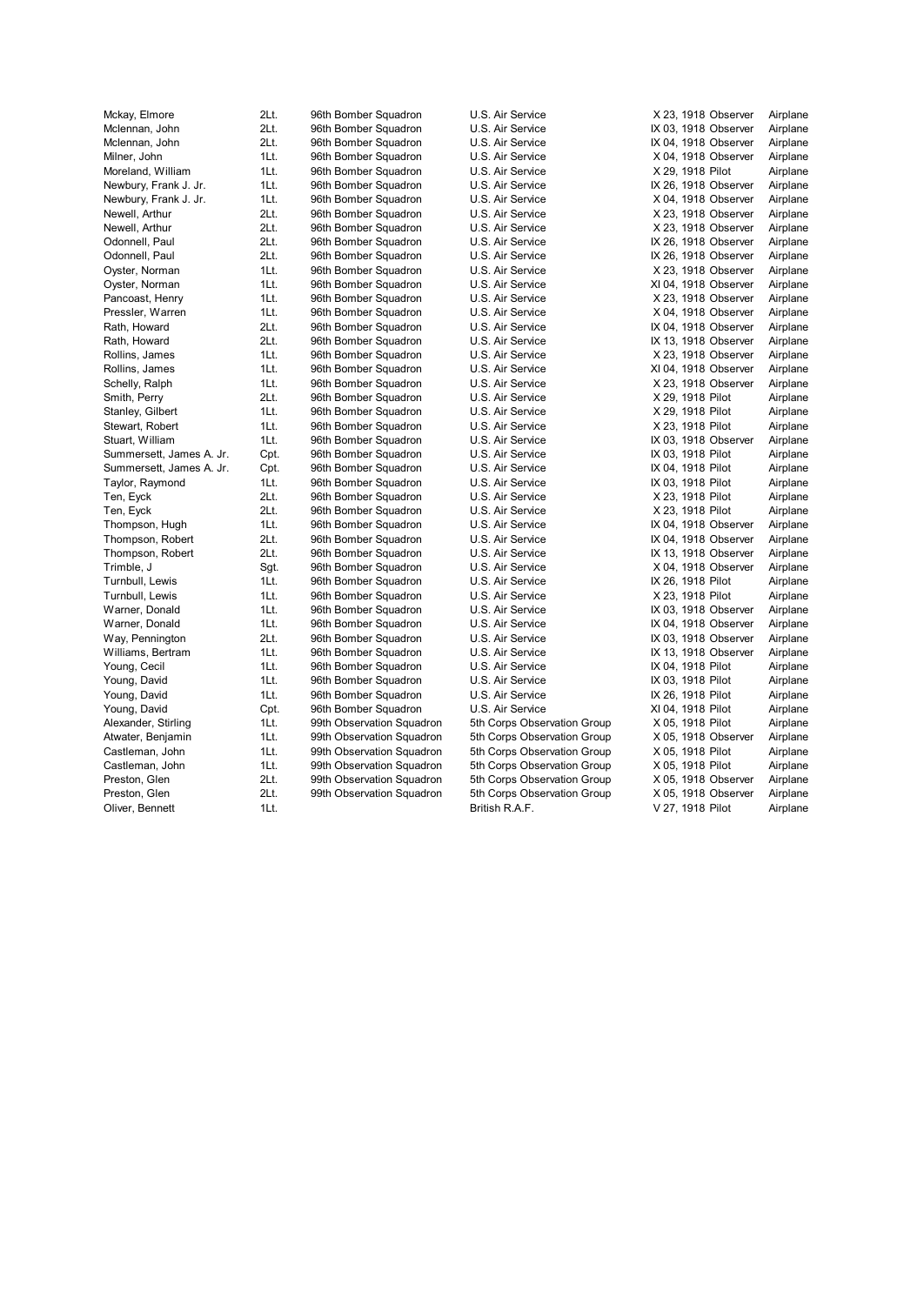| | | | | | |
|---|---|---|---|---|---|
| Mckay, Elmore | 2Lt. | 96th Bomber Squadron | U.S. Air Service | X 23, 1918 Observer | Airplane |
| Mclennan, John | 2Lt. | 96th Bomber Squadron | U.S. Air Service | IX 03, 1918 Observer | Airplane |
| Mclennan, John | 2Lt. | 96th Bomber Squadron | U.S. Air Service | IX 04, 1918 Observer | Airplane |
| Milner, John | 1Lt. | 96th Bomber Squadron | U.S. Air Service | X 04, 1918 Observer | Airplane |
| Moreland, William | 1Lt. | 96th Bomber Squadron | U.S. Air Service | X 29, 1918 Pilot | Airplane |
| Newbury, Frank J. Jr. | 1Lt. | 96th Bomber Squadron | U.S. Air Service | IX 26, 1918 Observer | Airplane |
| Newbury, Frank J. Jr. | 1Lt. | 96th Bomber Squadron | U.S. Air Service | X 04, 1918 Observer | Airplane |
| Newell, Arthur | 2Lt. | 96th Bomber Squadron | U.S. Air Service | X 23, 1918 Observer | Airplane |
| Newell, Arthur | 2Lt. | 96th Bomber Squadron | U.S. Air Service | X 23, 1918 Observer | Airplane |
| Odonnell, Paul | 2Lt. | 96th Bomber Squadron | U.S. Air Service | IX 26, 1918 Observer | Airplane |
| Odonnell, Paul | 2Lt. | 96th Bomber Squadron | U.S. Air Service | IX 26, 1918 Observer | Airplane |
| Oyster, Norman | 1Lt. | 96th Bomber Squadron | U.S. Air Service | X 23, 1918 Observer | Airplane |
| Oyster, Norman | 1Lt. | 96th Bomber Squadron | U.S. Air Service | XI 04, 1918 Observer | Airplane |
| Pancoast, Henry | 1Lt. | 96th Bomber Squadron | U.S. Air Service | X 23, 1918 Observer | Airplane |
| Pressler, Warren | 1Lt. | 96th Bomber Squadron | U.S. Air Service | X 04, 1918 Observer | Airplane |
| Rath, Howard | 2Lt. | 96th Bomber Squadron | U.S. Air Service | IX 04, 1918 Observer | Airplane |
| Rath, Howard | 2Lt. | 96th Bomber Squadron | U.S. Air Service | IX 13, 1918 Observer | Airplane |
| Rollins, James | 1Lt. | 96th Bomber Squadron | U.S. Air Service | X 23, 1918 Observer | Airplane |
| Rollins, James | 1Lt. | 96th Bomber Squadron | U.S. Air Service | XI 04, 1918 Observer | Airplane |
| Schelly, Ralph | 1Lt. | 96th Bomber Squadron | U.S. Air Service | X 23, 1918 Observer | Airplane |
| Smith, Perry | 2Lt. | 96th Bomber Squadron | U.S. Air Service | X 29, 1918 Pilot | Airplane |
| Stanley, Gilbert | 1Lt. | 96th Bomber Squadron | U.S. Air Service | X 29, 1918 Pilot | Airplane |
| Stewart, Robert | 1Lt. | 96th Bomber Squadron | U.S. Air Service | X 23, 1918 Pilot | Airplane |
| Stuart, William | 1Lt. | 96th Bomber Squadron | U.S. Air Service | IX 03, 1918 Observer | Airplane |
| Summersett, James A. Jr. | Cpt. | 96th Bomber Squadron | U.S. Air Service | IX 03, 1918 Pilot | Airplane |
| Summersett, James A. Jr. | Cpt. | 96th Bomber Squadron | U.S. Air Service | IX 04, 1918 Pilot | Airplane |
| Taylor, Raymond | 1Lt. | 96th Bomber Squadron | U.S. Air Service | IX 03, 1918 Pilot | Airplane |
| Ten, Eyck | 2Lt. | 96th Bomber Squadron | U.S. Air Service | X 23, 1918 Pilot | Airplane |
| Ten, Eyck | 2Lt. | 96th Bomber Squadron | U.S. Air Service | X 23, 1918 Pilot | Airplane |
| Thompson, Hugh | 1Lt. | 96th Bomber Squadron | U.S. Air Service | IX 04, 1918 Observer | Airplane |
| Thompson, Robert | 2Lt. | 96th Bomber Squadron | U.S. Air Service | IX 04, 1918 Observer | Airplane |
| Thompson, Robert | 2Lt. | 96th Bomber Squadron | U.S. Air Service | IX 13, 1918 Observer | Airplane |
| Trimble, J | Sgt. | 96th Bomber Squadron | U.S. Air Service | X 04, 1918 Observer | Airplane |
| Turnbull, Lewis | 1Lt. | 96th Bomber Squadron | U.S. Air Service | IX 26, 1918 Pilot | Airplane |
| Turnbull, Lewis | 1Lt. | 96th Bomber Squadron | U.S. Air Service | X 23, 1918 Pilot | Airplane |
| Warner, Donald | 1Lt. | 96th Bomber Squadron | U.S. Air Service | IX 03, 1918 Observer | Airplane |
| Warner, Donald | 1Lt. | 96th Bomber Squadron | U.S. Air Service | IX 04, 1918 Observer | Airplane |
| Way, Pennington | 2Lt. | 96th Bomber Squadron | U.S. Air Service | IX 03, 1918 Observer | Airplane |
| Williams, Bertram | 1Lt. | 96th Bomber Squadron | U.S. Air Service | IX 13, 1918 Observer | Airplane |
| Young, Cecil | 1Lt. | 96th Bomber Squadron | U.S. Air Service | IX 04, 1918 Pilot | Airplane |
| Young, David | 1Lt. | 96th Bomber Squadron | U.S. Air Service | IX 03, 1918 Pilot | Airplane |
| Young, David | 1Lt. | 96th Bomber Squadron | U.S. Air Service | IX 26, 1918 Pilot | Airplane |
| Young, David | Cpt. | 96th Bomber Squadron | U.S. Air Service | XI 04, 1918 Pilot | Airplane |
| Alexander, Stirling | 1Lt. | 99th Observation Squadron | 5th Corps Observation Group | X 05, 1918 Pilot | Airplane |
| Atwater, Benjamin | 1Lt. | 99th Observation Squadron | 5th Corps Observation Group | X 05, 1918 Observer | Airplane |
| Castleman, John | 1Lt. | 99th Observation Squadron | 5th Corps Observation Group | X 05, 1918 Pilot | Airplane |
| Castleman, John | 1Lt. | 99th Observation Squadron | 5th Corps Observation Group | X 05, 1918 Pilot | Airplane |
| Preston, Glen | 2Lt. | 99th Observation Squadron | 5th Corps Observation Group | X 05, 1918 Observer | Airplane |
| Preston, Glen | 2Lt. | 99th Observation Squadron | 5th Corps Observation Group | X 05, 1918 Observer | Airplane |
| Oliver, Bennett | 1Lt. | | British R.A.F. | V 27, 1918 Pilot | Airplane |